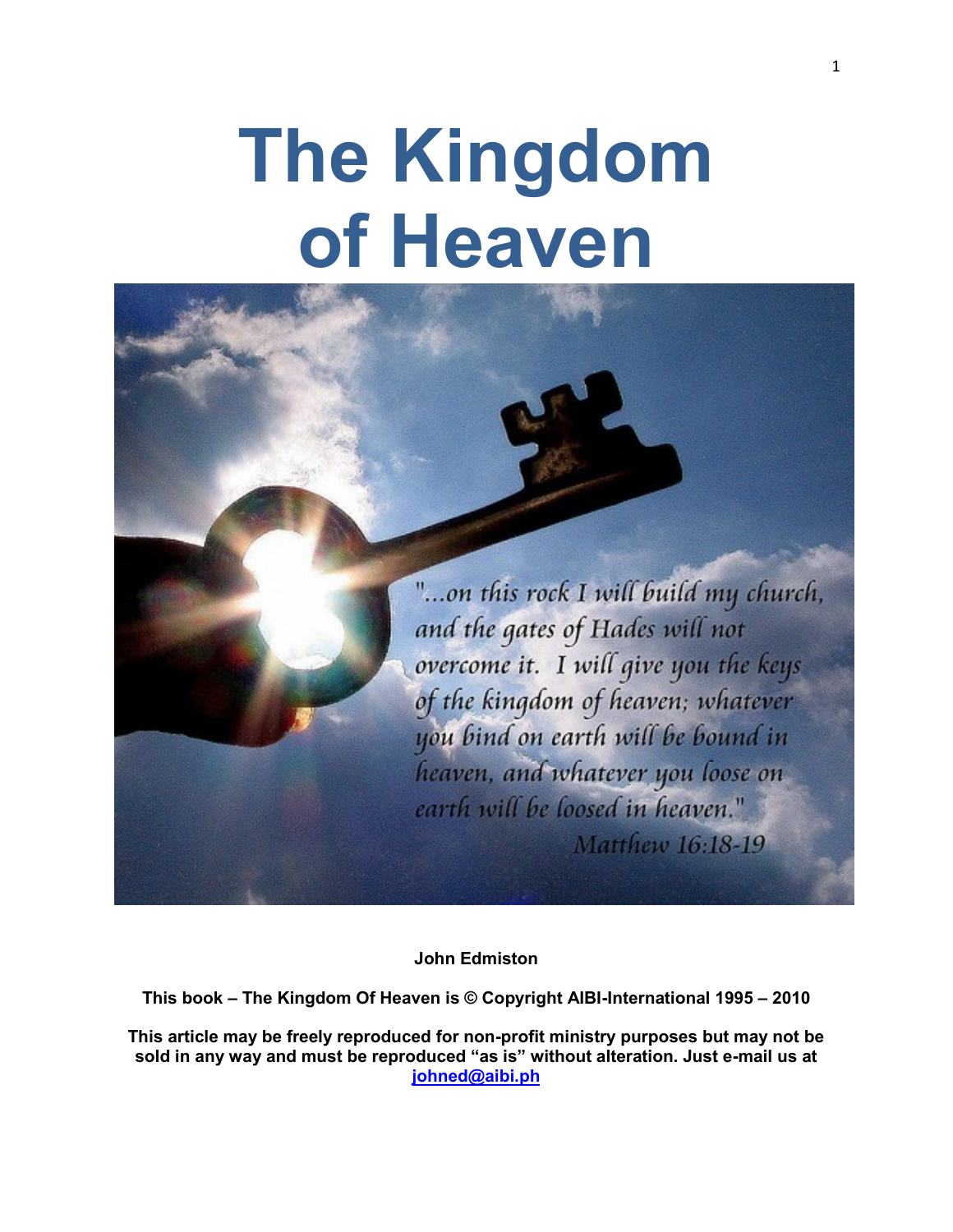# The Kingdom of Heaven

"...on this rock I will build my church, and the gates of Hades will not overcome it. I will give you the keys of the kingdom of heaven; whatever you bind on earth will be bound in heaven, and whatever you loose on earth will be loosed in heaven."

Matthew 16:18-19

**John Edmiston**

**This book – The Kingdom Of Heaven is © Copyright AIBI-International 1995 – 2010**

**This article may be freely reproduced for non-profit ministry purposes but may not be sold in any way and must be reproduced "as is" without alteration. Just e-mail us at johned@aibi.ph**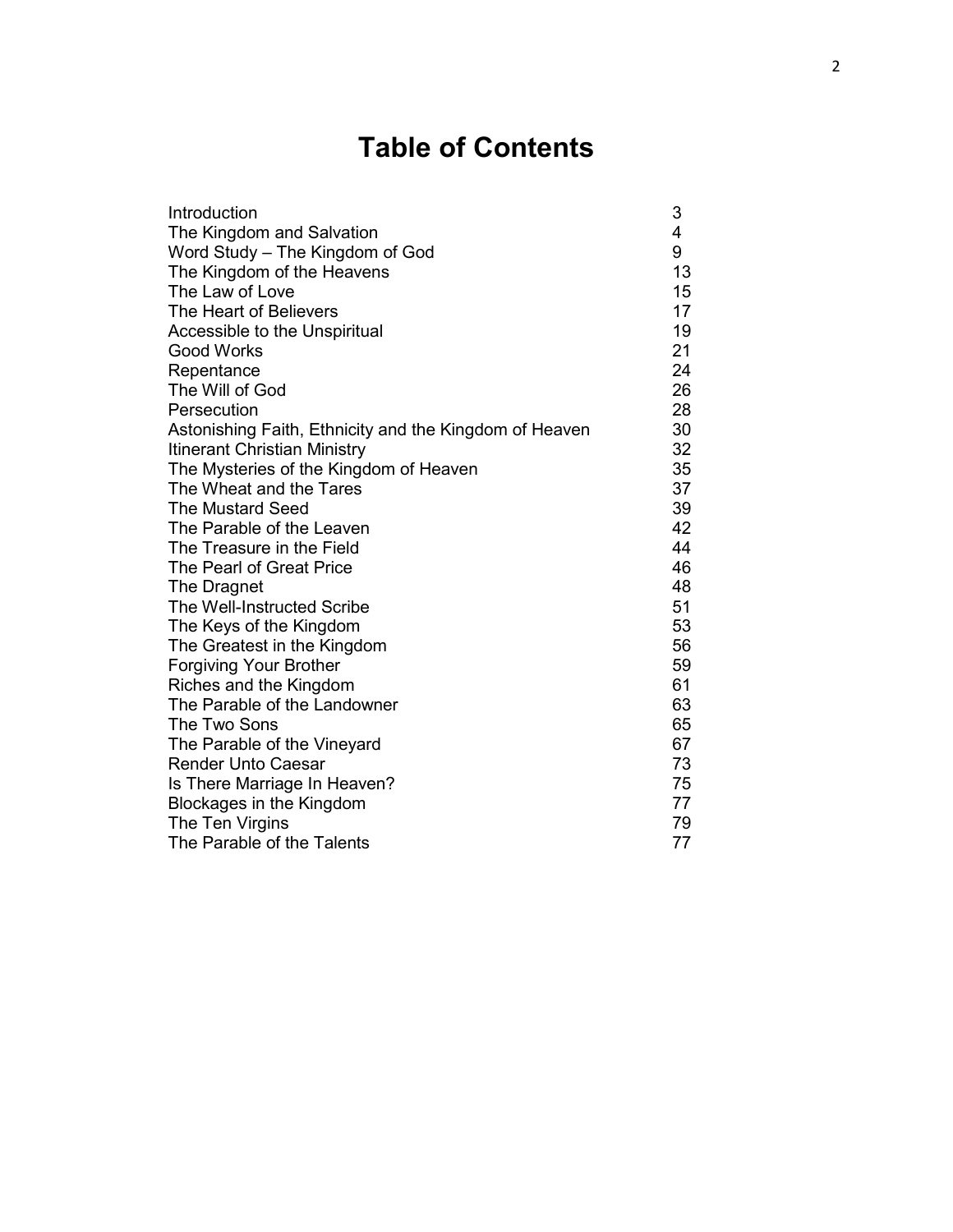# Table of Contents

| | |
|---|---|
| Introduction | 3 |
| The Kingdom and Salvation | 4 |
| Word Study – The Kingdom of God | 9 |
| The Kingdom of the Heavens | 13 |
| The Law of Love | 15 |
| The Heart of Believers | 17 |
| Accessible to the Unspiritual | 19 |
| Good Works | 21 |
| Repentance | 24 |
| The Will of God | 26 |
| Persecution | 28 |
| Astonishing Faith, Ethnicity and the Kingdom of Heaven | 30 |
| Itinerant Christian Ministry | 32 |
| The Mysteries of the Kingdom of Heaven | 35 |
| The Wheat and the Tares | 37 |
| The Mustard Seed | 39 |
| The Parable of the Leaven | 42 |
| The Treasure in the Field | 44 |
| The Pearl of Great Price | 46 |
| The Dragnet | 48 |
| The Well-Instructed Scribe | 51 |
| The Keys of the Kingdom | 53 |
| The Greatest in the Kingdom | 56 |
| Forgiving Your Brother | 59 |
| Riches and the Kingdom | 61 |
| The Parable of the Landowner | 63 |
| The Two Sons | 65 |
| The Parable of the Vineyard | 67 |
| Render Unto Caesar | 73 |
| Is There Marriage In Heaven? | 75 |
| Blockages in the Kingdom | 77 |
| The Ten Virgins | 79 |
| The Parable of the Talents | 77 |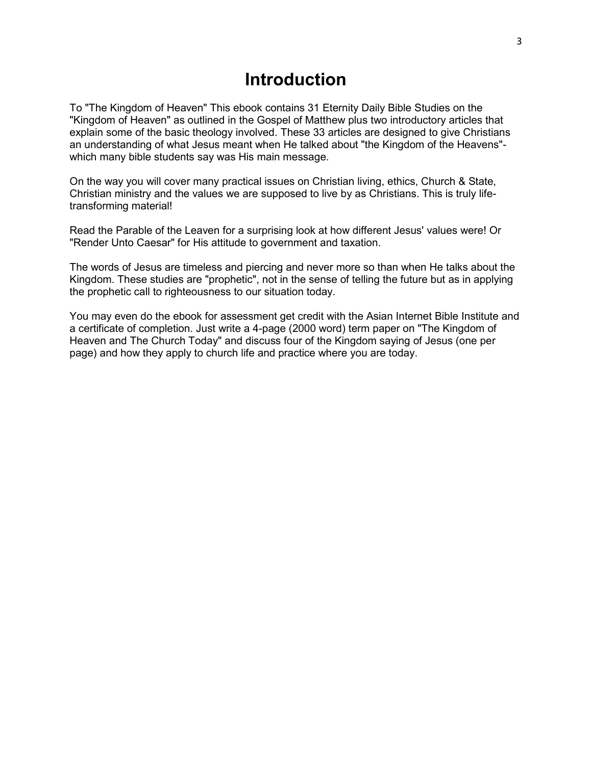# Introduction

To "The Kingdom of Heaven" This ebook contains 31 Eternity Daily Bible Studies on the "Kingdom of Heaven" as outlined in the Gospel of Matthew plus two introductory articles that explain some of the basic theology involved. These 33 articles are designed to give Christians an understanding of what Jesus meant when He talked about "the Kingdom of the Heavens"- which many bible students say was His main message.

On the way you will cover many practical issues on Christian living, ethics, Church & State, Christian ministry and the values we are supposed to live by as Christians. This is truly life-transforming material!

Read the Parable of the Leaven for a surprising look at how different Jesus' values were! Or "Render Unto Caesar" for His attitude to government and taxation.

The words of Jesus are timeless and piercing and never more so than when He talks about the Kingdom. These studies are "prophetic", not in the sense of telling the future but as in applying the prophetic call to righteousness to our situation today.

You may even do the ebook for assessment get credit with the Asian Internet Bible Institute and a certificate of completion. Just write a 4-page (2000 word) term paper on "The Kingdom of Heaven and The Church Today" and discuss four of the Kingdom saying of Jesus (one per page) and how they apply to church life and practice where you are today.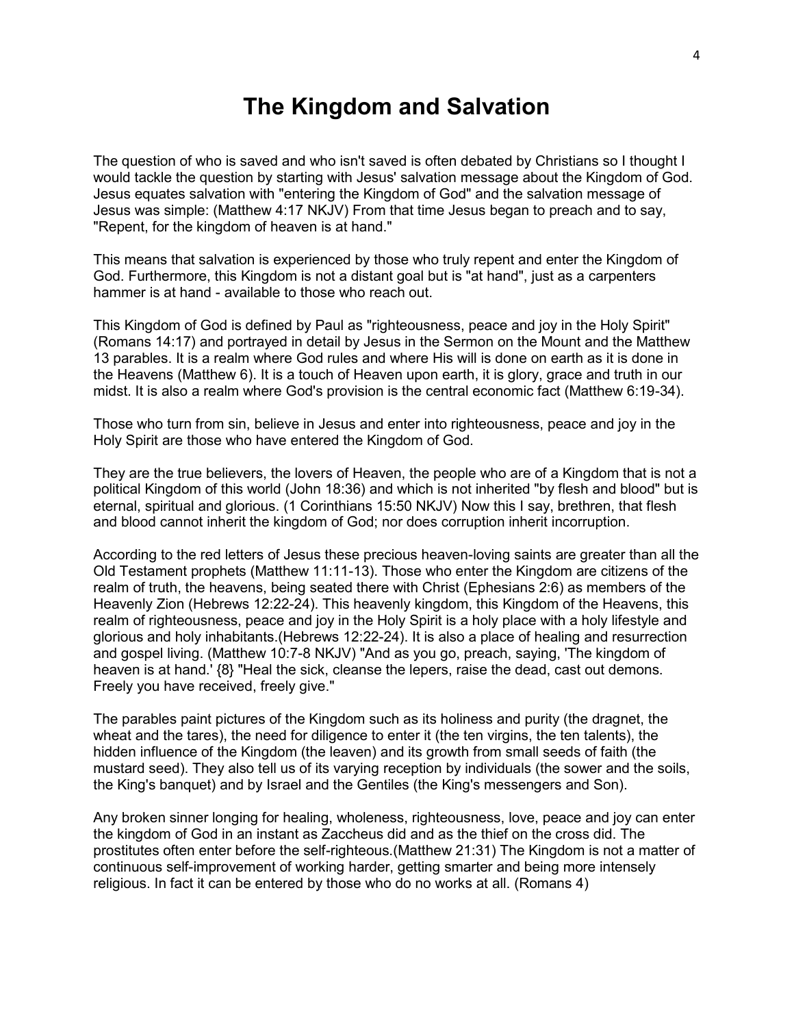# The Kingdom and Salvation

The question of who is saved and who isn't saved is often debated by Christians so I thought I would tackle the question by starting with Jesus' salvation message about the Kingdom of God. Jesus equates salvation with "entering the Kingdom of God" and the salvation message of Jesus was simple: (Matthew 4:17 NKJV) From that time Jesus began to preach and to say, "Repent, for the kingdom of heaven is at hand."

This means that salvation is experienced by those who truly repent and enter the Kingdom of God. Furthermore, this Kingdom is not a distant goal but is "at hand", just as a carpenters hammer is at hand - available to those who reach out.

This Kingdom of God is defined by Paul as "righteousness, peace and joy in the Holy Spirit" (Romans 14:17) and portrayed in detail by Jesus in the Sermon on the Mount and the Matthew 13 parables. It is a realm where God rules and where His will is done on earth as it is done in the Heavens (Matthew 6). It is a touch of Heaven upon earth, it is glory, grace and truth in our midst. It is also a realm where God's provision is the central economic fact (Matthew 6:19-34).

Those who turn from sin, believe in Jesus and enter into righteousness, peace and joy in the Holy Spirit are those who have entered the Kingdom of God.

They are the true believers, the lovers of Heaven, the people who are of a Kingdom that is not a political Kingdom of this world (John 18:36) and which is not inherited "by flesh and blood" but is eternal, spiritual and glorious. (1 Corinthians 15:50 NKJV) Now this I say, brethren, that flesh and blood cannot inherit the kingdom of God; nor does corruption inherit incorruption.

According to the red letters of Jesus these precious heaven-loving saints are greater than all the Old Testament prophets (Matthew 11:11-13). Those who enter the Kingdom are citizens of the realm of truth, the heavens, being seated there with Christ (Ephesians 2:6) as members of the Heavenly Zion (Hebrews 12:22-24). This heavenly kingdom, this Kingdom of the Heavens, this realm of righteousness, peace and joy in the Holy Spirit is a holy place with a holy lifestyle and glorious and holy inhabitants.(Hebrews 12:22-24). It is also a place of healing and resurrection and gospel living. (Matthew 10:7-8 NKJV) "And as you go, preach, saying, 'The kingdom of heaven is at hand.' {8} "Heal the sick, cleanse the lepers, raise the dead, cast out demons. Freely you have received, freely give."

The parables paint pictures of the Kingdom such as its holiness and purity (the dragnet, the wheat and the tares), the need for diligence to enter it (the ten virgins, the ten talents), the hidden influence of the Kingdom (the leaven) and its growth from small seeds of faith (the mustard seed). They also tell us of its varying reception by individuals (the sower and the soils, the King's banquet) and by Israel and the Gentiles (the King's messengers and Son).

Any broken sinner longing for healing, wholeness, righteousness, love, peace and joy can enter the kingdom of God in an instant as Zaccheus did and as the thief on the cross did. The prostitutes often enter before the self-righteous.(Matthew 21:31) The Kingdom is not a matter of continuous self-improvement of working harder, getting smarter and being more intensely religious. In fact it can be entered by those who do no works at all. (Romans 4)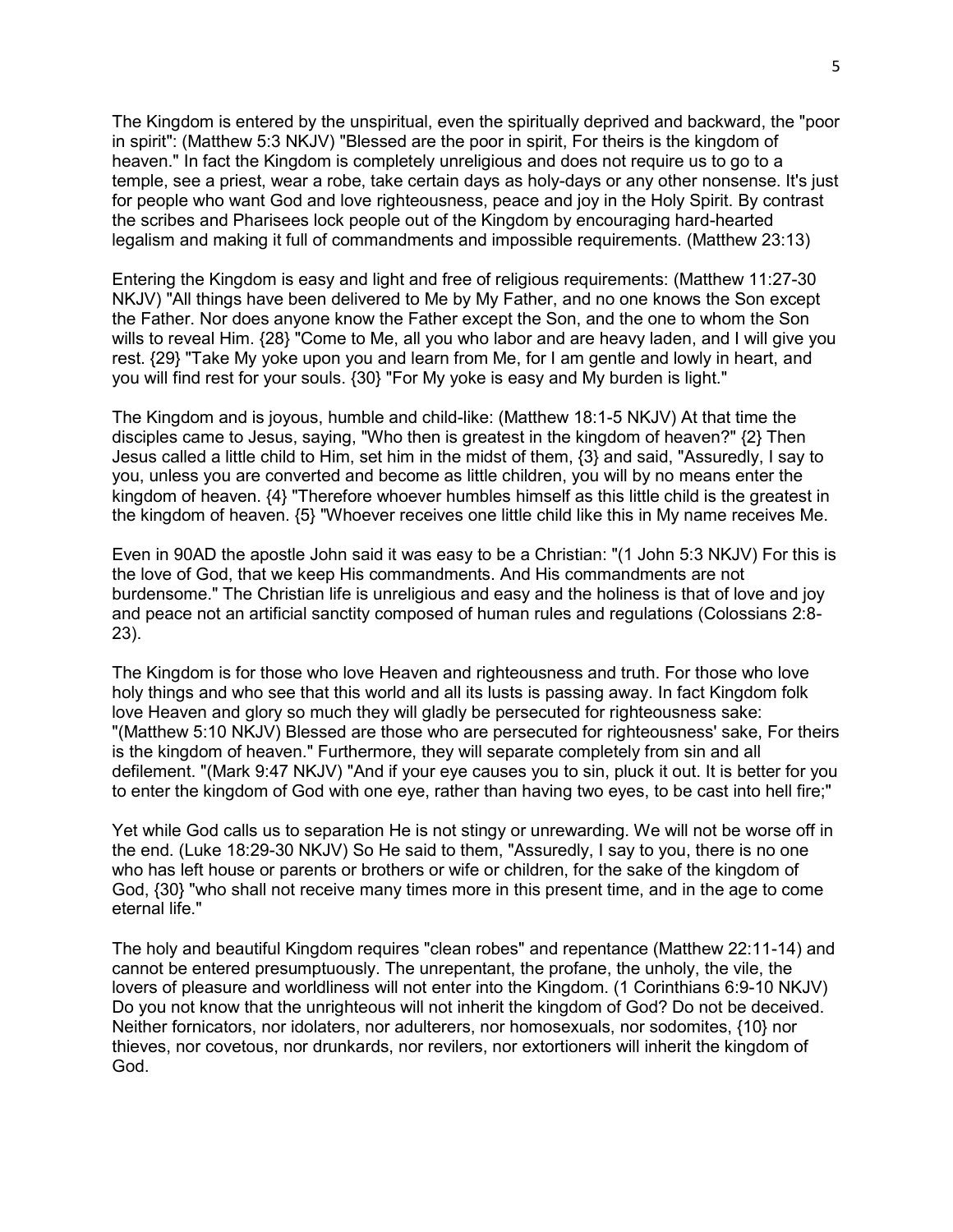The Kingdom is entered by the unspiritual, even the spiritually deprived and backward, the "poor in spirit": (Matthew 5:3 NKJV) "Blessed are the poor in spirit, For theirs is the kingdom of heaven." In fact the Kingdom is completely unreligious and does not require us to go to a temple, see a priest, wear a robe, take certain days as holy-days or any other nonsense. It's just for people who want God and love righteousness, peace and joy in the Holy Spirit. By contrast the scribes and Pharisees lock people out of the Kingdom by encouraging hard-hearted legalism and making it full of commandments and impossible requirements. (Matthew 23:13)

Entering the Kingdom is easy and light and free of religious requirements: (Matthew 11:27-30 NKJV) "All things have been delivered to Me by My Father, and no one knows the Son except the Father. Nor does anyone know the Father except the Son, and the one to whom the Son wills to reveal Him. {28} "Come to Me, all you who labor and are heavy laden, and I will give you rest. {29} "Take My yoke upon you and learn from Me, for I am gentle and lowly in heart, and you will find rest for your souls. {30} "For My yoke is easy and My burden is light."

The Kingdom and is joyous, humble and child-like: (Matthew 18:1-5 NKJV) At that time the disciples came to Jesus, saying, "Who then is greatest in the kingdom of heaven?" {2} Then Jesus called a little child to Him, set him in the midst of them, {3} and said, "Assuredly, I say to you, unless you are converted and become as little children, you will by no means enter the kingdom of heaven. {4} "Therefore whoever humbles himself as this little child is the greatest in the kingdom of heaven. {5} "Whoever receives one little child like this in My name receives Me.

Even in 90AD the apostle John said it was easy to be a Christian: "(1 John 5:3 NKJV) For this is the love of God, that we keep His commandments. And His commandments are not burdensome." The Christian life is unreligious and easy and the holiness is that of love and joy and peace not an artificial sanctity composed of human rules and regulations (Colossians 2:8-23).

The Kingdom is for those who love Heaven and righteousness and truth. For those who love holy things and who see that this world and all its lusts is passing away. In fact Kingdom folk love Heaven and glory so much they will gladly be persecuted for righteousness sake: "(Matthew 5:10 NKJV) Blessed are those who are persecuted for righteousness' sake, For theirs is the kingdom of heaven." Furthermore, they will separate completely from sin and all defilement. "(Mark 9:47 NKJV) "And if your eye causes you to sin, pluck it out. It is better for you to enter the kingdom of God with one eye, rather than having two eyes, to be cast into hell fire;"

Yet while God calls us to separation He is not stingy or unrewarding. We will not be worse off in the end. (Luke 18:29-30 NKJV) So He said to them, "Assuredly, I say to you, there is no one who has left house or parents or brothers or wife or children, for the sake of the kingdom of God, {30} "who shall not receive many times more in this present time, and in the age to come eternal life."

The holy and beautiful Kingdom requires "clean robes" and repentance (Matthew 22:11-14) and cannot be entered presumptuously. The unrepentant, the profane, the unholy, the vile, the lovers of pleasure and worldliness will not enter into the Kingdom. (1 Corinthians 6:9-10 NKJV) Do you not know that the unrighteous will not inherit the kingdom of God? Do not be deceived. Neither fornicators, nor idolaters, nor adulterers, nor homosexuals, nor sodomites, {10} nor thieves, nor covetous, nor drunkards, nor revilers, nor extortioners will inherit the kingdom of God.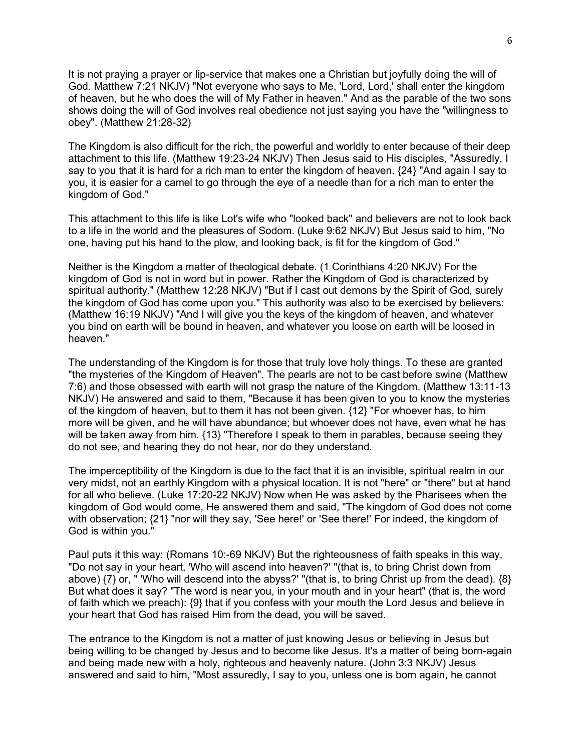It is not praying a prayer or lip-service that makes one a Christian but joyfully doing the will of God. Matthew 7:21 NKJV) "Not everyone who says to Me, 'Lord, Lord,' shall enter the kingdom of heaven, but he who does the will of My Father in heaven." And as the parable of the two sons shows doing the will of God involves real obedience not just saying you have the "willingness to obey". (Matthew 21:28-32)

The Kingdom is also difficult for the rich, the powerful and worldly to enter because of their deep attachment to this life. (Matthew 19:23-24 NKJV) Then Jesus said to His disciples, "Assuredly, I say to you that it is hard for a rich man to enter the kingdom of heaven. {24} "And again I say to you, it is easier for a camel to go through the eye of a needle than for a rich man to enter the kingdom of God."

This attachment to this life is like Lot's wife who "looked back" and believers are not to look back to a life in the world and the pleasures of Sodom. (Luke 9:62 NKJV) But Jesus said to him, "No one, having put his hand to the plow, and looking back, is fit for the kingdom of God."

Neither is the Kingdom a matter of theological debate. (1 Corinthians 4:20 NKJV) For the kingdom of God is not in word but in power. Rather the Kingdom of God is characterized by spiritual authority." (Matthew 12:28 NKJV) "But if I cast out demons by the Spirit of God, surely the kingdom of God has come upon you." This authority was also to be exercised by believers: (Matthew 16:19 NKJV) "And I will give you the keys of the kingdom of heaven, and whatever you bind on earth will be bound in heaven, and whatever you loose on earth will be loosed in heaven."

The understanding of the Kingdom is for those that truly love holy things. To these are granted "the mysteries of the Kingdom of Heaven". The pearls are not to be cast before swine (Matthew 7:6) and those obsessed with earth will not grasp the nature of the Kingdom. (Matthew 13:11-13 NKJV) He answered and said to them, "Because it has been given to you to know the mysteries of the kingdom of heaven, but to them it has not been given. {12} "For whoever has, to him more will be given, and he will have abundance; but whoever does not have, even what he has will be taken away from him. {13} "Therefore I speak to them in parables, because seeing they do not see, and hearing they do not hear, nor do they understand.

The imperceptibility of the Kingdom is due to the fact that it is an invisible, spiritual realm in our very midst, not an earthly Kingdom with a physical location. It is not "here" or "there" but at hand for all who believe. (Luke 17:20-22 NKJV) Now when He was asked by the Pharisees when the kingdom of God would come, He answered them and said, "The kingdom of God does not come with observation; {21} "nor will they say, 'See here!' or 'See there!' For indeed, the kingdom of God is within you."

Paul puts it this way: (Romans 10:-69 NKJV) But the righteousness of faith speaks in this way, "Do not say in your heart, 'Who will ascend into heaven?' "(that is, to bring Christ down from above) {7} or, " 'Who will descend into the abyss?' "(that is, to bring Christ up from the dead). {8} But what does it say? "The word is near you, in your mouth and in your heart" (that is, the word of faith which we preach): {9} that if you confess with your mouth the Lord Jesus and believe in your heart that God has raised Him from the dead, you will be saved.

The entrance to the Kingdom is not a matter of just knowing Jesus or believing in Jesus but being willing to be changed by Jesus and to become like Jesus. It's a matter of being born-again and being made new with a holy, righteous and heavenly nature. (John 3:3 NKJV) Jesus answered and said to him, "Most assuredly, I say to you, unless one is born again, he cannot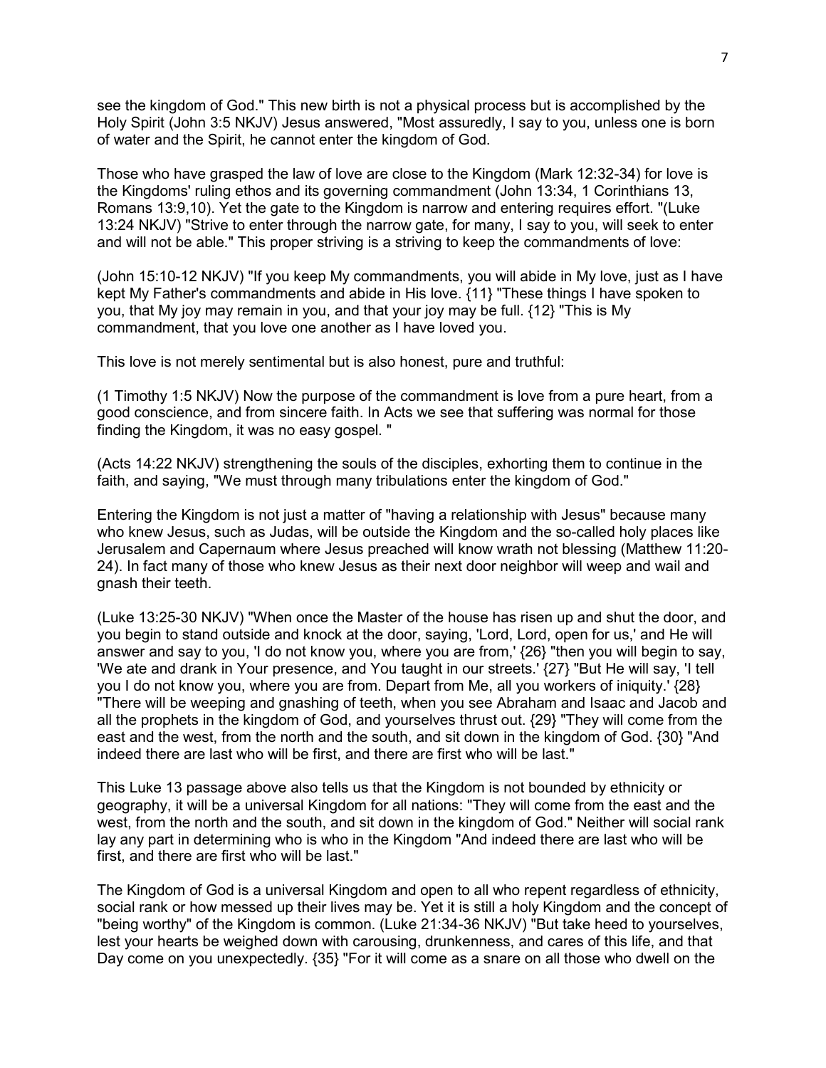see the kingdom of God." This new birth is not a physical process but is accomplished by the Holy Spirit (John 3:5 NKJV) Jesus answered, "Most assuredly, I say to you, unless one is born of water and the Spirit, he cannot enter the kingdom of God.

Those who have grasped the law of love are close to the Kingdom (Mark 12:32-34) for love is the Kingdoms' ruling ethos and its governing commandment (John 13:34, 1 Corinthians 13, Romans 13:9,10). Yet the gate to the Kingdom is narrow and entering requires effort. "(Luke 13:24 NKJV) "Strive to enter through the narrow gate, for many, I say to you, will seek to enter and will not be able." This proper striving is a striving to keep the commandments of love:

(John 15:10-12 NKJV) "If you keep My commandments, you will abide in My love, just as I have kept My Father's commandments and abide in His love. {11} "These things I have spoken to you, that My joy may remain in you, and that your joy may be full. {12} "This is My commandment, that you love one another as I have loved you.

This love is not merely sentimental but is also honest, pure and truthful:

(1 Timothy 1:5 NKJV) Now the purpose of the commandment is love from a pure heart, from a good conscience, and from sincere faith. In Acts we see that suffering was normal for those finding the Kingdom, it was no easy gospel. "

(Acts 14:22 NKJV) strengthening the souls of the disciples, exhorting them to continue in the faith, and saying, "We must through many tribulations enter the kingdom of God."

Entering the Kingdom is not just a matter of "having a relationship with Jesus" because many who knew Jesus, such as Judas, will be outside the Kingdom and the so-called holy places like Jerusalem and Capernaum where Jesus preached will know wrath not blessing (Matthew 11:20-24). In fact many of those who knew Jesus as their next door neighbor will weep and wail and gnash their teeth.

(Luke 13:25-30 NKJV) "When once the Master of the house has risen up and shut the door, and you begin to stand outside and knock at the door, saying, 'Lord, Lord, open for us,' and He will answer and say to you, 'I do not know you, where you are from,' {26} "then you will begin to say, 'We ate and drank in Your presence, and You taught in our streets.' {27} "But He will say, 'I tell you I do not know you, where you are from. Depart from Me, all you workers of iniquity.' {28} "There will be weeping and gnashing of teeth, when you see Abraham and Isaac and Jacob and all the prophets in the kingdom of God, and yourselves thrust out. {29} "They will come from the east and the west, from the north and the south, and sit down in the kingdom of God. {30} "And indeed there are last who will be first, and there are first who will be last."

This Luke 13 passage above also tells us that the Kingdom is not bounded by ethnicity or geography, it will be a universal Kingdom for all nations: "They will come from the east and the west, from the north and the south, and sit down in the kingdom of God." Neither will social rank lay any part in determining who is who in the Kingdom "And indeed there are last who will be first, and there are first who will be last."

The Kingdom of God is a universal Kingdom and open to all who repent regardless of ethnicity, social rank or how messed up their lives may be. Yet it is still a holy Kingdom and the concept of "being worthy" of the Kingdom is common. (Luke 21:34-36 NKJV) "But take heed to yourselves, lest your hearts be weighed down with carousing, drunkenness, and cares of this life, and that Day come on you unexpectedly. {35} "For it will come as a snare on all those who dwell on the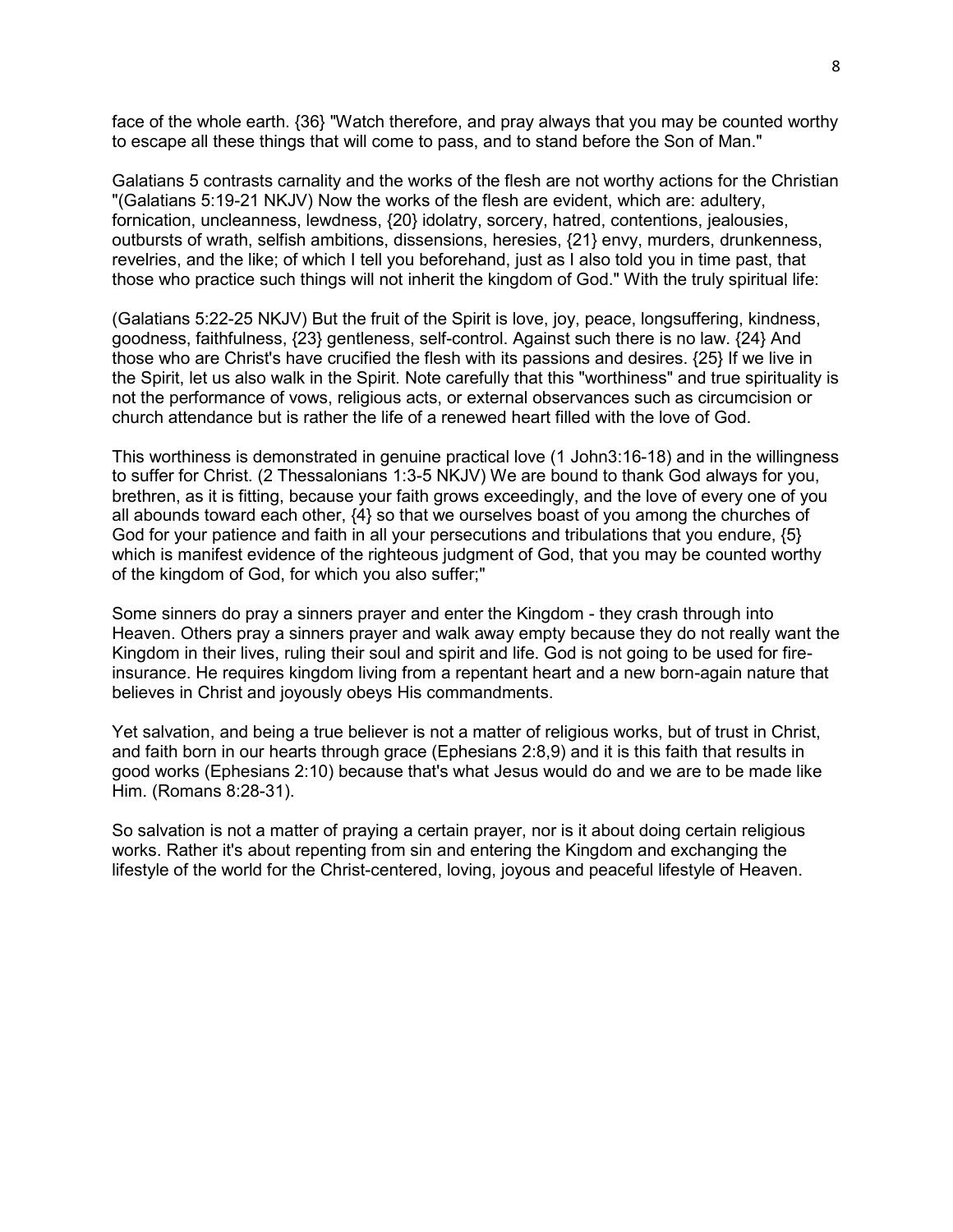face of the whole earth. {36} "Watch therefore, and pray always that you may be counted worthy to escape all these things that will come to pass, and to stand before the Son of Man."

Galatians 5 contrasts carnality and the works of the flesh are not worthy actions for the Christian "(Galatians 5:19-21 NKJV) Now the works of the flesh are evident, which are: adultery, fornication, uncleanness, lewdness, {20} idolatry, sorcery, hatred, contentions, jealousies, outbursts of wrath, selfish ambitions, dissensions, heresies, {21} envy, murders, drunkenness, revelries, and the like; of which I tell you beforehand, just as I also told you in time past, that those who practice such things will not inherit the kingdom of God." With the truly spiritual life:

(Galatians 5:22-25 NKJV) But the fruit of the Spirit is love, joy, peace, longsuffering, kindness, goodness, faithfulness, {23} gentleness, self-control. Against such there is no law. {24} And those who are Christ's have crucified the flesh with its passions and desires. {25} If we live in the Spirit, let us also walk in the Spirit. Note carefully that this "worthiness" and true spirituality is not the performance of vows, religious acts, or external observances such as circumcision or church attendance but is rather the life of a renewed heart filled with the love of God.

This worthiness is demonstrated in genuine practical love (1 John3:16-18) and in the willingness to suffer for Christ. (2 Thessalonians 1:3-5 NKJV) We are bound to thank God always for you, brethren, as it is fitting, because your faith grows exceedingly, and the love of every one of you all abounds toward each other, {4} so that we ourselves boast of you among the churches of God for your patience and faith in all your persecutions and tribulations that you endure, {5} which is manifest evidence of the righteous judgment of God, that you may be counted worthy of the kingdom of God, for which you also suffer;"

Some sinners do pray a sinners prayer and enter the Kingdom - they crash through into Heaven. Others pray a sinners prayer and walk away empty because they do not really want the Kingdom in their lives, ruling their soul and spirit and life. God is not going to be used for fire-insurance. He requires kingdom living from a repentant heart and a new born-again nature that believes in Christ and joyously obeys His commandments.

Yet salvation, and being a true believer is not a matter of religious works, but of trust in Christ, and faith born in our hearts through grace (Ephesians 2:8,9) and it is this faith that results in good works (Ephesians 2:10) because that's what Jesus would do and we are to be made like Him. (Romans 8:28-31).

So salvation is not a matter of praying a certain prayer, nor is it about doing certain religious works. Rather it's about repenting from sin and entering the Kingdom and exchanging the lifestyle of the world for the Christ-centered, loving, joyous and peaceful lifestyle of Heaven.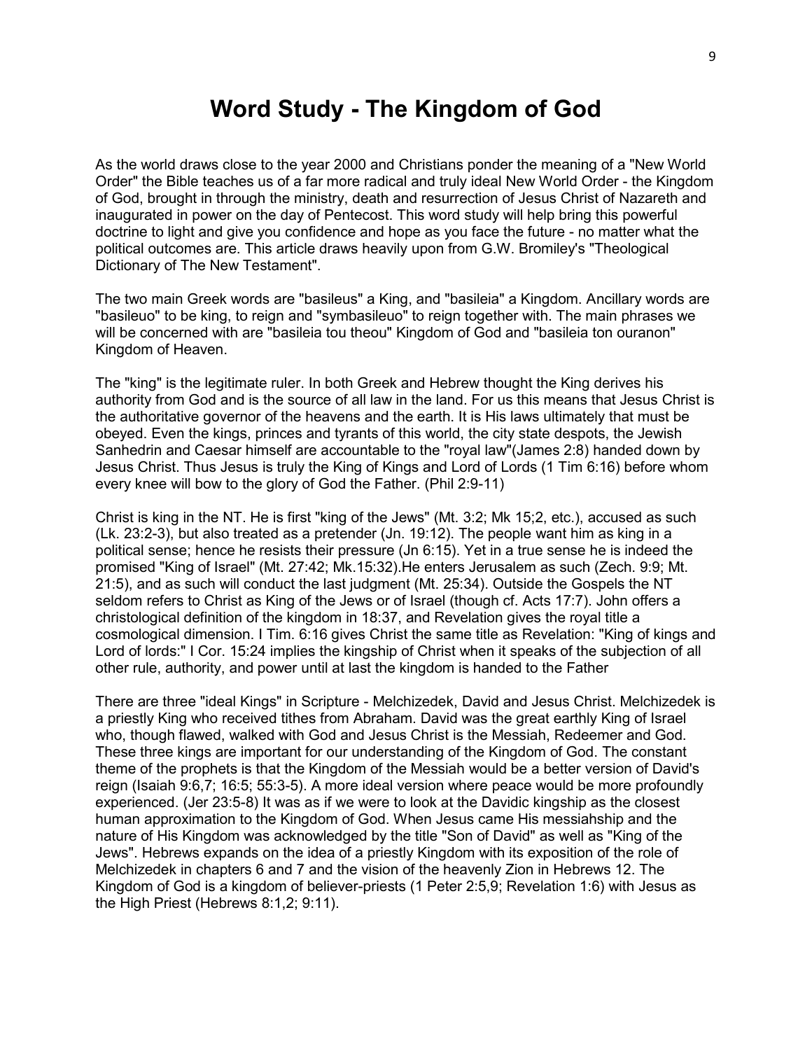# Word Study - The Kingdom of God

As the world draws close to the year 2000 and Christians ponder the meaning of a "New World Order" the Bible teaches us of a far more radical and truly ideal New World Order - the Kingdom of God, brought in through the ministry, death and resurrection of Jesus Christ of Nazareth and inaugurated in power on the day of Pentecost. This word study will help bring this powerful doctrine to light and give you confidence and hope as you face the future - no matter what the political outcomes are. This article draws heavily upon from G.W. Bromiley's "Theological Dictionary of The New Testament".

The two main Greek words are "basileus" a King, and "basileia" a Kingdom. Ancillary words are "basileuo" to be king, to reign and "symbasileuo" to reign together with. The main phrases we will be concerned with are "basileia tou theou" Kingdom of God and "basileia ton ouranon" Kingdom of Heaven.

The "king" is the legitimate ruler. In both Greek and Hebrew thought the King derives his authority from God and is the source of all law in the land. For us this means that Jesus Christ is the authoritative governor of the heavens and the earth. It is His laws ultimately that must be obeyed. Even the kings, princes and tyrants of this world, the city state despots, the Jewish Sanhedrin and Caesar himself are accountable to the "royal law"(James 2:8) handed down by Jesus Christ. Thus Jesus is truly the King of Kings and Lord of Lords (1 Tim 6:16) before whom every knee will bow to the glory of God the Father. (Phil 2:9-11)

Christ is king in the NT. He is first "king of the Jews" (Mt. 3:2; Mk 15;2, etc.), accused as such (Lk. 23:2-3), but also treated as a pretender (Jn. 19:12). The people want him as king in a political sense; hence he resists their pressure (Jn 6:15). Yet in a true sense he is indeed the promised "King of Israel" (Mt. 27:42; Mk.15:32).He enters Jerusalem as such (Zech. 9:9; Mt. 21:5), and as such will conduct the last judgment (Mt. 25:34). Outside the Gospels the NT seldom refers to Christ as King of the Jews or of Israel (though cf. Acts 17:7). John offers a christological definition of the kingdom in 18:37, and Revelation gives the royal title a cosmological dimension. I Tim. 6:16 gives Christ the same title as Revelation: "King of kings and Lord of lords:" I Cor. 15:24 implies the kingship of Christ when it speaks of the subjection of all other rule, authority, and power until at last the kingdom is handed to the Father

There are three "ideal Kings" in Scripture - Melchizedek, David and Jesus Christ. Melchizedek is a priestly King who received tithes from Abraham. David was the great earthly King of Israel who, though flawed, walked with God and Jesus Christ is the Messiah, Redeemer and God. These three kings are important for our understanding of the Kingdom of God. The constant theme of the prophets is that the Kingdom of the Messiah would be a better version of David's reign (Isaiah 9:6,7; 16:5; 55:3-5). A more ideal version where peace would be more profoundly experienced. (Jer 23:5-8) It was as if we were to look at the Davidic kingship as the closest human approximation to the Kingdom of God. When Jesus came His messiahship and the nature of His Kingdom was acknowledged by the title "Son of David" as well as "King of the Jews". Hebrews expands on the idea of a priestly Kingdom with its exposition of the role of Melchizedek in chapters 6 and 7 and the vision of the heavenly Zion in Hebrews 12. The Kingdom of God is a kingdom of believer-priests (1 Peter 2:5,9; Revelation 1:6) with Jesus as the High Priest (Hebrews 8:1,2; 9:11).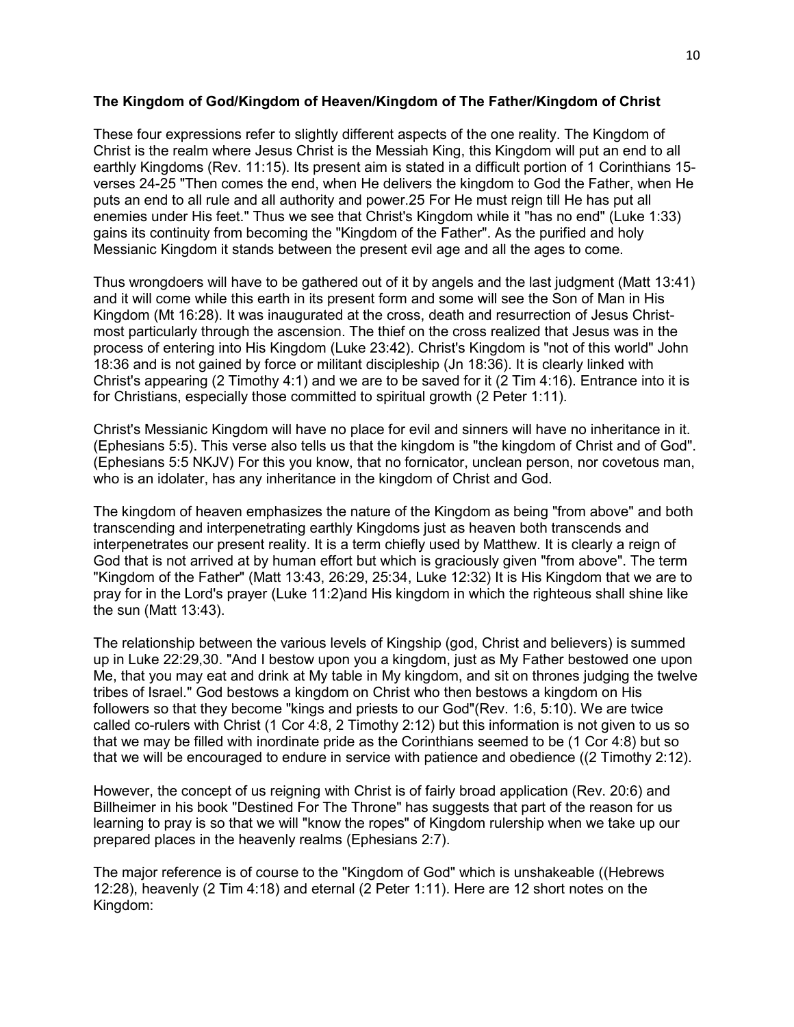**The Kingdom of God/Kingdom of Heaven/Kingdom of The Father/Kingdom of Christ**

These four expressions refer to slightly different aspects of the one reality. The Kingdom of Christ is the realm where Jesus Christ is the Messiah King, this Kingdom will put an end to all earthly Kingdoms (Rev. 11:15). Its present aim is stated in a difficult portion of 1 Corinthians 15- verses 24-25 "Then comes the end, when He delivers the kingdom to God the Father, when He puts an end to all rule and all authority and power.25 For He must reign till He has put all enemies under His feet." Thus we see that Christ's Kingdom while it "has no end" (Luke 1:33) gains its continuity from becoming the "Kingdom of the Father". As the purified and holy Messianic Kingdom it stands between the present evil age and all the ages to come.

Thus wrongdoers will have to be gathered out of it by angels and the last judgment (Matt 13:41) and it will come while this earth in its present form and some will see the Son of Man in His Kingdom (Mt 16:28). It was inaugurated at the cross, death and resurrection of Jesus Christ- most particularly through the ascension. The thief on the cross realized that Jesus was in the process of entering into His Kingdom (Luke 23:42). Christ's Kingdom is "not of this world" John 18:36 and is not gained by force or militant discipleship (Jn 18:36). It is clearly linked with Christ's appearing (2 Timothy 4:1) and we are to be saved for it (2 Tim 4:16). Entrance into it is for Christians, especially those committed to spiritual growth (2 Peter 1:11).

Christ's Messianic Kingdom will have no place for evil and sinners will have no inheritance in it. (Ephesians 5:5). This verse also tells us that the kingdom is "the kingdom of Christ and of God". (Ephesians 5:5 NKJV) For this you know, that no fornicator, unclean person, nor covetous man, who is an idolater, has any inheritance in the kingdom of Christ and God.

The kingdom of heaven emphasizes the nature of the Kingdom as being "from above" and both transcending and interpenetrating earthly Kingdoms just as heaven both transcends and interpenetrates our present reality. It is a term chiefly used by Matthew. It is clearly a reign of God that is not arrived at by human effort but which is graciously given "from above". The term "Kingdom of the Father" (Matt 13:43, 26:29, 25:34, Luke 12:32) It is His Kingdom that we are to pray for in the Lord's prayer (Luke 11:2)and His kingdom in which the righteous shall shine like the sun (Matt 13:43).

The relationship between the various levels of Kingship (god, Christ and believers) is summed up in Luke 22:29,30. "And I bestow upon you a kingdom, just as My Father bestowed one upon Me, that you may eat and drink at My table in My kingdom, and sit on thrones judging the twelve tribes of Israel." God bestows a kingdom on Christ who then bestows a kingdom on His followers so that they become "kings and priests to our God"(Rev. 1:6, 5:10). We are twice called co-rulers with Christ (1 Cor 4:8, 2 Timothy 2:12) but this information is not given to us so that we may be filled with inordinate pride as the Corinthians seemed to be (1 Cor 4:8) but so that we will be encouraged to endure in service with patience and obedience ((2 Timothy 2:12).

However, the concept of us reigning with Christ is of fairly broad application (Rev. 20:6) and Billheimer in his book "Destined For The Throne" has suggests that part of the reason for us learning to pray is so that we will "know the ropes" of Kingdom rulership when we take up our prepared places in the heavenly realms (Ephesians 2:7).

The major reference is of course to the "Kingdom of God" which is unshakeable ((Hebrews 12:28), heavenly (2 Tim 4:18) and eternal (2 Peter 1:11). Here are 12 short notes on the Kingdom: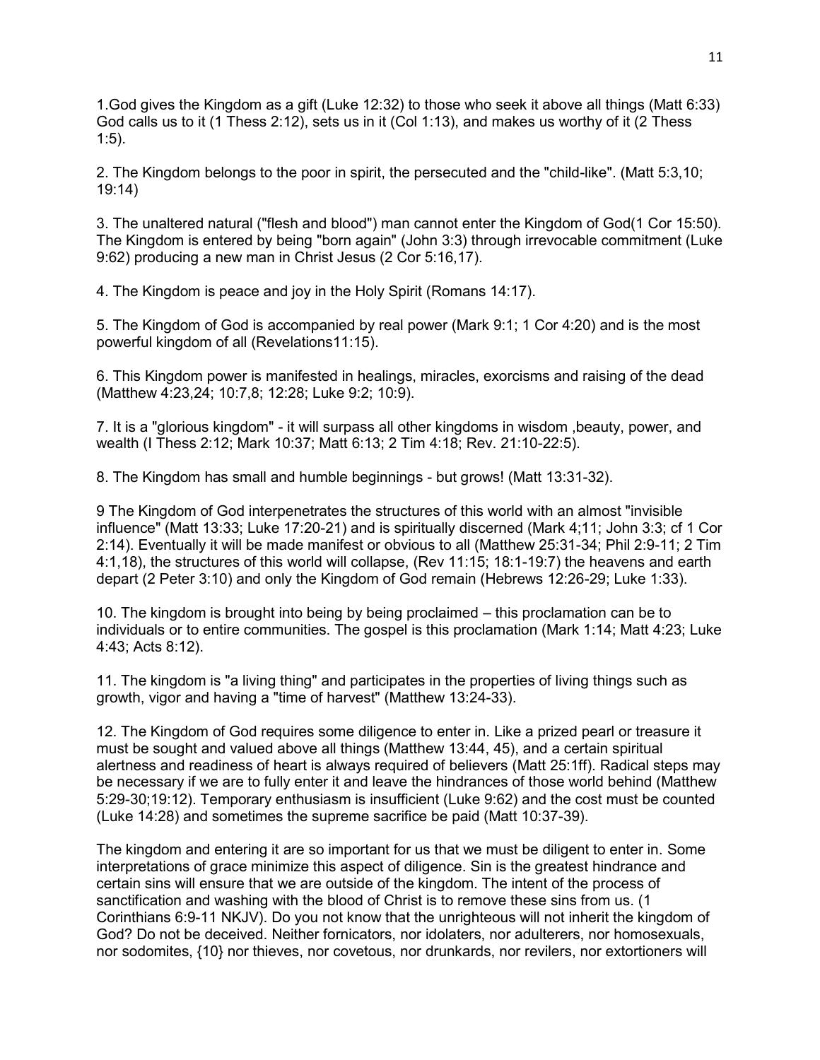1.God gives the Kingdom as a gift (Luke 12:32) to those who seek it above all things (Matt 6:33) God calls us to it (1 Thess 2:12), sets us in it (Col 1:13), and makes us worthy of it (2 Thess 1:5).

2. The Kingdom belongs to the poor in spirit, the persecuted and the "child-like". (Matt 5:3,10; 19:14)

3. The unaltered natural ("flesh and blood") man cannot enter the Kingdom of God(1 Cor 15:50). The Kingdom is entered by being "born again" (John 3:3) through irrevocable commitment (Luke 9:62) producing a new man in Christ Jesus (2 Cor 5:16,17).

4. The Kingdom is peace and joy in the Holy Spirit (Romans 14:17).

5. The Kingdom of God is accompanied by real power (Mark 9:1; 1 Cor 4:20) and is the most powerful kingdom of all (Revelations11:15).

6. This Kingdom power is manifested in healings, miracles, exorcisms and raising of the dead (Matthew 4:23,24; 10:7,8; 12:28; Luke 9:2; 10:9).

7. It is a "glorious kingdom" - it will surpass all other kingdoms in wisdom ,beauty, power, and wealth (I Thess 2:12; Mark 10:37; Matt 6:13; 2 Tim 4:18; Rev. 21:10-22:5).

8. The Kingdom has small and humble beginnings - but grows! (Matt 13:31-32).

9 The Kingdom of God interpenetrates the structures of this world with an almost "invisible influence" (Matt 13:33; Luke 17:20-21) and is spiritually discerned (Mark 4;11; John 3:3; cf 1 Cor 2:14). Eventually it will be made manifest or obvious to all (Matthew 25:31-34; Phil 2:9-11; 2 Tim 4:1,18), the structures of this world will collapse, (Rev 11:15; 18:1-19:7) the heavens and earth depart (2 Peter 3:10) and only the Kingdom of God remain (Hebrews 12:26-29; Luke 1:33).

10. The kingdom is brought into being by being proclaimed – this proclamation can be to individuals or to entire communities. The gospel is this proclamation (Mark 1:14; Matt 4:23; Luke 4:43; Acts 8:12).

11. The kingdom is "a living thing" and participates in the properties of living things such as growth, vigor and having a "time of harvest" (Matthew 13:24-33).

12. The Kingdom of God requires some diligence to enter in. Like a prized pearl or treasure it must be sought and valued above all things (Matthew 13:44, 45), and a certain spiritual alertness and readiness of heart is always required of believers (Matt 25:1ff). Radical steps may be necessary if we are to fully enter it and leave the hindrances of those world behind (Matthew 5:29-30;19:12). Temporary enthusiasm is insufficient (Luke 9:62) and the cost must be counted (Luke 14:28) and sometimes the supreme sacrifice be paid (Matt 10:37-39).

The kingdom and entering it are so important for us that we must be diligent to enter in. Some interpretations of grace minimize this aspect of diligence. Sin is the greatest hindrance and certain sins will ensure that we are outside of the kingdom. The intent of the process of sanctification and washing with the blood of Christ is to remove these sins from us. (1 Corinthians 6:9-11 NKJV). Do you not know that the unrighteous will not inherit the kingdom of God? Do not be deceived. Neither fornicators, nor idolaters, nor adulterers, nor homosexuals, nor sodomites, {10} nor thieves, nor covetous, nor drunkards, nor revilers, nor extortioners will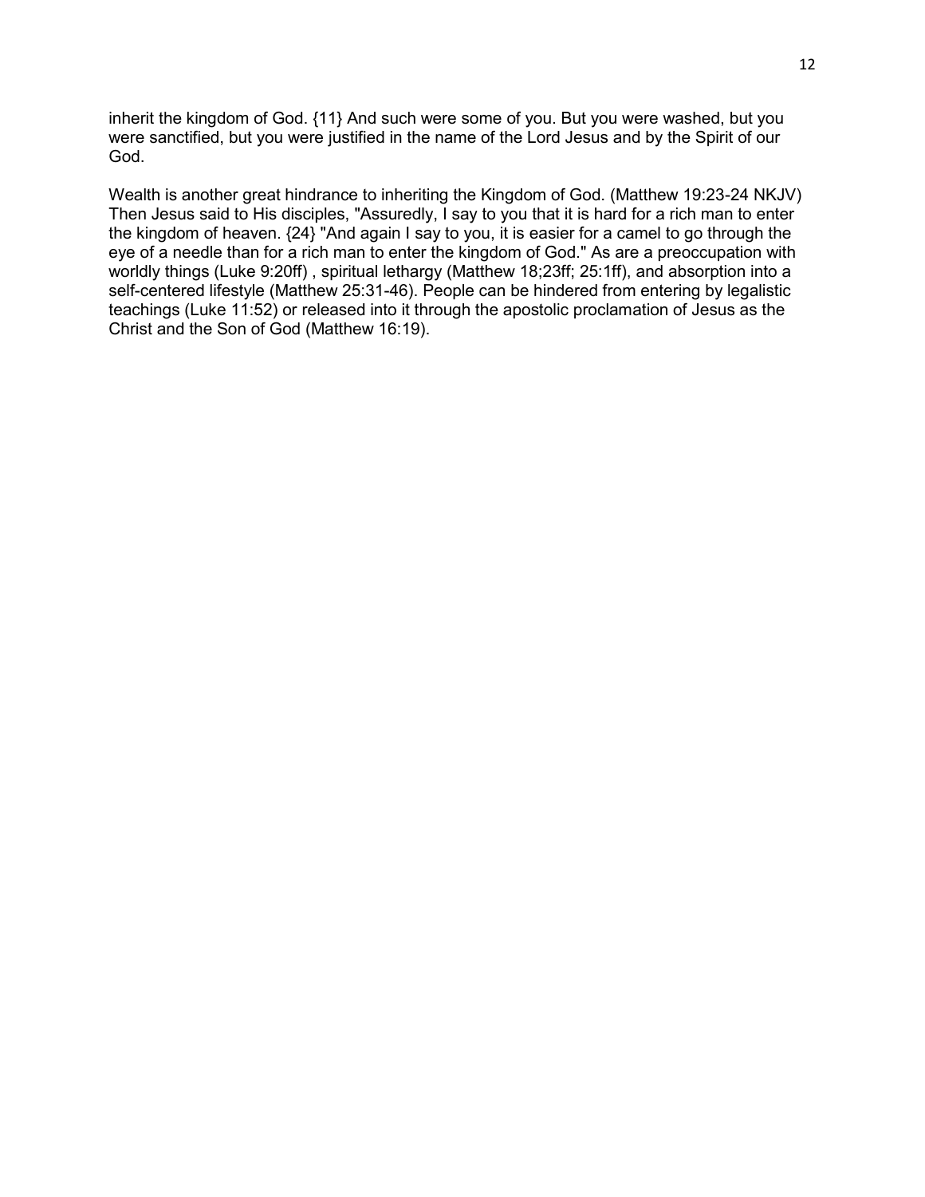inherit the kingdom of God. {11} And such were some of you. But you were washed, but you were sanctified, but you were justified in the name of the Lord Jesus and by the Spirit of our God.

Wealth is another great hindrance to inheriting the Kingdom of God. (Matthew 19:23-24 NKJV) Then Jesus said to His disciples, "Assuredly, I say to you that it is hard for a rich man to enter the kingdom of heaven. {24} "And again I say to you, it is easier for a camel to go through the eye of a needle than for a rich man to enter the kingdom of God." As are a preoccupation with worldly things (Luke 9:20ff) , spiritual lethargy (Matthew 18;23ff; 25:1ff), and absorption into a self-centered lifestyle (Matthew 25:31-46). People can be hindered from entering by legalistic teachings (Luke 11:52) or released into it through the apostolic proclamation of Jesus as the Christ and the Son of God (Matthew 16:19).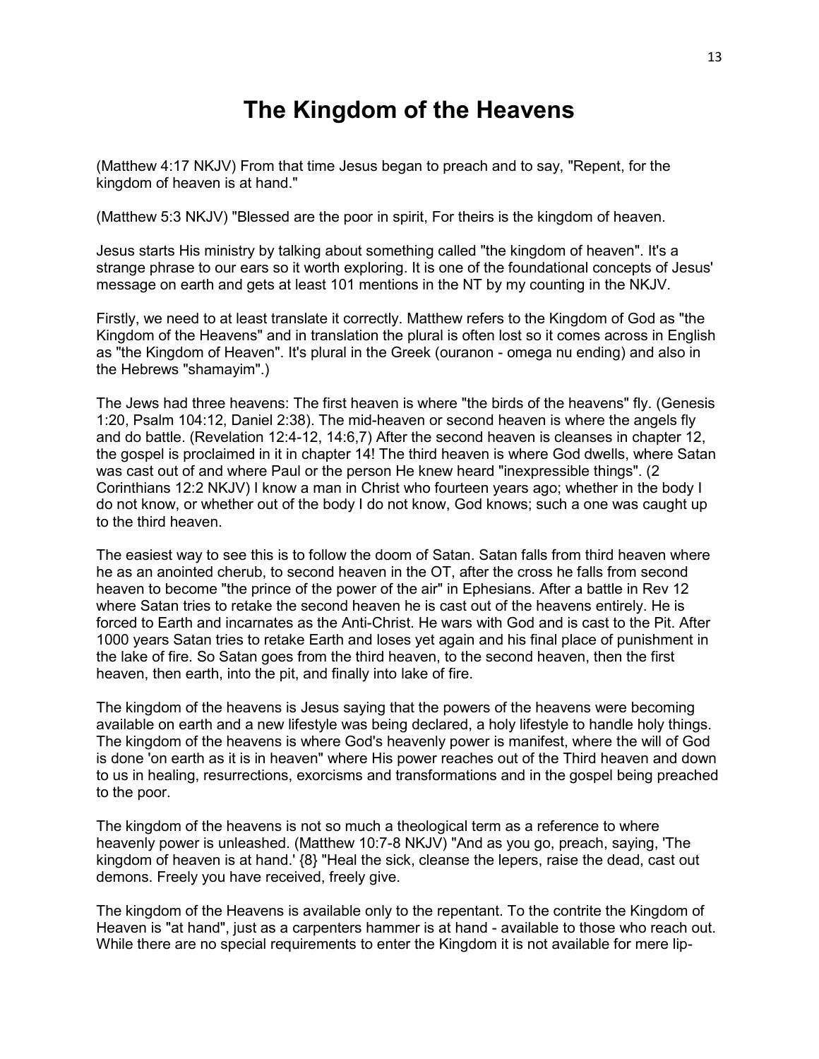# The Kingdom of the Heavens

(Matthew 4:17 NKJV) From that time Jesus began to preach and to say, "Repent, for the kingdom of heaven is at hand."

(Matthew 5:3 NKJV) "Blessed are the poor in spirit, For theirs is the kingdom of heaven.

Jesus starts His ministry by talking about something called "the kingdom of heaven". It's a strange phrase to our ears so it worth exploring. It is one of the foundational concepts of Jesus' message on earth and gets at least 101 mentions in the NT by my counting in the NKJV.

Firstly, we need to at least translate it correctly. Matthew refers to the Kingdom of God as "the Kingdom of the Heavens" and in translation the plural is often lost so it comes across in English as "the Kingdom of Heaven". It's plural in the Greek (ouranon - omega nu ending) and also in the Hebrews "shamayim".)

The Jews had three heavens: The first heaven is where "the birds of the heavens" fly. (Genesis 1:20, Psalm 104:12, Daniel 2:38). The mid-heaven or second heaven is where the angels fly and do battle. (Revelation 12:4-12, 14:6,7) After the second heaven is cleanses in chapter 12, the gospel is proclaimed in it in chapter 14! The third heaven is where God dwells, where Satan was cast out of and where Paul or the person He knew heard "inexpressible things". (2 Corinthians 12:2 NKJV) I know a man in Christ who fourteen years ago; whether in the body I do not know, or whether out of the body I do not know, God knows; such a one was caught up to the third heaven.

The easiest way to see this is to follow the doom of Satan. Satan falls from third heaven where he as an anointed cherub, to second heaven in the OT, after the cross he falls from second heaven to become "the prince of the power of the air" in Ephesians. After a battle in Rev 12 where Satan tries to retake the second heaven he is cast out of the heavens entirely. He is forced to Earth and incarnates as the Anti-Christ. He wars with God and is cast to the Pit. After 1000 years Satan tries to retake Earth and loses yet again and his final place of punishment in the lake of fire. So Satan goes from the third heaven, to the second heaven, then the first heaven, then earth, into the pit, and finally into lake of fire.

The kingdom of the heavens is Jesus saying that the powers of the heavens were becoming available on earth and a new lifestyle was being declared, a holy lifestyle to handle holy things. The kingdom of the heavens is where God's heavenly power is manifest, where the will of God is done 'on earth as it is in heaven" where His power reaches out of the Third heaven and down to us in healing, resurrections, exorcisms and transformations and in the gospel being preached to the poor.

The kingdom of the heavens is not so much a theological term as a reference to where heavenly power is unleashed. (Matthew 10:7-8 NKJV) "And as you go, preach, saying, 'The kingdom of heaven is at hand.' {8} "Heal the sick, cleanse the lepers, raise the dead, cast out demons. Freely you have received, freely give.

The kingdom of the Heavens is available only to the repentant. To the contrite the Kingdom of Heaven is "at hand", just as a carpenters hammer is at hand - available to those who reach out. While there are no special requirements to enter the Kingdom it is not available for mere lip-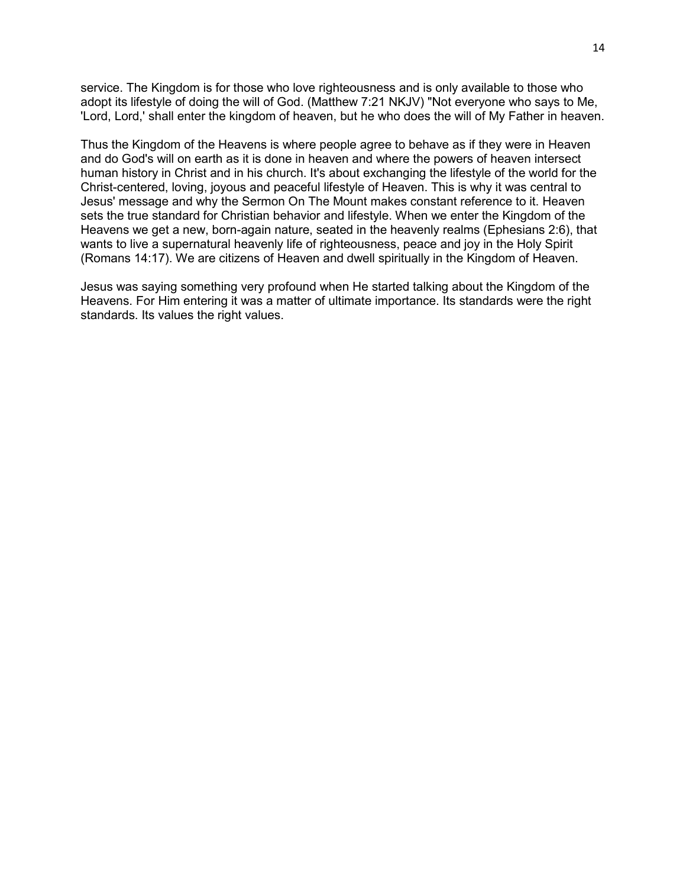service. The Kingdom is for those who love righteousness and is only available to those who adopt its lifestyle of doing the will of God. (Matthew 7:21 NKJV) "Not everyone who says to Me, 'Lord, Lord,' shall enter the kingdom of heaven, but he who does the will of My Father in heaven.

Thus the Kingdom of the Heavens is where people agree to behave as if they were in Heaven and do God's will on earth as it is done in heaven and where the powers of heaven intersect human history in Christ and in his church. It's about exchanging the lifestyle of the world for the Christ-centered, loving, joyous and peaceful lifestyle of Heaven. This is why it was central to Jesus' message and why the Sermon On The Mount makes constant reference to it. Heaven sets the true standard for Christian behavior and lifestyle. When we enter the Kingdom of the Heavens we get a new, born-again nature, seated in the heavenly realms (Ephesians 2:6), that wants to live a supernatural heavenly life of righteousness, peace and joy in the Holy Spirit (Romans 14:17). We are citizens of Heaven and dwell spiritually in the Kingdom of Heaven.

Jesus was saying something very profound when He started talking about the Kingdom of the Heavens. For Him entering it was a matter of ultimate importance. Its standards were the right standards. Its values the right values.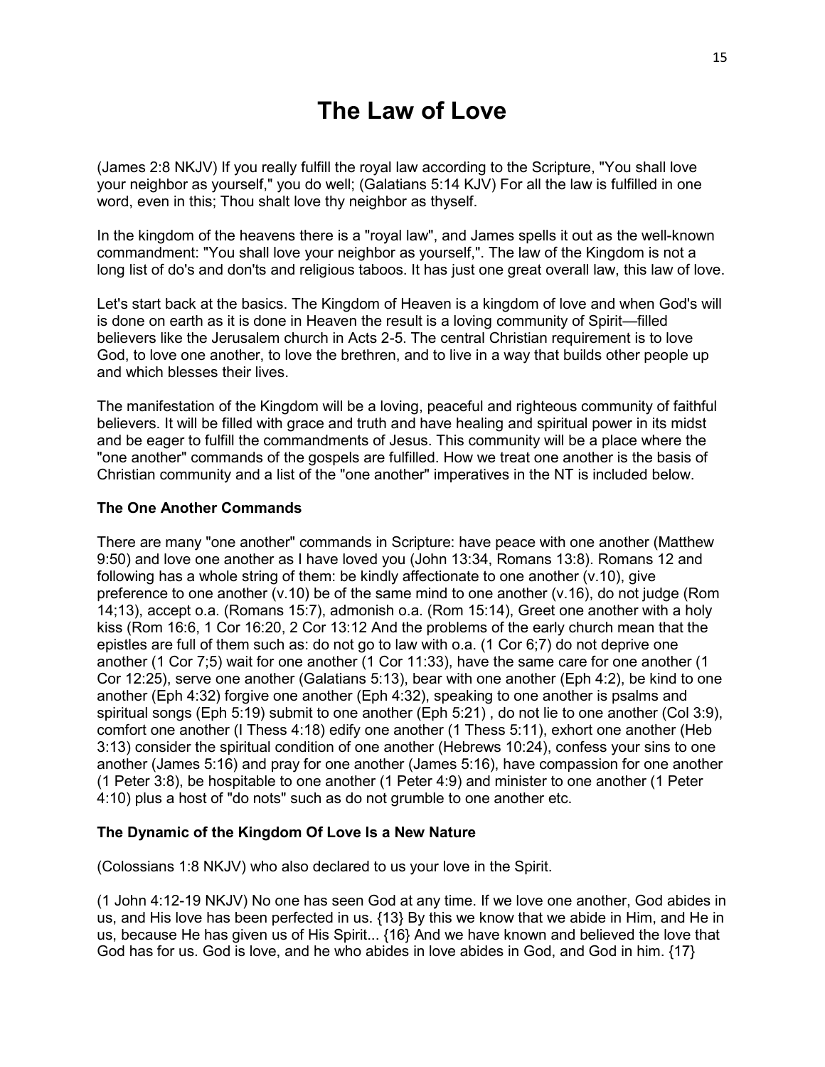# The Law of Love

(James 2:8 NKJV) If you really fulfill the royal law according to the Scripture, "You shall love your neighbor as yourself," you do well; (Galatians 5:14 KJV) For all the law is fulfilled in one word, even in this; Thou shalt love thy neighbor as thyself.

In the kingdom of the heavens there is a "royal law", and James spells it out as the well-known commandment: "You shall love your neighbor as yourself,". The law of the Kingdom is not a long list of do's and don'ts and religious taboos. It has just one great overall law, this law of love.

Let's start back at the basics. The Kingdom of Heaven is a kingdom of love and when God's will is done on earth as it is done in Heaven the result is a loving community of Spirit—filled believers like the Jerusalem church in Acts 2-5. The central Christian requirement is to love God, to love one another, to love the brethren, and to live in a way that builds other people up and which blesses their lives.

The manifestation of the Kingdom will be a loving, peaceful and righteous community of faithful believers. It will be filled with grace and truth and have healing and spiritual power in its midst and be eager to fulfill the commandments of Jesus. This community will be a place where the "one another" commands of the gospels are fulfilled. How we treat one another is the basis of Christian community and a list of the "one another" imperatives in the NT is included below.

### The One Another Commands

There are many "one another" commands in Scripture: have peace with one another (Matthew 9:50) and love one another as I have loved you (John 13:34, Romans 13:8). Romans 12 and following has a whole string of them: be kindly affectionate to one another (v.10), give preference to one another (v.10) be of the same mind to one another (v.16), do not judge (Rom 14;13), accept o.a. (Romans 15:7), admonish o.a. (Rom 15:14), Greet one another with a holy kiss (Rom 16:6, 1 Cor 16:20, 2 Cor 13:12 And the problems of the early church mean that the epistles are full of them such as: do not go to law with o.a. (1 Cor 6;7) do not deprive one another (1 Cor 7;5) wait for one another (1 Cor 11:33), have the same care for one another (1 Cor 12:25), serve one another (Galatians 5:13), bear with one another (Eph 4:2), be kind to one another (Eph 4:32) forgive one another (Eph 4:32), speaking to one another is psalms and spiritual songs (Eph 5:19) submit to one another (Eph 5:21) , do not lie to one another (Col 3:9), comfort one another (I Thess 4:18) edify one another (1 Thess 5:11), exhort one another (Heb 3:13) consider the spiritual condition of one another (Hebrews 10:24), confess your sins to one another (James 5:16) and pray for one another (James 5:16), have compassion for one another (1 Peter 3:8), be hospitable to one another (1 Peter 4:9) and minister to one another (1 Peter 4:10) plus a host of "do nots" such as do not grumble to one another etc.

### The Dynamic of the Kingdom Of Love Is a New Nature

(Colossians 1:8 NKJV) who also declared to us your love in the Spirit.

(1 John 4:12-19 NKJV) No one has seen God at any time. If we love one another, God abides in us, and His love has been perfected in us. {13} By this we know that we abide in Him, and He in us, because He has given us of His Spirit... {16} And we have known and believed the love that God has for us. God is love, and he who abides in love abides in God, and God in him. {17}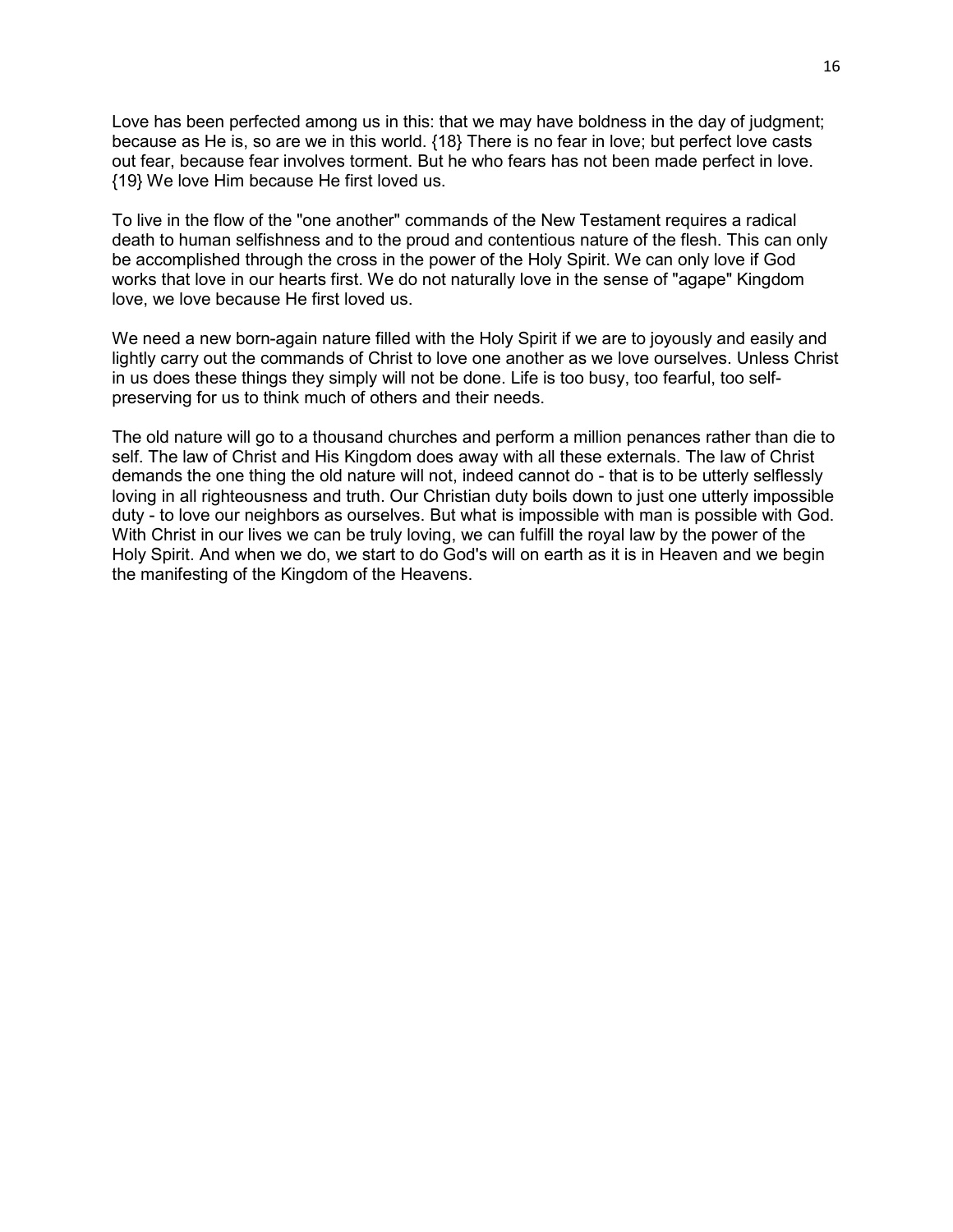Love has been perfected among us in this: that we may have boldness in the day of judgment; because as He is, so are we in this world. {18} There is no fear in love; but perfect love casts out fear, because fear involves torment. But he who fears has not been made perfect in love. {19} We love Him because He first loved us.

To live in the flow of the "one another" commands of the New Testament requires a radical death to human selfishness and to the proud and contentious nature of the flesh. This can only be accomplished through the cross in the power of the Holy Spirit. We can only love if God works that love in our hearts first. We do not naturally love in the sense of "agape" Kingdom love, we love because He first loved us.

We need a new born-again nature filled with the Holy Spirit if we are to joyously and easily and lightly carry out the commands of Christ to love one another as we love ourselves. Unless Christ in us does these things they simply will not be done. Life is too busy, too fearful, too self-preserving for us to think much of others and their needs.

The old nature will go to a thousand churches and perform a million penances rather than die to self. The law of Christ and His Kingdom does away with all these externals. The law of Christ demands the one thing the old nature will not, indeed cannot do - that is to be utterly selflessly loving in all righteousness and truth. Our Christian duty boils down to just one utterly impossible duty - to love our neighbors as ourselves. But what is impossible with man is possible with God. With Christ in our lives we can be truly loving, we can fulfill the royal law by the power of the Holy Spirit. And when we do, we start to do God's will on earth as it is in Heaven and we begin the manifesting of the Kingdom of the Heavens.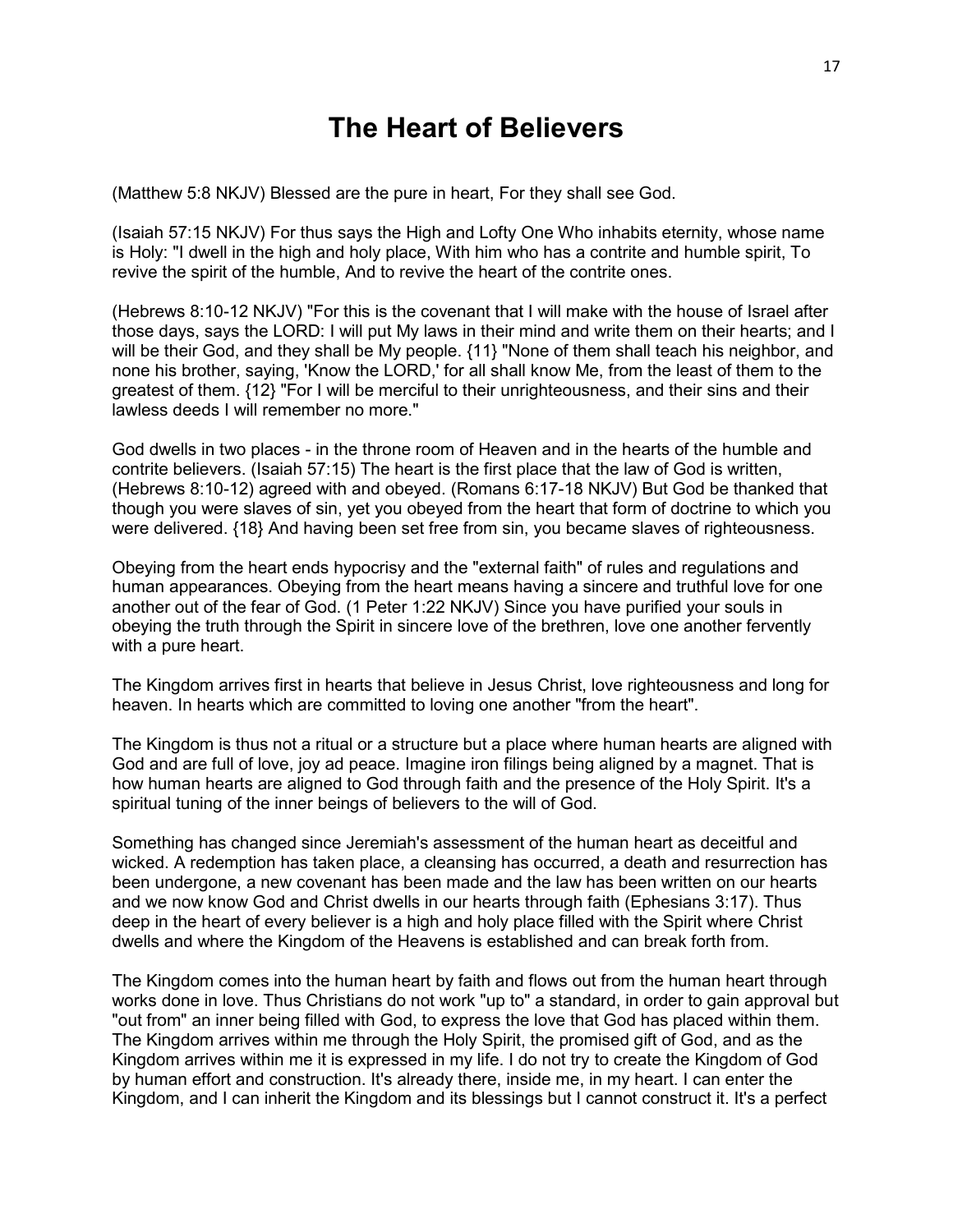# The Heart of Believers

(Matthew 5:8 NKJV) Blessed are the pure in heart, For they shall see God.

(Isaiah 57:15 NKJV) For thus says the High and Lofty One Who inhabits eternity, whose name is Holy: "I dwell in the high and holy place, With him who has a contrite and humble spirit, To revive the spirit of the humble, And to revive the heart of the contrite ones.

(Hebrews 8:10-12 NKJV) "For this is the covenant that I will make with the house of Israel after those days, says the LORD: I will put My laws in their mind and write them on their hearts; and I will be their God, and they shall be My people. {11} "None of them shall teach his neighbor, and none his brother, saying, 'Know the LORD,' for all shall know Me, from the least of them to the greatest of them. {12} "For I will be merciful to their unrighteousness, and their sins and their lawless deeds I will remember no more."

God dwells in two places - in the throne room of Heaven and in the hearts of the humble and contrite believers. (Isaiah 57:15) The heart is the first place that the law of God is written, (Hebrews 8:10-12) agreed with and obeyed. (Romans 6:17-18 NKJV) But God be thanked that though you were slaves of sin, yet you obeyed from the heart that form of doctrine to which you were delivered. {18} And having been set free from sin, you became slaves of righteousness.

Obeying from the heart ends hypocrisy and the "external faith" of rules and regulations and human appearances. Obeying from the heart means having a sincere and truthful love for one another out of the fear of God. (1 Peter 1:22 NKJV) Since you have purified your souls in obeying the truth through the Spirit in sincere love of the brethren, love one another fervently with a pure heart.

The Kingdom arrives first in hearts that believe in Jesus Christ, love righteousness and long for heaven. In hearts which are committed to loving one another "from the heart".

The Kingdom is thus not a ritual or a structure but a place where human hearts are aligned with God and are full of love, joy ad peace. Imagine iron filings being aligned by a magnet. That is how human hearts are aligned to God through faith and the presence of the Holy Spirit. It's a spiritual tuning of the inner beings of believers to the will of God.

Something has changed since Jeremiah's assessment of the human heart as deceitful and wicked. A redemption has taken place, a cleansing has occurred, a death and resurrection has been undergone, a new covenant has been made and the law has been written on our hearts and we now know God and Christ dwells in our hearts through faith (Ephesians 3:17). Thus deep in the heart of every believer is a high and holy place filled with the Spirit where Christ dwells and where the Kingdom of the Heavens is established and can break forth from.

The Kingdom comes into the human heart by faith and flows out from the human heart through works done in love. Thus Christians do not work "up to" a standard, in order to gain approval but "out from" an inner being filled with God, to express the love that God has placed within them. The Kingdom arrives within me through the Holy Spirit, the promised gift of God, and as the Kingdom arrives within me it is expressed in my life. I do not try to create the Kingdom of God by human effort and construction. It's already there, inside me, in my heart. I can enter the Kingdom, and I can inherit the Kingdom and its blessings but I cannot construct it. It's a perfect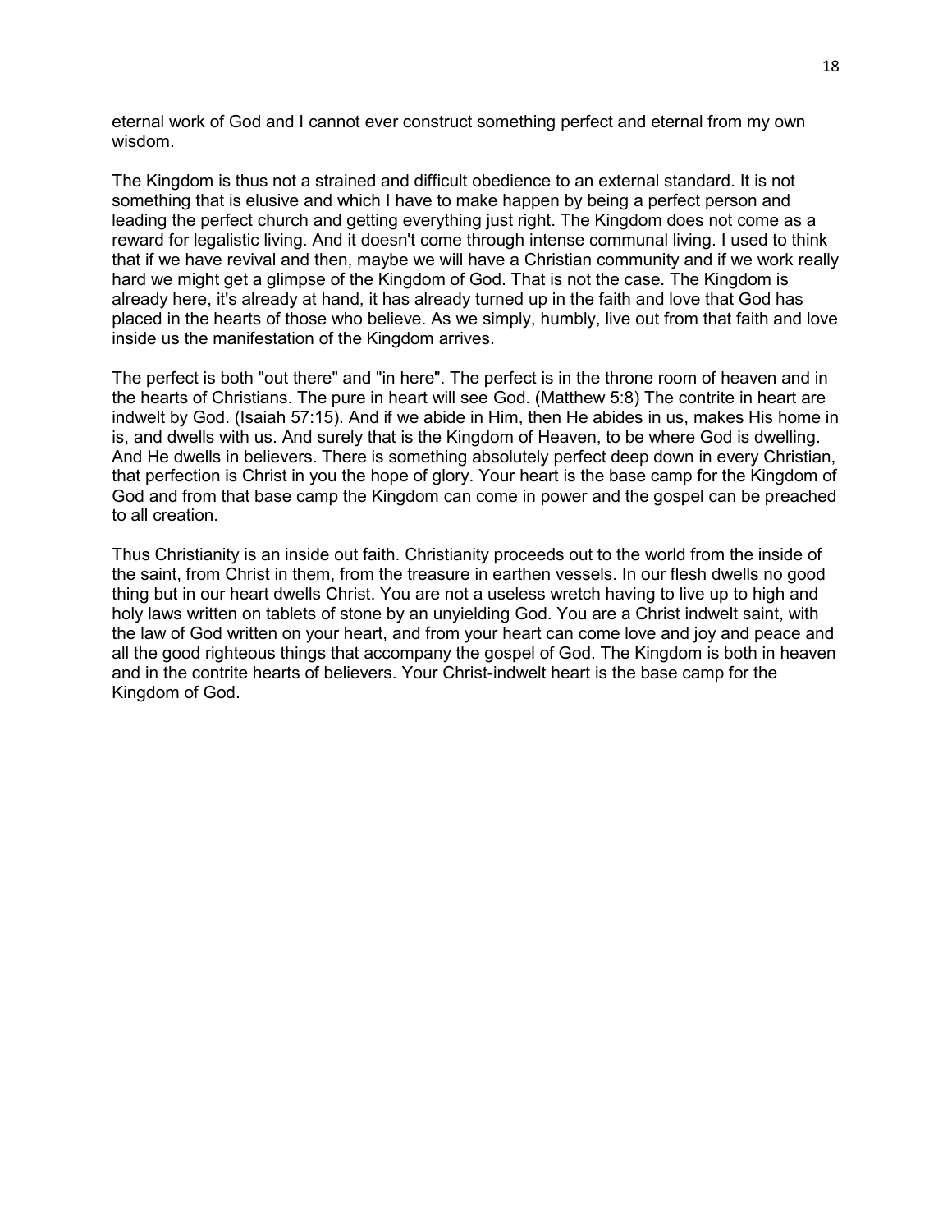eternal work of God and I cannot ever construct something perfect and eternal from my own wisdom.

The Kingdom is thus not a strained and difficult obedience to an external standard. It is not something that is elusive and which I have to make happen by being a perfect person and leading the perfect church and getting everything just right. The Kingdom does not come as a reward for legalistic living. And it doesn't come through intense communal living. I used to think that if we have revival and then, maybe we will have a Christian community and if we work really hard we might get a glimpse of the Kingdom of God. That is not the case. The Kingdom is already here, it's already at hand, it has already turned up in the faith and love that God has placed in the hearts of those who believe. As we simply, humbly, live out from that faith and love inside us the manifestation of the Kingdom arrives.

The perfect is both "out there" and "in here". The perfect is in the throne room of heaven and in the hearts of Christians. The pure in heart will see God. (Matthew 5:8) The contrite in heart are indwelt by God. (Isaiah 57:15). And if we abide in Him, then He abides in us, makes His home in is, and dwells with us. And surely that is the Kingdom of Heaven, to be where God is dwelling. And He dwells in believers. There is something absolutely perfect deep down in every Christian, that perfection is Christ in you the hope of glory. Your heart is the base camp for the Kingdom of God and from that base camp the Kingdom can come in power and the gospel can be preached to all creation.

Thus Christianity is an inside out faith. Christianity proceeds out to the world from the inside of the saint, from Christ in them, from the treasure in earthen vessels. In our flesh dwells no good thing but in our heart dwells Christ. You are not a useless wretch having to live up to high and holy laws written on tablets of stone by an unyielding God. You are a Christ indwelt saint, with the law of God written on your heart, and from your heart can come love and joy and peace and all the good righteous things that accompany the gospel of God. The Kingdom is both in heaven and in the contrite hearts of believers. Your Christ-indwelt heart is the base camp for the Kingdom of God.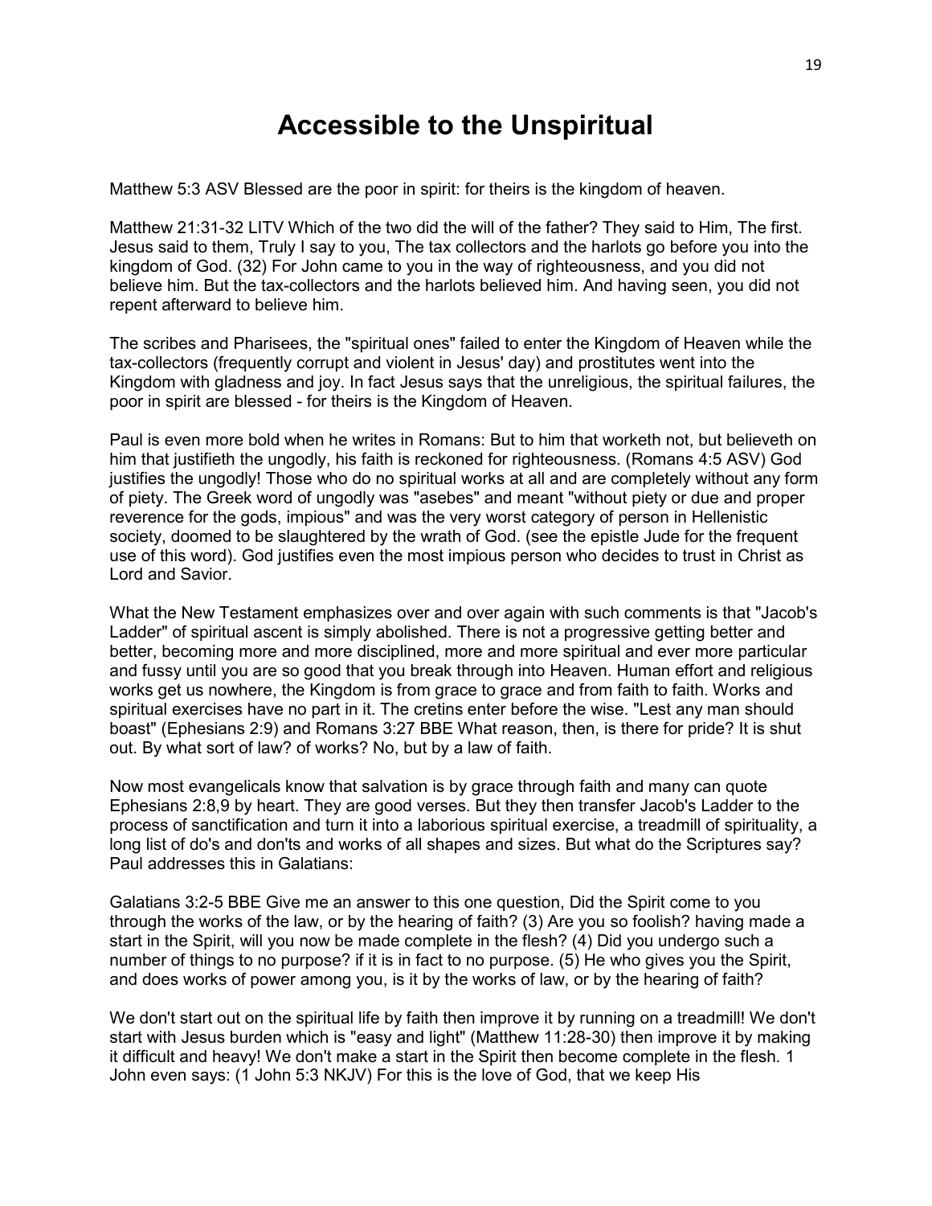# Accessible to the Unspiritual

Matthew 5:3 ASV Blessed are the poor in spirit: for theirs is the kingdom of heaven.

Matthew 21:31-32 LITV Which of the two did the will of the father? They said to Him, The first. Jesus said to them, Truly I say to you, The tax collectors and the harlots go before you into the kingdom of God. (32) For John came to you in the way of righteousness, and you did not believe him. But the tax-collectors and the harlots believed him. And having seen, you did not repent afterward to believe him.

The scribes and Pharisees, the "spiritual ones" failed to enter the Kingdom of Heaven while the tax-collectors (frequently corrupt and violent in Jesus' day) and prostitutes went into the Kingdom with gladness and joy. In fact Jesus says that the unreligious, the spiritual failures, the poor in spirit are blessed - for theirs is the Kingdom of Heaven.

Paul is even more bold when he writes in Romans: But to him that worketh not, but believeth on him that justifieth the ungodly, his faith is reckoned for righteousness. (Romans 4:5 ASV) God justifies the ungodly! Those who do no spiritual works at all and are completely without any form of piety. The Greek word of ungodly was "asebes" and meant "without piety or due and proper reverence for the gods, impious" and was the very worst category of person in Hellenistic society, doomed to be slaughtered by the wrath of God. (see the epistle Jude for the frequent use of this word). God justifies even the most impious person who decides to trust in Christ as Lord and Savior.

What the New Testament emphasizes over and over again with such comments is that "Jacob's Ladder" of spiritual ascent is simply abolished. There is not a progressive getting better and better, becoming more and more disciplined, more and more spiritual and ever more particular and fussy until you are so good that you break through into Heaven. Human effort and religious works get us nowhere, the Kingdom is from grace to grace and from faith to faith. Works and spiritual exercises have no part in it. The cretins enter before the wise. "Lest any man should boast" (Ephesians 2:9) and Romans 3:27 BBE What reason, then, is there for pride? It is shut out. By what sort of law? of works? No, but by a law of faith.

Now most evangelicals know that salvation is by grace through faith and many can quote Ephesians 2:8,9 by heart. They are good verses. But they then transfer Jacob's Ladder to the process of sanctification and turn it into a laborious spiritual exercise, a treadmill of spirituality, a long list of do's and don'ts and works of all shapes and sizes. But what do the Scriptures say? Paul addresses this in Galatians:

Galatians 3:2-5 BBE Give me an answer to this one question, Did the Spirit come to you through the works of the law, or by the hearing of faith? (3) Are you so foolish? having made a start in the Spirit, will you now be made complete in the flesh? (4) Did you undergo such a number of things to no purpose? if it is in fact to no purpose. (5) He who gives you the Spirit, and does works of power among you, is it by the works of law, or by the hearing of faith?

We don't start out on the spiritual life by faith then improve it by running on a treadmill! We don't start with Jesus burden which is "easy and light" (Matthew 11:28-30) then improve it by making it difficult and heavy! We don't make a start in the Spirit then become complete in the flesh. 1 John even says: (1 John 5:3 NKJV) For this is the love of God, that we keep His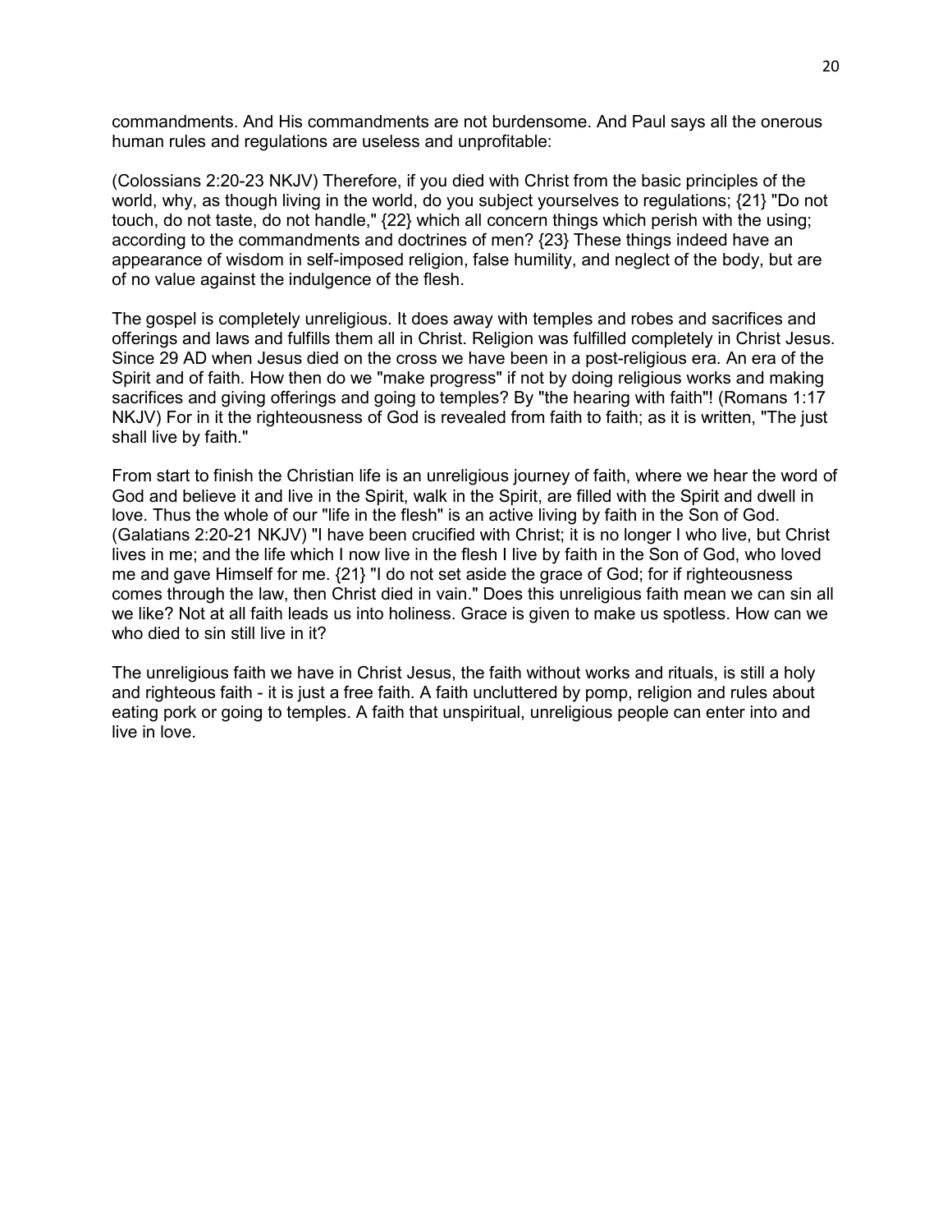commandments. And His commandments are not burdensome. And Paul says all the onerous human rules and regulations are useless and unprofitable:

(Colossians 2:20-23 NKJV) Therefore, if you died with Christ from the basic principles of the world, why, as though living in the world, do you subject yourselves to regulations; {21} "Do not touch, do not taste, do not handle," {22} which all concern things which perish with the using; according to the commandments and doctrines of men? {23} These things indeed have an appearance of wisdom in self-imposed religion, false humility, and neglect of the body, but are of no value against the indulgence of the flesh.

The gospel is completely unreligious. It does away with temples and robes and sacrifices and offerings and laws and fulfills them all in Christ. Religion was fulfilled completely in Christ Jesus. Since 29 AD when Jesus died on the cross we have been in a post-religious era. An era of the Spirit and of faith. How then do we "make progress" if not by doing religious works and making sacrifices and giving offerings and going to temples? By "the hearing with faith"! (Romans 1:17 NKJV) For in it the righteousness of God is revealed from faith to faith; as it is written, "The just shall live by faith."

From start to finish the Christian life is an unreligious journey of faith, where we hear the word of God and believe it and live in the Spirit, walk in the Spirit, are filled with the Spirit and dwell in love. Thus the whole of our "life in the flesh" is an active living by faith in the Son of God. (Galatians 2:20-21 NKJV) "I have been crucified with Christ; it is no longer I who live, but Christ lives in me; and the life which I now live in the flesh I live by faith in the Son of God, who loved me and gave Himself for me. {21} "I do not set aside the grace of God; for if righteousness comes through the law, then Christ died in vain." Does this unreligious faith mean we can sin all we like? Not at all faith leads us into holiness. Grace is given to make us spotless. How can we who died to sin still live in it?

The unreligious faith we have in Christ Jesus, the faith without works and rituals, is still a holy and righteous faith - it is just a free faith. A faith uncluttered by pomp, religion and rules about eating pork or going to temples. A faith that unspiritual, unreligious people can enter into and live in love.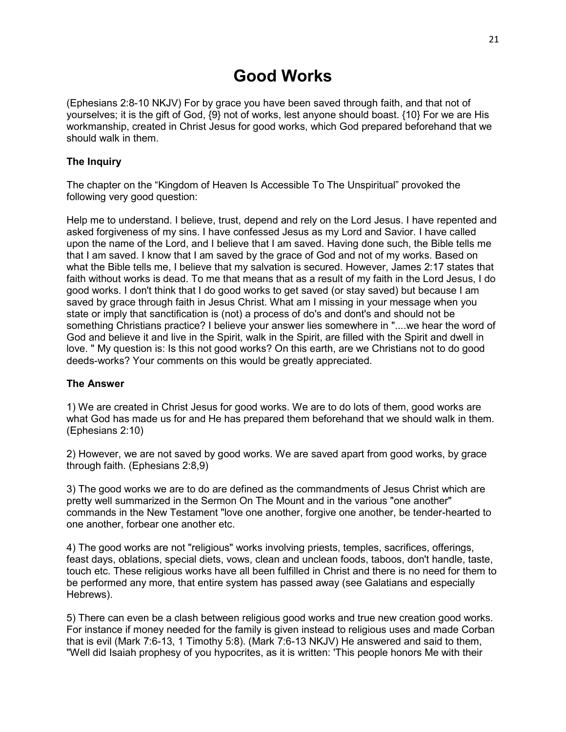# Good Works

(Ephesians 2:8-10 NKJV) For by grace you have been saved through faith, and that not of yourselves; it is the gift of God, {9} not of works, lest anyone should boast. {10} For we are His workmanship, created in Christ Jesus for good works, which God prepared beforehand that we should walk in them.

### The Inquiry

The chapter on the “Kingdom of Heaven Is Accessible To The Unspiritual” provoked the following very good question:

Help me to understand. I believe, trust, depend and rely on the Lord Jesus. I have repented and asked forgiveness of my sins. I have confessed Jesus as my Lord and Savior. I have called upon the name of the Lord, and I believe that I am saved. Having done such, the Bible tells me that I am saved. I know that I am saved by the grace of God and not of my works. Based on what the Bible tells me, I believe that my salvation is secured. However, James 2:17 states that faith without works is dead. To me that means that as a result of my faith in the Lord Jesus, I do good works. I don't think that I do good works to get saved (or stay saved) but because I am saved by grace through faith in Jesus Christ. What am I missing in your message when you state or imply that sanctification is (not) a process of do's and dont's and should not be something Christians practice? I believe your answer lies somewhere in "....we hear the word of God and believe it and live in the Spirit, walk in the Spirit, are filled with the Spirit and dwell in love. " My question is: Is this not good works? On this earth, are we Christians not to do good deeds-works? Your comments on this would be greatly appreciated.

### The Answer

1) We are created in Christ Jesus for good works. We are to do lots of them, good works are what God has made us for and He has prepared them beforehand that we should walk in them. (Ephesians 2:10)

2) However, we are not saved by good works. We are saved apart from good works, by grace through faith. (Ephesians 2:8,9)

3) The good works we are to do are defined as the commandments of Jesus Christ which are pretty well summarized in the Sermon On The Mount and in the various "one another" commands in the New Testament "love one another, forgive one another, be tender-hearted to one another, forbear one another etc.

4) The good works are not "religious" works involving priests, temples, sacrifices, offerings, feast days, oblations, special diets, vows, clean and unclean foods, taboos, don't handle, taste, touch etc. These religious works have all been fulfilled in Christ and there is no need for them to be performed any more, that entire system has passed away (see Galatians and especially Hebrews).

5) There can even be a clash between religious good works and true new creation good works. For instance if money needed for the family is given instead to religious uses and made Corban that is evil (Mark 7:6-13, 1 Timothy 5:8). (Mark 7:6-13 NKJV) He answered and said to them, "Well did Isaiah prophesy of you hypocrites, as it is written: 'This people honors Me with their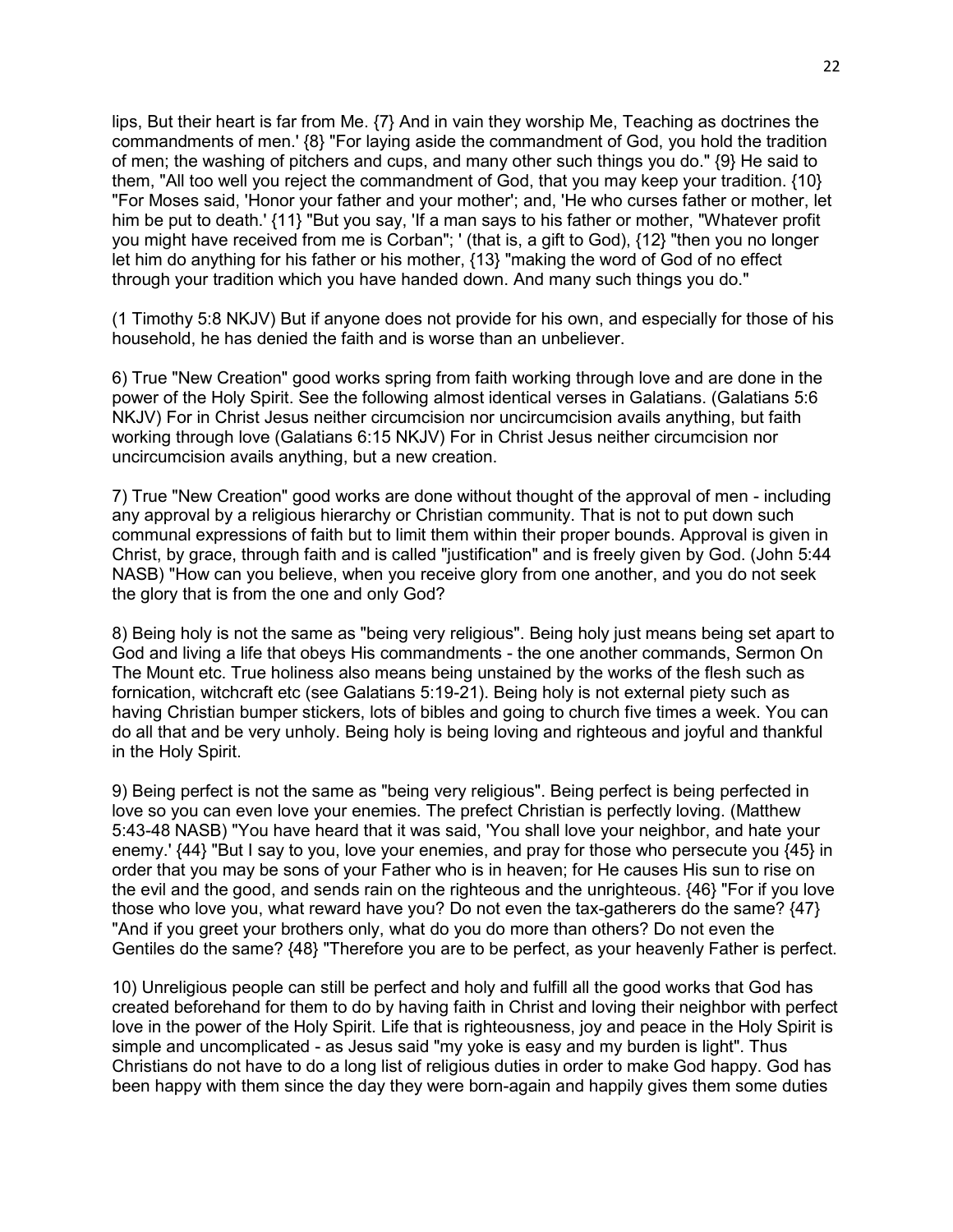lips, But their heart is far from Me. {7} And in vain they worship Me, Teaching as doctrines the commandments of men.' {8} "For laying aside the commandment of God, you hold the tradition of men; the washing of pitchers and cups, and many other such things you do." {9} He said to them, "All too well you reject the commandment of God, that you may keep your tradition. {10} "For Moses said, 'Honor your father and your mother'; and, 'He who curses father or mother, let him be put to death.' {11} "But you say, 'If a man says to his father or mother, "Whatever profit you might have received from me is Corban"; ' (that is, a gift to God), {12} "then you no longer let him do anything for his father or his mother, {13} "making the word of God of no effect through your tradition which you have handed down. And many such things you do."

(1 Timothy 5:8 NKJV) But if anyone does not provide for his own, and especially for those of his household, he has denied the faith and is worse than an unbeliever.

6) True "New Creation" good works spring from faith working through love and are done in the power of the Holy Spirit. See the following almost identical verses in Galatians. (Galatians 5:6 NKJV) For in Christ Jesus neither circumcision nor uncircumcision avails anything, but faith working through love (Galatians 6:15 NKJV) For in Christ Jesus neither circumcision nor uncircumcision avails anything, but a new creation.

7) True "New Creation" good works are done without thought of the approval of men - including any approval by a religious hierarchy or Christian community. That is not to put down such communal expressions of faith but to limit them within their proper bounds. Approval is given in Christ, by grace, through faith and is called "justification" and is freely given by God. (John 5:44 NASB) "How can you believe, when you receive glory from one another, and you do not seek the glory that is from the one and only God?

8) Being holy is not the same as "being very religious". Being holy just means being set apart to God and living a life that obeys His commandments - the one another commands, Sermon On The Mount etc. True holiness also means being unstained by the works of the flesh such as fornication, witchcraft etc (see Galatians 5:19-21). Being holy is not external piety such as having Christian bumper stickers, lots of bibles and going to church five times a week. You can do all that and be very unholy. Being holy is being loving and righteous and joyful and thankful in the Holy Spirit.

9) Being perfect is not the same as "being very religious". Being perfect is being perfected in love so you can even love your enemies. The prefect Christian is perfectly loving. (Matthew 5:43-48 NASB) "You have heard that it was said, 'You shall love your neighbor, and hate your enemy.' {44} "But I say to you, love your enemies, and pray for those who persecute you {45} in order that you may be sons of your Father who is in heaven; for He causes His sun to rise on the evil and the good, and sends rain on the righteous and the unrighteous. {46} "For if you love those who love you, what reward have you? Do not even the tax-gatherers do the same? {47} "And if you greet your brothers only, what do you do more than others? Do not even the Gentiles do the same? {48} "Therefore you are to be perfect, as your heavenly Father is perfect.

10) Unreligious people can still be perfect and holy and fulfill all the good works that God has created beforehand for them to do by having faith in Christ and loving their neighbor with perfect love in the power of the Holy Spirit. Life that is righteousness, joy and peace in the Holy Spirit is simple and uncomplicated - as Jesus said "my yoke is easy and my burden is light". Thus Christians do not have to do a long list of religious duties in order to make God happy. God has been happy with them since the day they were born-again and happily gives them some duties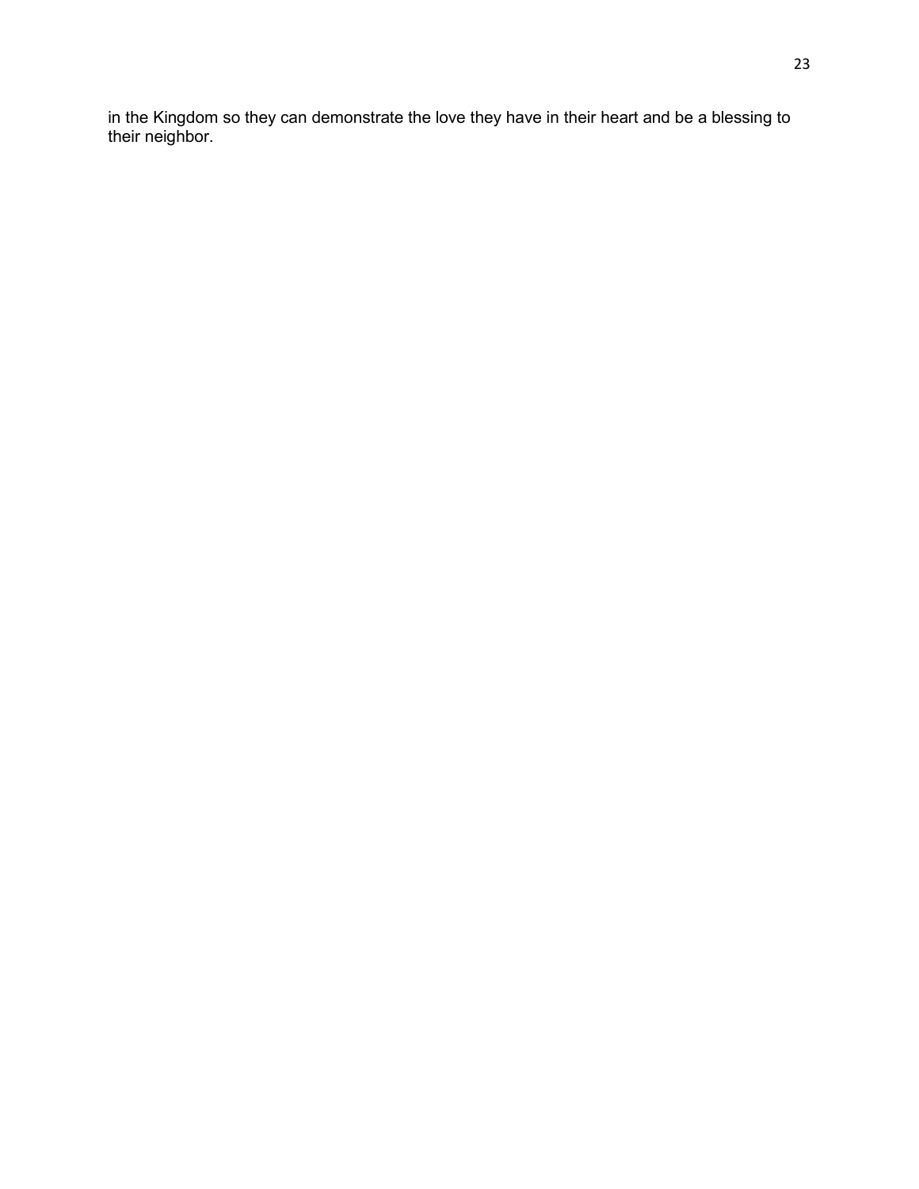in the Kingdom so they can demonstrate the love they have in their heart and be a blessing to their neighbor.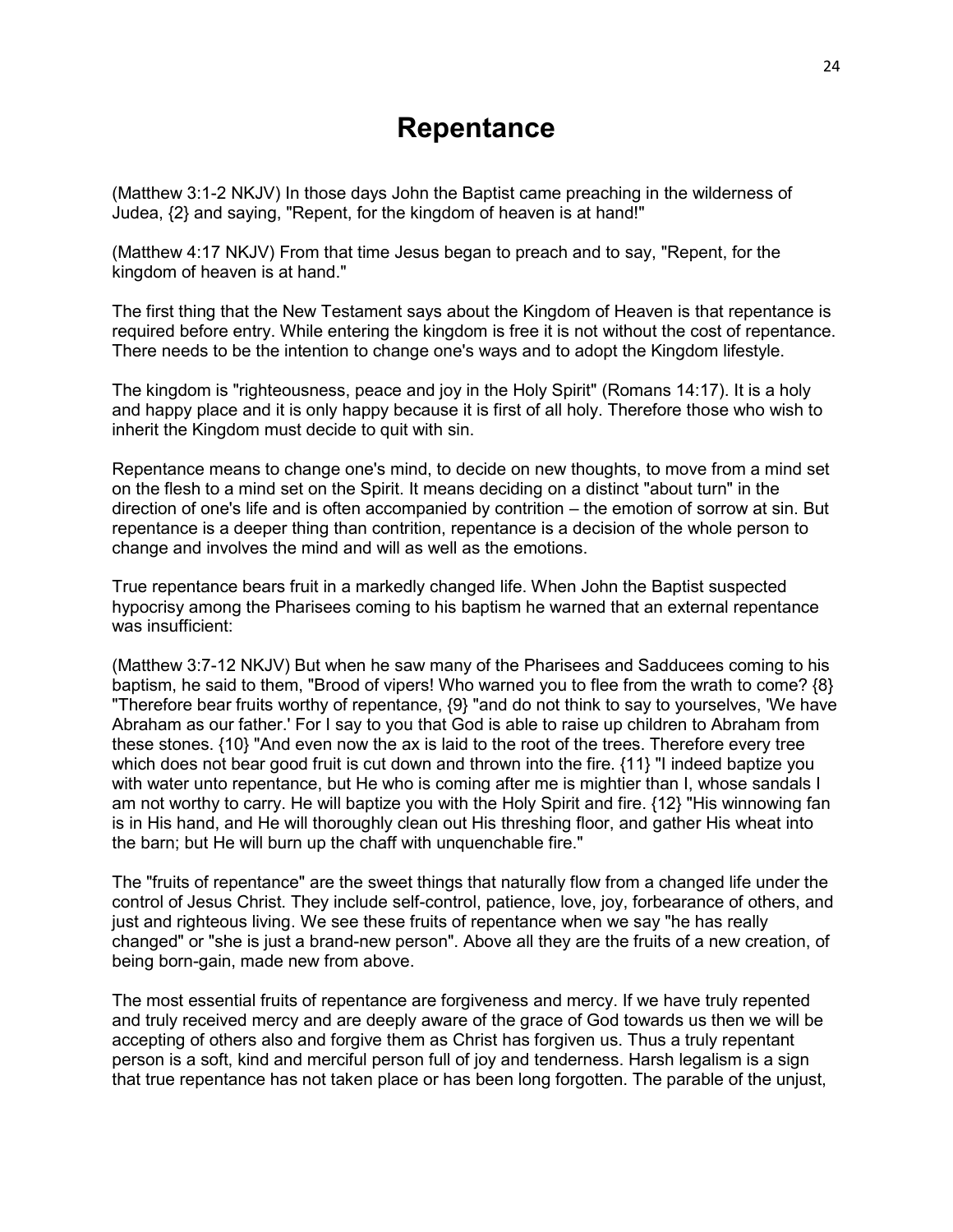# Repentance

(Matthew 3:1-2 NKJV) In those days John the Baptist came preaching in the wilderness of Judea, {2} and saying, "Repent, for the kingdom of heaven is at hand!"

(Matthew 4:17 NKJV) From that time Jesus began to preach and to say, "Repent, for the kingdom of heaven is at hand."

The first thing that the New Testament says about the Kingdom of Heaven is that repentance is required before entry. While entering the kingdom is free it is not without the cost of repentance. There needs to be the intention to change one's ways and to adopt the Kingdom lifestyle.

The kingdom is "righteousness, peace and joy in the Holy Spirit" (Romans 14:17). It is a holy and happy place and it is only happy because it is first of all holy. Therefore those who wish to inherit the Kingdom must decide to quit with sin.

Repentance means to change one's mind, to decide on new thoughts, to move from a mind set on the flesh to a mind set on the Spirit. It means deciding on a distinct "about turn" in the direction of one's life and is often accompanied by contrition – the emotion of sorrow at sin. But repentance is a deeper thing than contrition, repentance is a decision of the whole person to change and involves the mind and will as well as the emotions.

True repentance bears fruit in a markedly changed life. When John the Baptist suspected hypocrisy among the Pharisees coming to his baptism he warned that an external repentance was insufficient:

(Matthew 3:7-12 NKJV) But when he saw many of the Pharisees and Sadducees coming to his baptism, he said to them, "Brood of vipers! Who warned you to flee from the wrath to come? {8} "Therefore bear fruits worthy of repentance, {9} "and do not think to say to yourselves, 'We have Abraham as our father.' For I say to you that God is able to raise up children to Abraham from these stones. {10} "And even now the ax is laid to the root of the trees. Therefore every tree which does not bear good fruit is cut down and thrown into the fire. {11} "I indeed baptize you with water unto repentance, but He who is coming after me is mightier than I, whose sandals I am not worthy to carry. He will baptize you with the Holy Spirit and fire. {12} "His winnowing fan is in His hand, and He will thoroughly clean out His threshing floor, and gather His wheat into the barn; but He will burn up the chaff with unquenchable fire."

The "fruits of repentance" are the sweet things that naturally flow from a changed life under the control of Jesus Christ. They include self-control, patience, love, joy, forbearance of others, and just and righteous living. We see these fruits of repentance when we say "he has really changed" or "she is just a brand-new person". Above all they are the fruits of a new creation, of being born-gain, made new from above.

The most essential fruits of repentance are forgiveness and mercy. If we have truly repented and truly received mercy and are deeply aware of the grace of God towards us then we will be accepting of others also and forgive them as Christ has forgiven us. Thus a truly repentant person is a soft, kind and merciful person full of joy and tenderness. Harsh legalism is a sign that true repentance has not taken place or has been long forgotten. The parable of the unjust,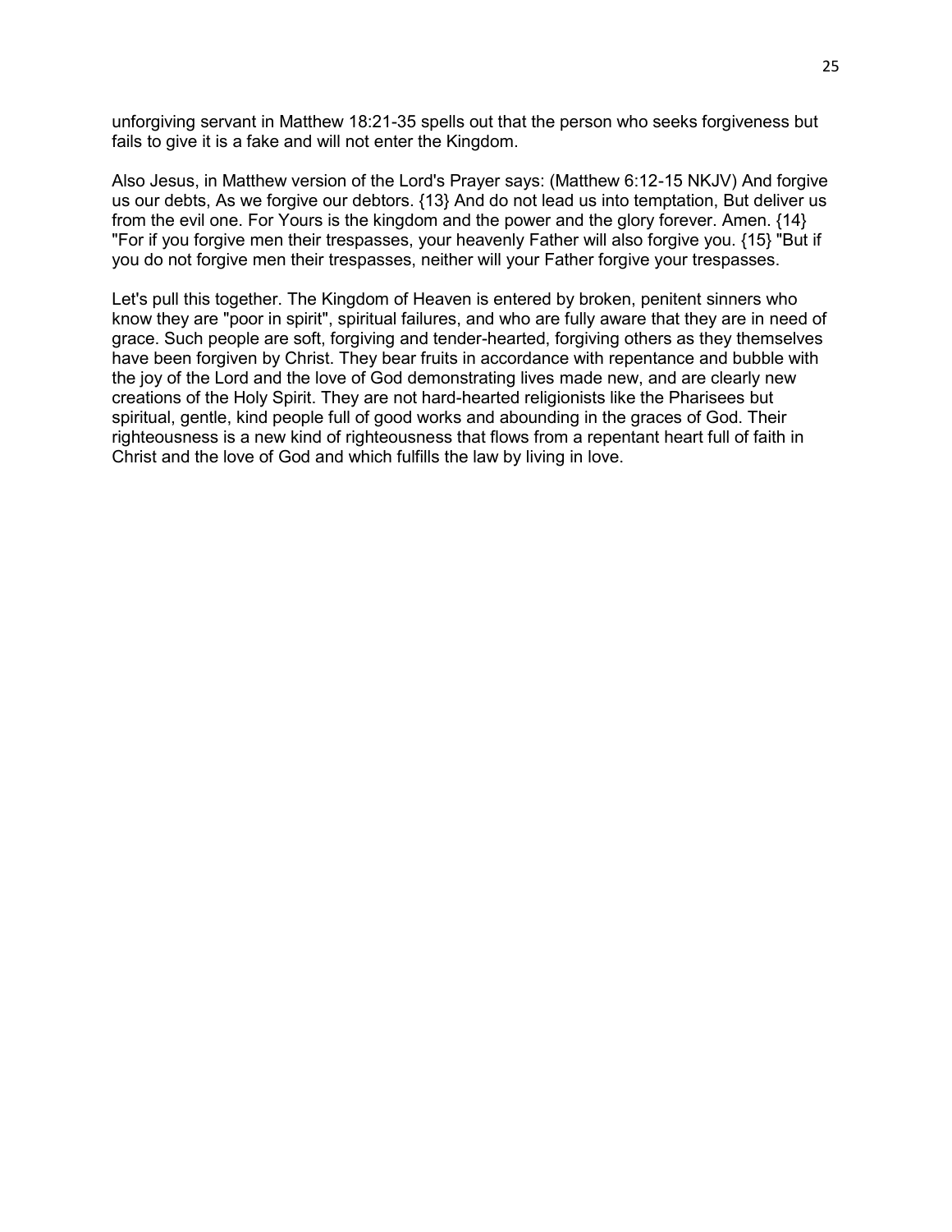unforgiving servant in Matthew 18:21-35 spells out that the person who seeks forgiveness but fails to give it is a fake and will not enter the Kingdom.

Also Jesus, in Matthew version of the Lord's Prayer says: (Matthew 6:12-15 NKJV) And forgive us our debts, As we forgive our debtors. {13} And do not lead us into temptation, But deliver us from the evil one. For Yours is the kingdom and the power and the glory forever. Amen. {14} "For if you forgive men their trespasses, your heavenly Father will also forgive you. {15} "But if you do not forgive men their trespasses, neither will your Father forgive your trespasses.

Let's pull this together. The Kingdom of Heaven is entered by broken, penitent sinners who know they are "poor in spirit", spiritual failures, and who are fully aware that they are in need of grace. Such people are soft, forgiving and tender-hearted, forgiving others as they themselves have been forgiven by Christ. They bear fruits in accordance with repentance and bubble with the joy of the Lord and the love of God demonstrating lives made new, and are clearly new creations of the Holy Spirit. They are not hard-hearted religionists like the Pharisees but spiritual, gentle, kind people full of good works and abounding in the graces of God. Their righteousness is a new kind of righteousness that flows from a repentant heart full of faith in Christ and the love of God and which fulfills the law by living in love.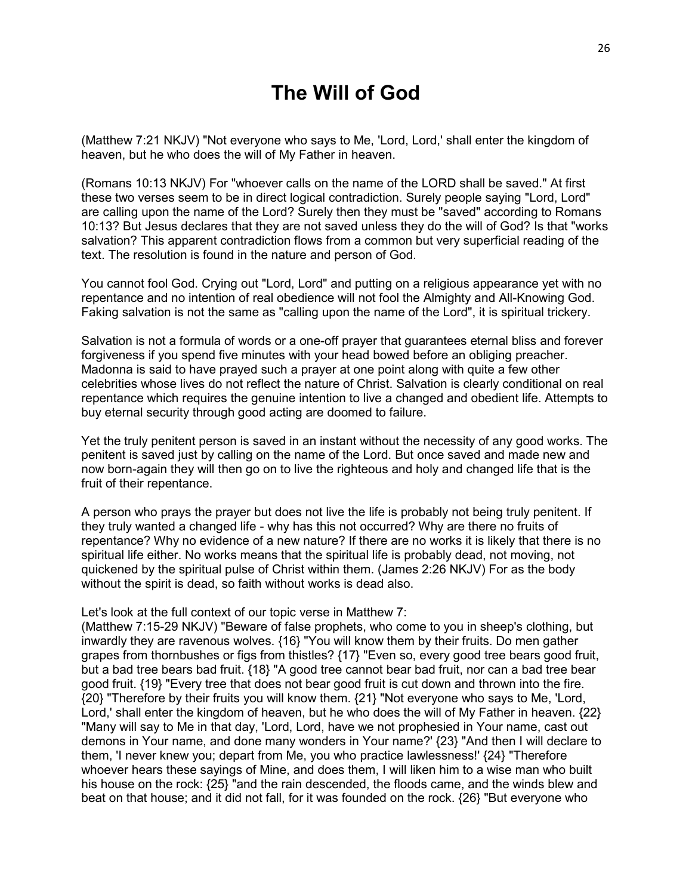# The Will of God

(Matthew 7:21 NKJV) "Not everyone who says to Me, 'Lord, Lord,' shall enter the kingdom of heaven, but he who does the will of My Father in heaven.

(Romans 10:13 NKJV) For "whoever calls on the name of the LORD shall be saved." At first these two verses seem to be in direct logical contradiction. Surely people saying "Lord, Lord" are calling upon the name of the Lord? Surely then they must be "saved" according to Romans 10:13? But Jesus declares that they are not saved unless they do the will of God? Is that "works salvation? This apparent contradiction flows from a common but very superficial reading of the text. The resolution is found in the nature and person of God.

You cannot fool God. Crying out "Lord, Lord" and putting on a religious appearance yet with no repentance and no intention of real obedience will not fool the Almighty and All-Knowing God. Faking salvation is not the same as "calling upon the name of the Lord", it is spiritual trickery.

Salvation is not a formula of words or a one-off prayer that guarantees eternal bliss and forever forgiveness if you spend five minutes with your head bowed before an obliging preacher. Madonna is said to have prayed such a prayer at one point along with quite a few other celebrities whose lives do not reflect the nature of Christ. Salvation is clearly conditional on real repentance which requires the genuine intention to live a changed and obedient life. Attempts to buy eternal security through good acting are doomed to failure.

Yet the truly penitent person is saved in an instant without the necessity of any good works. The penitent is saved just by calling on the name of the Lord. But once saved and made new and now born-again they will then go on to live the righteous and holy and changed life that is the fruit of their repentance.

A person who prays the prayer but does not live the life is probably not being truly penitent. If they truly wanted a changed life - why has this not occurred? Why are there no fruits of repentance? Why no evidence of a new nature? If there are no works it is likely that there is no spiritual life either. No works means that the spiritual life is probably dead, not moving, not quickened by the spiritual pulse of Christ within them. (James 2:26 NKJV) For as the body without the spirit is dead, so faith without works is dead also.

Let's look at the full context of our topic verse in Matthew 7:
(Matthew 7:15-29 NKJV) "Beware of false prophets, who come to you in sheep's clothing, but inwardly they are ravenous wolves. {16} "You will know them by their fruits. Do men gather grapes from thornbushes or figs from thistles? {17} "Even so, every good tree bears good fruit, but a bad tree bears bad fruit. {18} "A good tree cannot bear bad fruit, nor can a bad tree bear good fruit. {19} "Every tree that does not bear good fruit is cut down and thrown into the fire. {20} "Therefore by their fruits you will know them. {21} "Not everyone who says to Me, 'Lord, Lord,' shall enter the kingdom of heaven, but he who does the will of My Father in heaven. {22} "Many will say to Me in that day, 'Lord, Lord, have we not prophesied in Your name, cast out demons in Your name, and done many wonders in Your name?' {23} "And then I will declare to them, 'I never knew you; depart from Me, you who practice lawlessness!' {24} "Therefore whoever hears these sayings of Mine, and does them, I will liken him to a wise man who built his house on the rock: {25} "and the rain descended, the floods came, and the winds blew and beat on that house; and it did not fall, for it was founded on the rock. {26} "But everyone who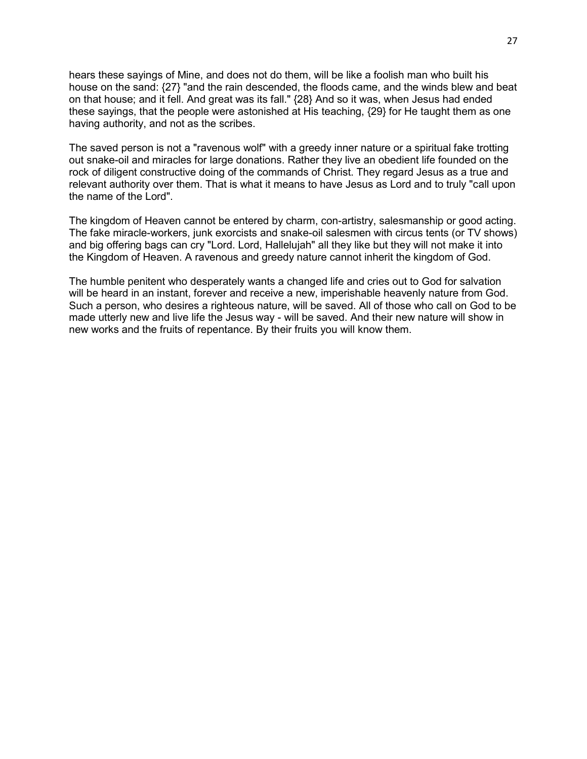hears these sayings of Mine, and does not do them, will be like a foolish man who built his house on the sand: {27} "and the rain descended, the floods came, and the winds blew and beat on that house; and it fell. And great was its fall." {28} And so it was, when Jesus had ended these sayings, that the people were astonished at His teaching, {29} for He taught them as one having authority, and not as the scribes.

The saved person is not a "ravenous wolf" with a greedy inner nature or a spiritual fake trotting out snake-oil and miracles for large donations. Rather they live an obedient life founded on the rock of diligent constructive doing of the commands of Christ. They regard Jesus as a true and relevant authority over them. That is what it means to have Jesus as Lord and to truly "call upon the name of the Lord".

The kingdom of Heaven cannot be entered by charm, con-artistry, salesmanship or good acting. The fake miracle-workers, junk exorcists and snake-oil salesmen with circus tents (or TV shows) and big offering bags can cry "Lord. Lord, Hallelujah" all they like but they will not make it into the Kingdom of Heaven. A ravenous and greedy nature cannot inherit the kingdom of God.

The humble penitent who desperately wants a changed life and cries out to God for salvation will be heard in an instant, forever and receive a new, imperishable heavenly nature from God. Such a person, who desires a righteous nature, will be saved. All of those who call on God to be made utterly new and live life the Jesus way - will be saved. And their new nature will show in new works and the fruits of repentance. By their fruits you will know them.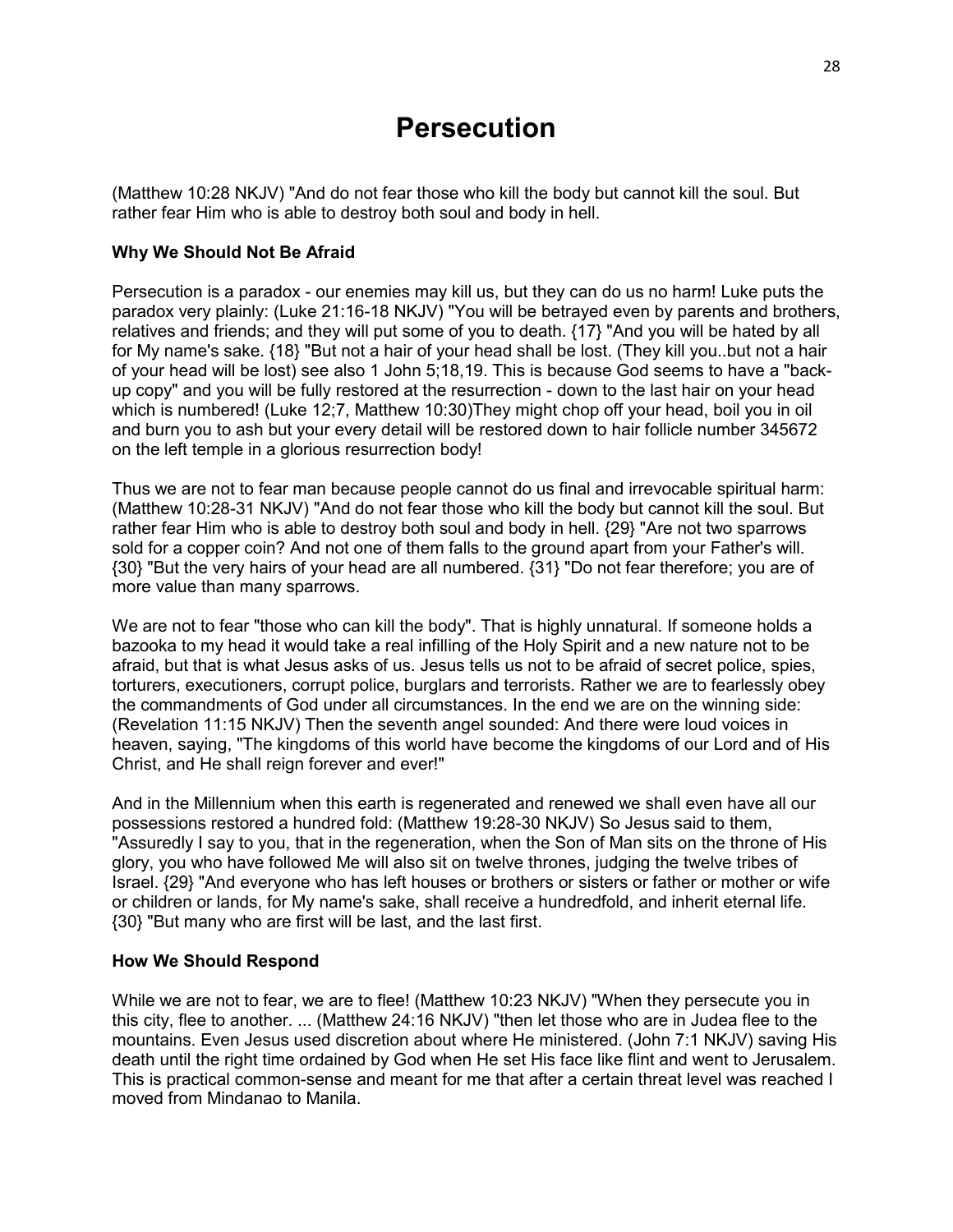# Persecution

(Matthew 10:28 NKJV) "And do not fear those who kill the body but cannot kill the soul. But rather fear Him who is able to destroy both soul and body in hell.

**Why We Should Not Be Afraid**

Persecution is a paradox - our enemies may kill us, but they can do us no harm! Luke puts the paradox very plainly: (Luke 21:16-18 NKJV) "You will be betrayed even by parents and brothers, relatives and friends; and they will put some of you to death. {17} "And you will be hated by all for My name's sake. {18} "But not a hair of your head shall be lost. (They kill you..but not a hair of your head will be lost) see also 1 John 5;18,19. This is because God seems to have a "back-up copy" and you will be fully restored at the resurrection - down to the last hair on your head which is numbered! (Luke 12;7, Matthew 10:30)They might chop off your head, boil you in oil and burn you to ash but your every detail will be restored down to hair follicle number 345672 on the left temple in a glorious resurrection body!

Thus we are not to fear man because people cannot do us final and irrevocable spiritual harm: (Matthew 10:28-31 NKJV) "And do not fear those who kill the body but cannot kill the soul. But rather fear Him who is able to destroy both soul and body in hell. {29} "Are not two sparrows sold for a copper coin? And not one of them falls to the ground apart from your Father's will. {30} "But the very hairs of your head are all numbered. {31} "Do not fear therefore; you are of more value than many sparrows.

We are not to fear "those who can kill the body". That is highly unnatural. If someone holds a bazooka to my head it would take a real infilling of the Holy Spirit and a new nature not to be afraid, but that is what Jesus asks of us. Jesus tells us not to be afraid of secret police, spies, torturers, executioners, corrupt police, burglars and terrorists. Rather we are to fearlessly obey the commandments of God under all circumstances. In the end we are on the winning side: (Revelation 11:15 NKJV) Then the seventh angel sounded: And there were loud voices in heaven, saying, "The kingdoms of this world have become the kingdoms of our Lord and of His Christ, and He shall reign forever and ever!"

And in the Millennium when this earth is regenerated and renewed we shall even have all our possessions restored a hundred fold: (Matthew 19:28-30 NKJV) So Jesus said to them, "Assuredly I say to you, that in the regeneration, when the Son of Man sits on the throne of His glory, you who have followed Me will also sit on twelve thrones, judging the twelve tribes of Israel. {29} "And everyone who has left houses or brothers or sisters or father or mother or wife or children or lands, for My name's sake, shall receive a hundredfold, and inherit eternal life. {30} "But many who are first will be last, and the last first.

**How We Should Respond**

While we are not to fear, we are to flee! (Matthew 10:23 NKJV) "When they persecute you in this city, flee to another. ... (Matthew 24:16 NKJV) "then let those who are in Judea flee to the mountains. Even Jesus used discretion about where He ministered. (John 7:1 NKJV) saving His death until the right time ordained by God when He set His face like flint and went to Jerusalem. This is practical common-sense and meant for me that after a certain threat level was reached I moved from Mindanao to Manila.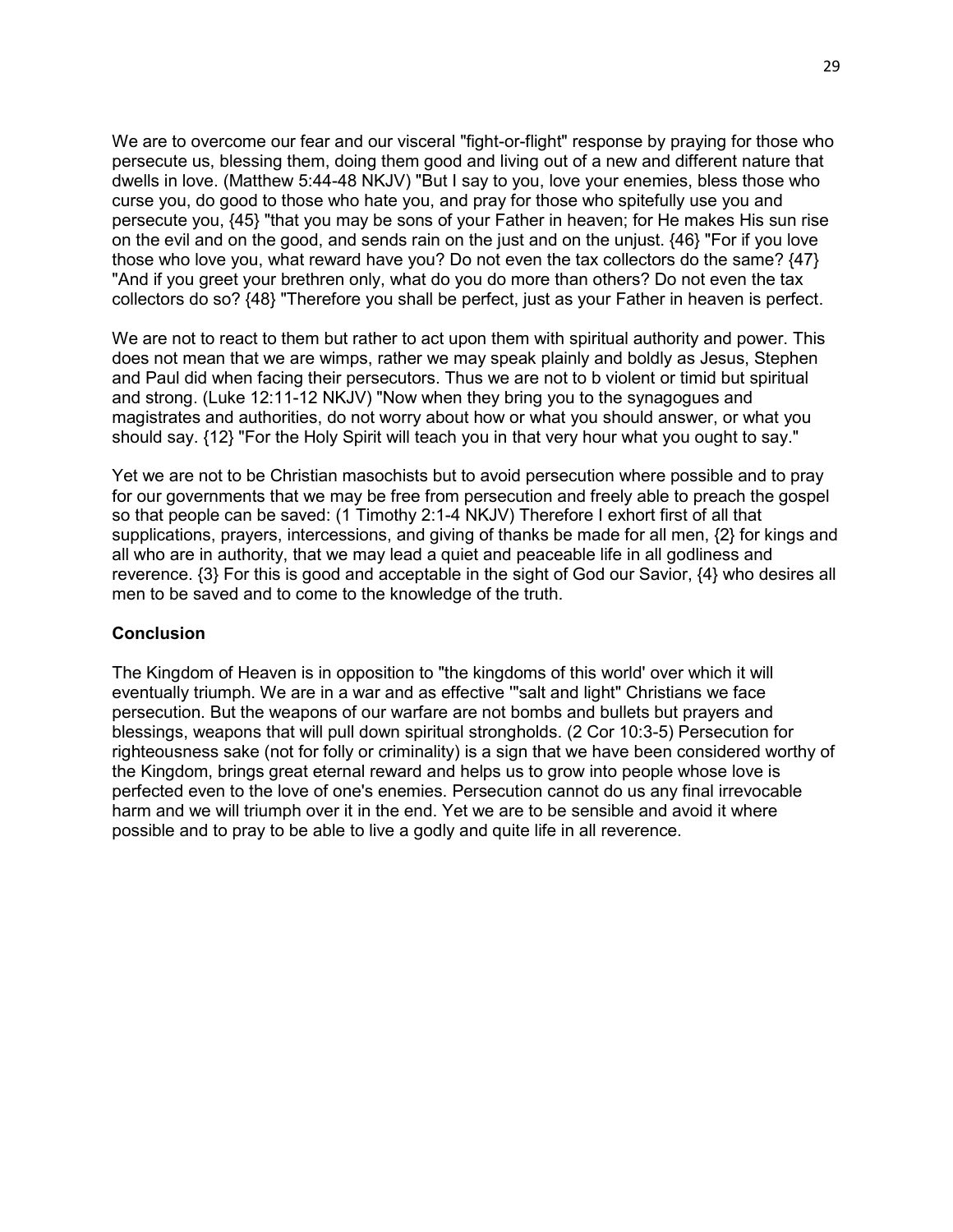We are to overcome our fear and our visceral "fight-or-flight" response by praying for those who persecute us, blessing them, doing them good and living out of a new and different nature that dwells in love. (Matthew 5:44-48 NKJV) "But I say to you, love your enemies, bless those who curse you, do good to those who hate you, and pray for those who spitefully use you and persecute you, {45} "that you may be sons of your Father in heaven; for He makes His sun rise on the evil and on the good, and sends rain on the just and on the unjust. {46} "For if you love those who love you, what reward have you? Do not even the tax collectors do the same? {47} "And if you greet your brethren only, what do you do more than others? Do not even the tax collectors do so? {48} "Therefore you shall be perfect, just as your Father in heaven is perfect.

We are not to react to them but rather to act upon them with spiritual authority and power. This does not mean that we are wimps, rather we may speak plainly and boldly as Jesus, Stephen and Paul did when facing their persecutors. Thus we are not to b violent or timid but spiritual and strong. (Luke 12:11-12 NKJV) "Now when they bring you to the synagogues and magistrates and authorities, do not worry about how or what you should answer, or what you should say. {12} "For the Holy Spirit will teach you in that very hour what you ought to say."

Yet we are not to be Christian masochists but to avoid persecution where possible and to pray for our governments that we may be free from persecution and freely able to preach the gospel so that people can be saved: (1 Timothy 2:1-4 NKJV) Therefore I exhort first of all that supplications, prayers, intercessions, and giving of thanks be made for all men, {2} for kings and all who are in authority, that we may lead a quiet and peaceable life in all godliness and reverence. {3} For this is good and acceptable in the sight of God our Savior, {4} who desires all men to be saved and to come to the knowledge of the truth.

**Conclusion**

The Kingdom of Heaven is in opposition to "the kingdoms of this world' over which it will eventually triumph. We are in a war and as effective '"salt and light" Christians we face persecution. But the weapons of our warfare are not bombs and bullets but prayers and blessings, weapons that will pull down spiritual strongholds. (2 Cor 10:3-5) Persecution for righteousness sake (not for folly or criminality) is a sign that we have been considered worthy of the Kingdom, brings great eternal reward and helps us to grow into people whose love is perfected even to the love of one's enemies. Persecution cannot do us any final irrevocable harm and we will triumph over it in the end. Yet we are to be sensible and avoid it where possible and to pray to be able to live a godly and quite life in all reverence.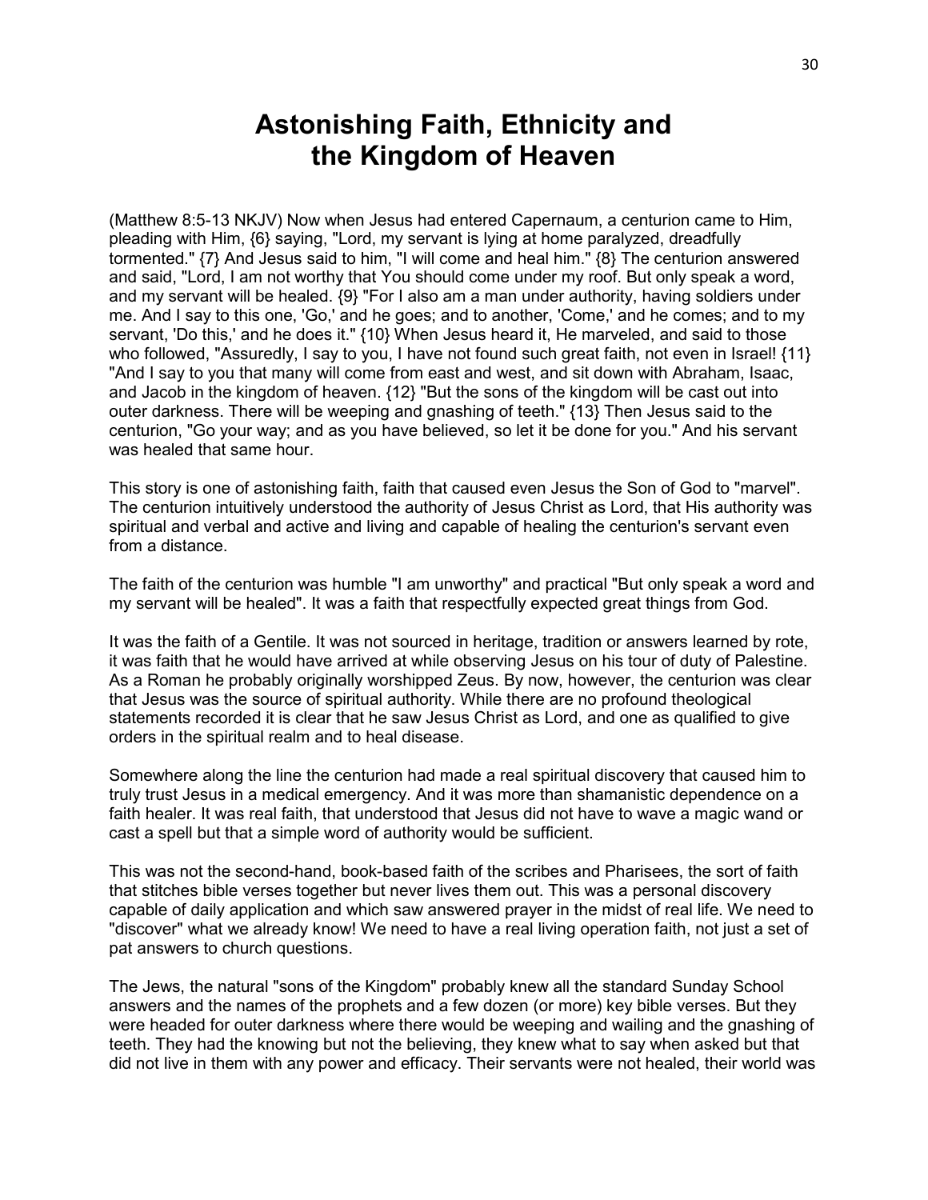# Astonishing Faith, Ethnicity and the Kingdom of Heaven

(Matthew 8:5-13 NKJV) Now when Jesus had entered Capernaum, a centurion came to Him, pleading with Him, {6} saying, "Lord, my servant is lying at home paralyzed, dreadfully tormented." {7} And Jesus said to him, "I will come and heal him." {8} The centurion answered and said, "Lord, I am not worthy that You should come under my roof. But only speak a word, and my servant will be healed. {9} "For I also am a man under authority, having soldiers under me. And I say to this one, 'Go,' and he goes; and to another, 'Come,' and he comes; and to my servant, 'Do this,' and he does it." {10} When Jesus heard it, He marveled, and said to those who followed, "Assuredly, I say to you, I have not found such great faith, not even in Israel! {11} "And I say to you that many will come from east and west, and sit down with Abraham, Isaac, and Jacob in the kingdom of heaven. {12} "But the sons of the kingdom will be cast out into outer darkness. There will be weeping and gnashing of teeth." {13} Then Jesus said to the centurion, "Go your way; and as you have believed, so let it be done for you." And his servant was healed that same hour.

This story is one of astonishing faith, faith that caused even Jesus the Son of God to "marvel". The centurion intuitively understood the authority of Jesus Christ as Lord, that His authority was spiritual and verbal and active and living and capable of healing the centurion's servant even from a distance.

The faith of the centurion was humble "I am unworthy" and practical "But only speak a word and my servant will be healed". It was a faith that respectfully expected great things from God.

It was the faith of a Gentile. It was not sourced in heritage, tradition or answers learned by rote, it was faith that he would have arrived at while observing Jesus on his tour of duty of Palestine. As a Roman he probably originally worshipped Zeus. By now, however, the centurion was clear that Jesus was the source of spiritual authority. While there are no profound theological statements recorded it is clear that he saw Jesus Christ as Lord, and one as qualified to give orders in the spiritual realm and to heal disease.

Somewhere along the line the centurion had made a real spiritual discovery that caused him to truly trust Jesus in a medical emergency. And it was more than shamanistic dependence on a faith healer. It was real faith, that understood that Jesus did not have to wave a magic wand or cast a spell but that a simple word of authority would be sufficient.

This was not the second-hand, book-based faith of the scribes and Pharisees, the sort of faith that stitches bible verses together but never lives them out. This was a personal discovery capable of daily application and which saw answered prayer in the midst of real life. We need to "discover" what we already know! We need to have a real living operation faith, not just a set of pat answers to church questions.

The Jews, the natural "sons of the Kingdom" probably knew all the standard Sunday School answers and the names of the prophets and a few dozen (or more) key bible verses. But they were headed for outer darkness where there would be weeping and wailing and the gnashing of teeth. They had the knowing but not the believing, they knew what to say when asked but that did not live in them with any power and efficacy. Their servants were not healed, their world was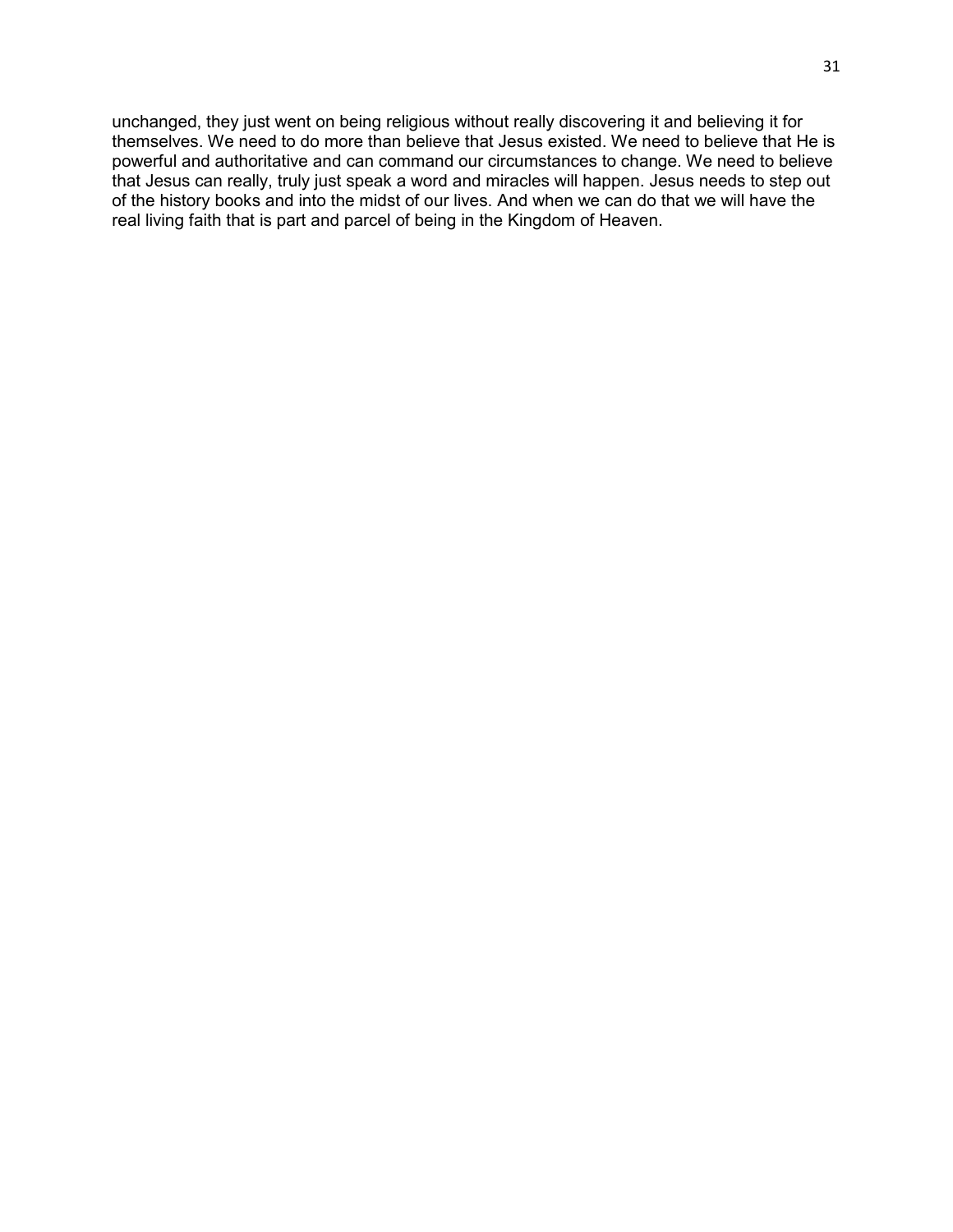unchanged, they just went on being religious without really discovering it and believing it for themselves. We need to do more than believe that Jesus existed. We need to believe that He is powerful and authoritative and can command our circumstances to change. We need to believe that Jesus can really, truly just speak a word and miracles will happen. Jesus needs to step out of the history books and into the midst of our lives. And when we can do that we will have the real living faith that is part and parcel of being in the Kingdom of Heaven.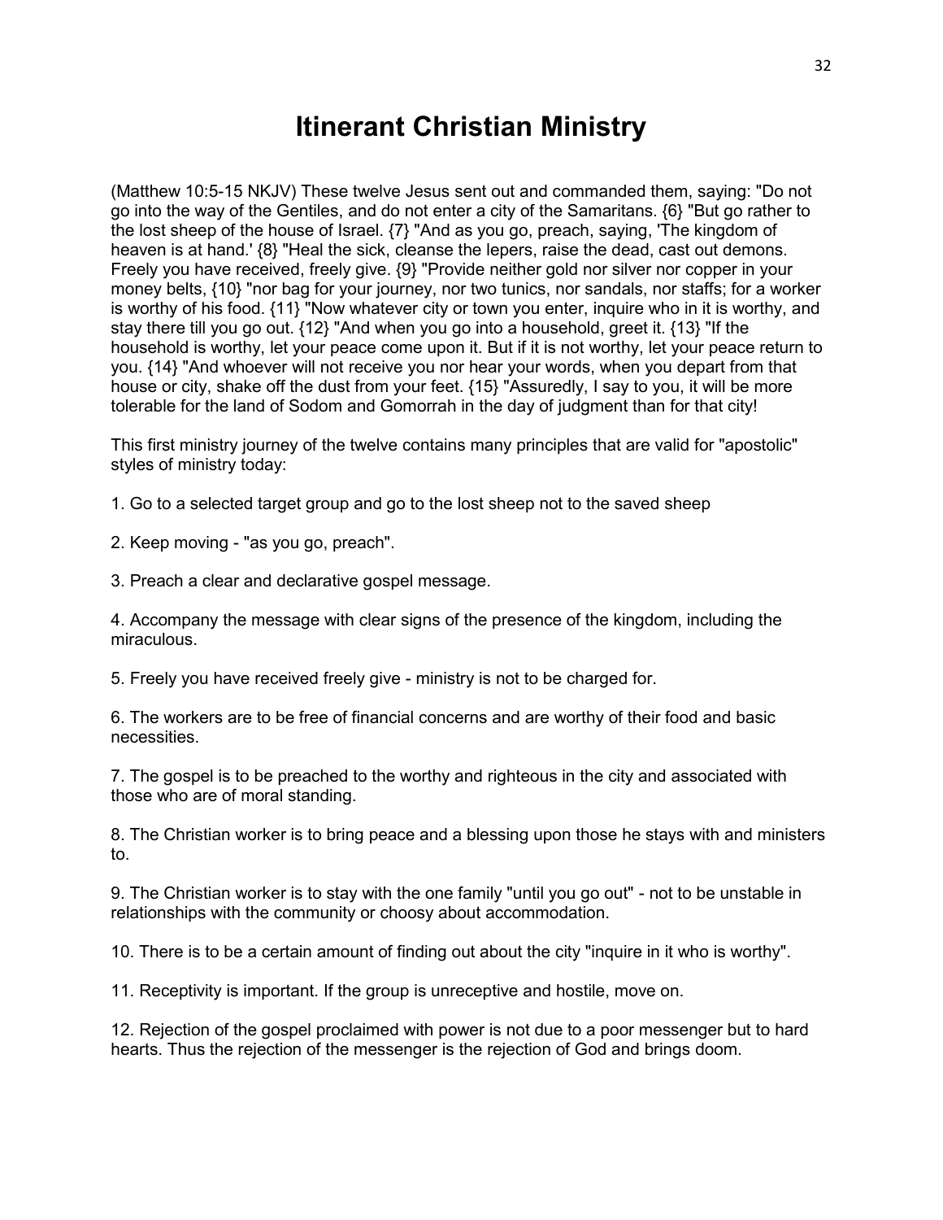# Itinerant Christian Ministry

(Matthew 10:5-15 NKJV) These twelve Jesus sent out and commanded them, saying: "Do not go into the way of the Gentiles, and do not enter a city of the Samaritans. {6} "But go rather to the lost sheep of the house of Israel. {7} "And as you go, preach, saying, 'The kingdom of heaven is at hand.' {8} "Heal the sick, cleanse the lepers, raise the dead, cast out demons. Freely you have received, freely give. {9} "Provide neither gold nor silver nor copper in your money belts, {10} "nor bag for your journey, nor two tunics, nor sandals, nor staffs; for a worker is worthy of his food. {11} "Now whatever city or town you enter, inquire who in it is worthy, and stay there till you go out. {12} "And when you go into a household, greet it. {13} "If the household is worthy, let your peace come upon it. But if it is not worthy, let your peace return to you. {14} "And whoever will not receive you nor hear your words, when you depart from that house or city, shake off the dust from your feet. {15} "Assuredly, I say to you, it will be more tolerable for the land of Sodom and Gomorrah in the day of judgment than for that city!

This first ministry journey of the twelve contains many principles that are valid for "apostolic" styles of ministry today:

1. Go to a selected target group and go to the lost sheep not to the saved sheep

2. Keep moving - "as you go, preach".

3. Preach a clear and declarative gospel message.

4. Accompany the message with clear signs of the presence of the kingdom, including the miraculous.

5. Freely you have received freely give - ministry is not to be charged for.

6. The workers are to be free of financial concerns and are worthy of their food and basic necessities.

7. The gospel is to be preached to the worthy and righteous in the city and associated with those who are of moral standing.

8. The Christian worker is to bring peace and a blessing upon those he stays with and ministers to.

9. The Christian worker is to stay with the one family "until you go out" - not to be unstable in relationships with the community or choosy about accommodation.

10. There is to be a certain amount of finding out about the city "inquire in it who is worthy".

11. Receptivity is important. If the group is unreceptive and hostile, move on.

12. Rejection of the gospel proclaimed with power is not due to a poor messenger but to hard hearts. Thus the rejection of the messenger is the rejection of God and brings doom.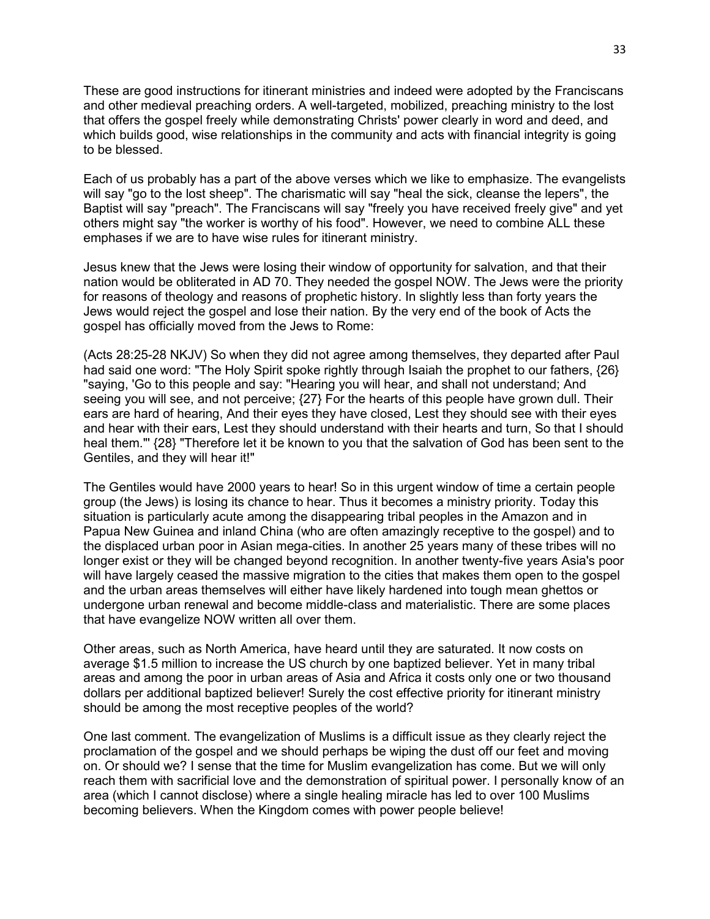These are good instructions for itinerant ministries and indeed were adopted by the Franciscans and other medieval preaching orders. A well-targeted, mobilized, preaching ministry to the lost that offers the gospel freely while demonstrating Christs' power clearly in word and deed, and which builds good, wise relationships in the community and acts with financial integrity is going to be blessed.

Each of us probably has a part of the above verses which we like to emphasize. The evangelists will say "go to the lost sheep". The charismatic will say "heal the sick, cleanse the lepers", the Baptist will say "preach". The Franciscans will say "freely you have received freely give" and yet others might say "the worker is worthy of his food". However, we need to combine ALL these emphases if we are to have wise rules for itinerant ministry.

Jesus knew that the Jews were losing their window of opportunity for salvation, and that their nation would be obliterated in AD 70. They needed the gospel NOW. The Jews were the priority for reasons of theology and reasons of prophetic history. In slightly less than forty years the Jews would reject the gospel and lose their nation. By the very end of the book of Acts the gospel has officially moved from the Jews to Rome:

(Acts 28:25-28 NKJV) So when they did not agree among themselves, they departed after Paul had said one word: "The Holy Spirit spoke rightly through Isaiah the prophet to our fathers, {26} "saying, 'Go to this people and say: "Hearing you will hear, and shall not understand; And seeing you will see, and not perceive; {27} For the hearts of this people have grown dull. Their ears are hard of hearing, And their eyes they have closed, Lest they should see with their eyes and hear with their ears, Lest they should understand with their hearts and turn, So that I should heal them."' {28} "Therefore let it be known to you that the salvation of God has been sent to the Gentiles, and they will hear it!"

The Gentiles would have 2000 years to hear! So in this urgent window of time a certain people group (the Jews) is losing its chance to hear. Thus it becomes a ministry priority. Today this situation is particularly acute among the disappearing tribal peoples in the Amazon and in Papua New Guinea and inland China (who are often amazingly receptive to the gospel) and to the displaced urban poor in Asian mega-cities. In another 25 years many of these tribes will no longer exist or they will be changed beyond recognition. In another twenty-five years Asia's poor will have largely ceased the massive migration to the cities that makes them open to the gospel and the urban areas themselves will either have likely hardened into tough mean ghettos or undergone urban renewal and become middle-class and materialistic. There are some places that have evangelize NOW written all over them.

Other areas, such as North America, have heard until they are saturated. It now costs on average $1.5 million to increase the US church by one baptized believer. Yet in many tribal areas and among the poor in urban areas of Asia and Africa it costs only one or two thousand dollars per additional baptized believer! Surely the cost effective priority for itinerant ministry should be among the most receptive peoples of the world?

One last comment. The evangelization of Muslims is a difficult issue as they clearly reject the proclamation of the gospel and we should perhaps be wiping the dust off our feet and moving on. Or should we? I sense that the time for Muslim evangelization has come. But we will only reach them with sacrificial love and the demonstration of spiritual power. I personally know of an area (which I cannot disclose) where a single healing miracle has led to over 100 Muslims becoming believers. When the Kingdom comes with power people believe!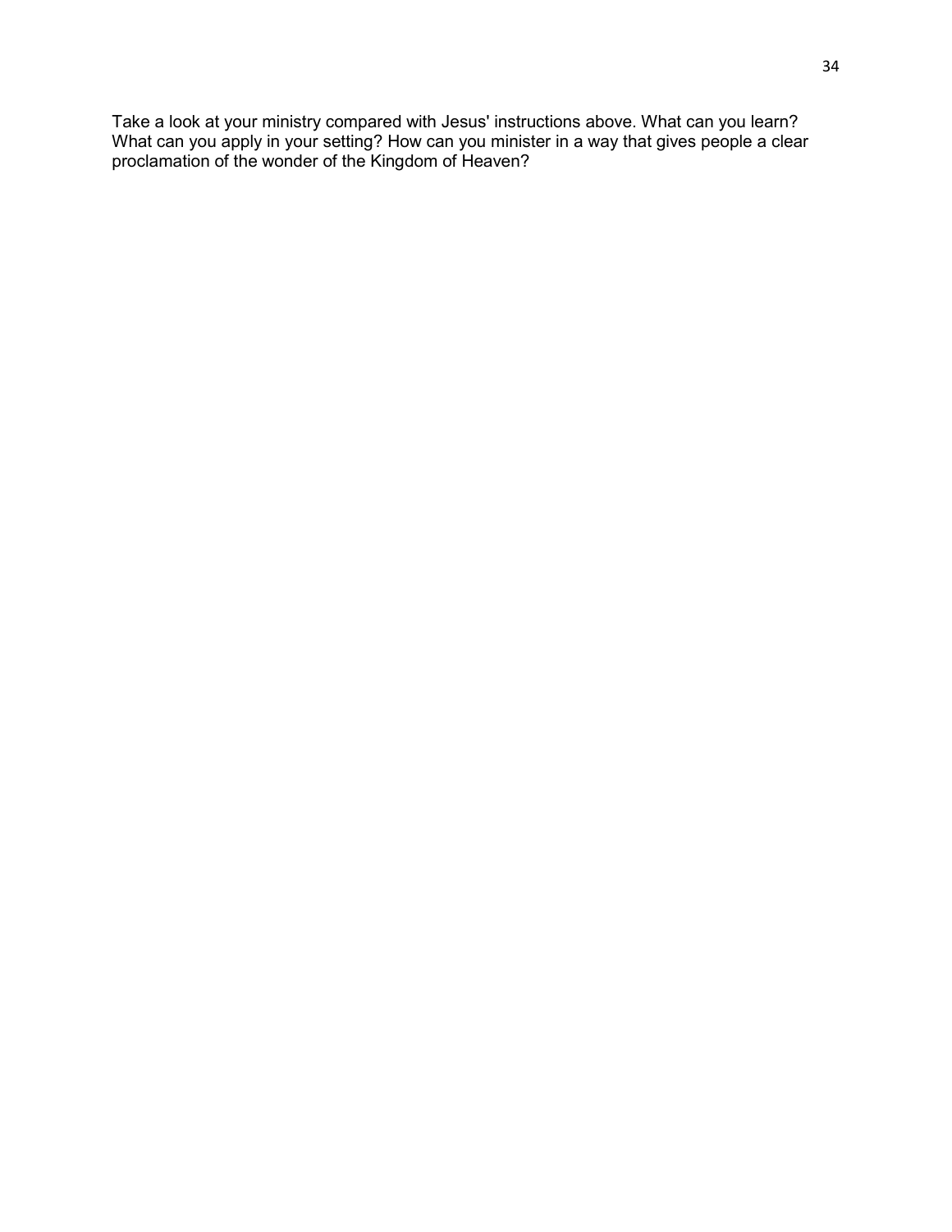Take a look at your ministry compared with Jesus' instructions above. What can you learn? What can you apply in your setting? How can you minister in a way that gives people a clear proclamation of the wonder of the Kingdom of Heaven?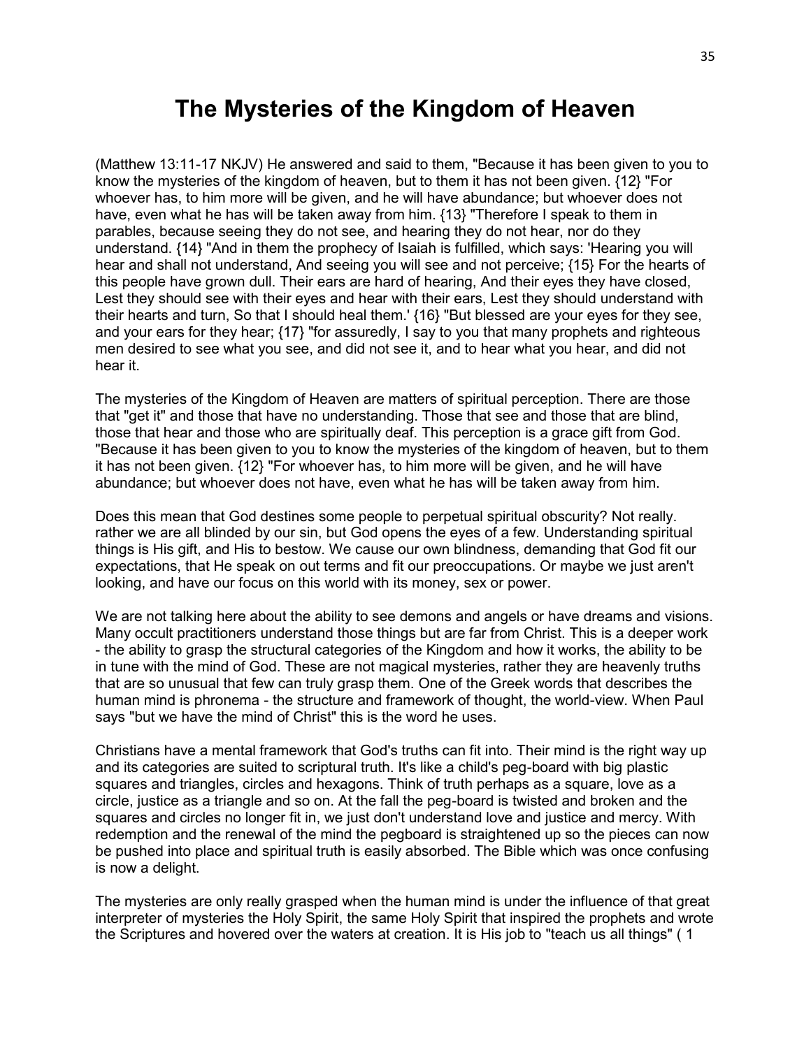# The Mysteries of the Kingdom of Heaven

(Matthew 13:11-17 NKJV) He answered and said to them, "Because it has been given to you to know the mysteries of the kingdom of heaven, but to them it has not been given. {12} "For whoever has, to him more will be given, and he will have abundance; but whoever does not have, even what he has will be taken away from him. {13} "Therefore I speak to them in parables, because seeing they do not see, and hearing they do not hear, nor do they understand. {14} "And in them the prophecy of Isaiah is fulfilled, which says: 'Hearing you will hear and shall not understand, And seeing you will see and not perceive; {15} For the hearts of this people have grown dull. Their ears are hard of hearing, And their eyes they have closed, Lest they should see with their eyes and hear with their ears, Lest they should understand with their hearts and turn, So that I should heal them.' {16} "But blessed are your eyes for they see, and your ears for they hear; {17} "for assuredly, I say to you that many prophets and righteous men desired to see what you see, and did not see it, and to hear what you hear, and did not hear it.

The mysteries of the Kingdom of Heaven are matters of spiritual perception. There are those that "get it" and those that have no understanding. Those that see and those that are blind, those that hear and those who are spiritually deaf. This perception is a grace gift from God. "Because it has been given to you to know the mysteries of the kingdom of heaven, but to them it has not been given. {12} "For whoever has, to him more will be given, and he will have abundance; but whoever does not have, even what he has will be taken away from him.

Does this mean that God destines some people to perpetual spiritual obscurity? Not really. rather we are all blinded by our sin, but God opens the eyes of a few. Understanding spiritual things is His gift, and His to bestow. We cause our own blindness, demanding that God fit our expectations, that He speak on out terms and fit our preoccupations. Or maybe we just aren't looking, and have our focus on this world with its money, sex or power.

We are not talking here about the ability to see demons and angels or have dreams and visions. Many occult practitioners understand those things but are far from Christ. This is a deeper work - the ability to grasp the structural categories of the Kingdom and how it works, the ability to be in tune with the mind of God. These are not magical mysteries, rather they are heavenly truths that are so unusual that few can truly grasp them. One of the Greek words that describes the human mind is phronema - the structure and framework of thought, the world-view. When Paul says "but we have the mind of Christ" this is the word he uses.

Christians have a mental framework that God's truths can fit into. Their mind is the right way up and its categories are suited to scriptural truth. It's like a child's peg-board with big plastic squares and triangles, circles and hexagons. Think of truth perhaps as a square, love as a circle, justice as a triangle and so on. At the fall the peg-board is twisted and broken and the squares and circles no longer fit in, we just don't understand love and justice and mercy. With redemption and the renewal of the mind the pegboard is straightened up so the pieces can now be pushed into place and spiritual truth is easily absorbed. The Bible which was once confusing is now a delight.

The mysteries are only really grasped when the human mind is under the influence of that great interpreter of mysteries the Holy Spirit, the same Holy Spirit that inspired the prophets and wrote the Scriptures and hovered over the waters at creation. It is His job to "teach us all things" ( 1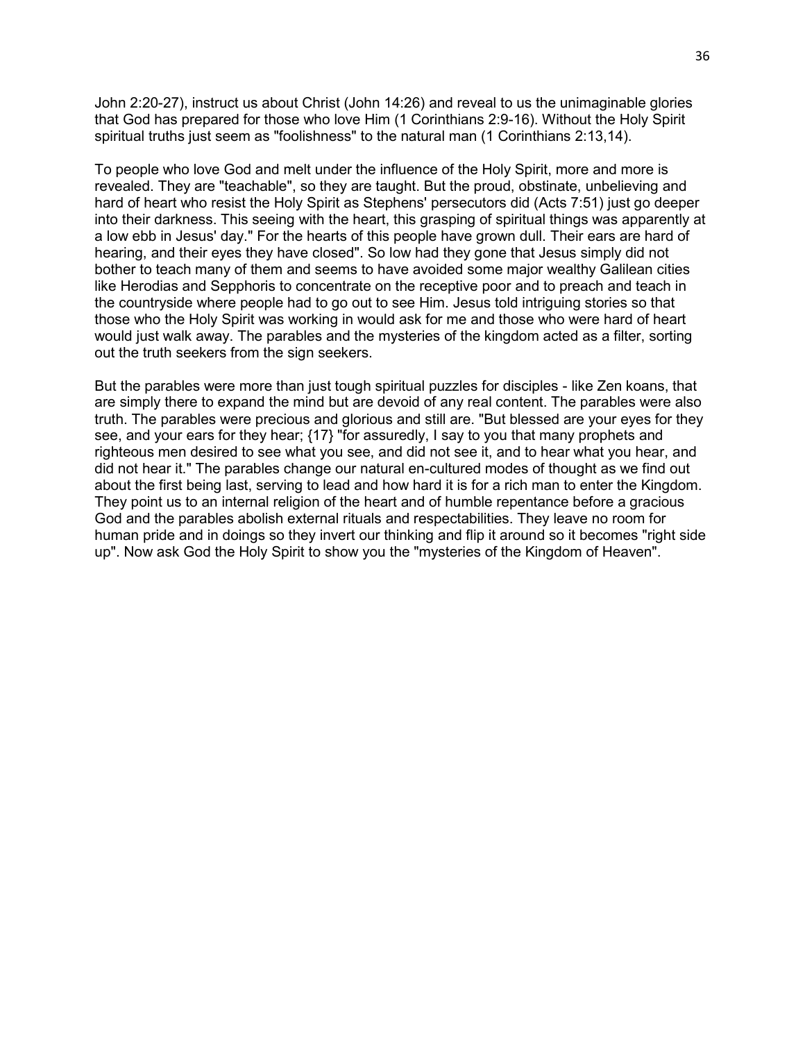John 2:20-27), instruct us about Christ (John 14:26) and reveal to us the unimaginable glories that God has prepared for those who love Him (1 Corinthians 2:9-16). Without the Holy Spirit spiritual truths just seem as "foolishness" to the natural man (1 Corinthians 2:13,14).

To people who love God and melt under the influence of the Holy Spirit, more and more is revealed. They are "teachable", so they are taught. But the proud, obstinate, unbelieving and hard of heart who resist the Holy Spirit as Stephens' persecutors did (Acts 7:51) just go deeper into their darkness. This seeing with the heart, this grasping of spiritual things was apparently at a low ebb in Jesus' day." For the hearts of this people have grown dull. Their ears are hard of hearing, and their eyes they have closed". So low had they gone that Jesus simply did not bother to teach many of them and seems to have avoided some major wealthy Galilean cities like Herodias and Sepphoris to concentrate on the receptive poor and to preach and teach in the countryside where people had to go out to see Him. Jesus told intriguing stories so that those who the Holy Spirit was working in would ask for me and those who were hard of heart would just walk away. The parables and the mysteries of the kingdom acted as a filter, sorting out the truth seekers from the sign seekers.

But the parables were more than just tough spiritual puzzles for disciples - like Zen koans, that are simply there to expand the mind but are devoid of any real content. The parables were also truth. The parables were precious and glorious and still are. "But blessed are your eyes for they see, and your ears for they hear; {17} "for assuredly, I say to you that many prophets and righteous men desired to see what you see, and did not see it, and to hear what you hear, and did not hear it." The parables change our natural en-cultured modes of thought as we find out about the first being last, serving to lead and how hard it is for a rich man to enter the Kingdom. They point us to an internal religion of the heart and of humble repentance before a gracious God and the parables abolish external rituals and respectabilities. They leave no room for human pride and in doings so they invert our thinking and flip it around so it becomes "right side up". Now ask God the Holy Spirit to show you the "mysteries of the Kingdom of Heaven".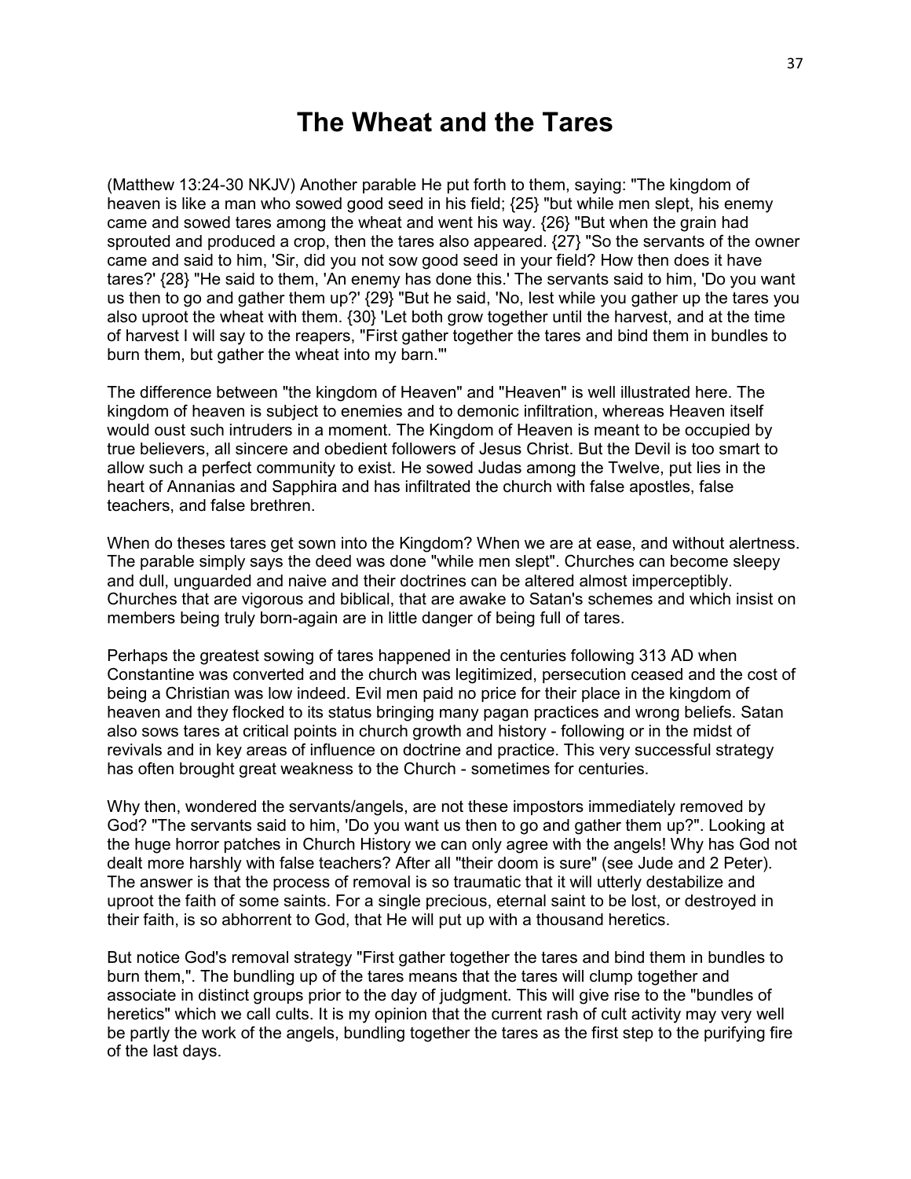# The Wheat and the Tares

(Matthew 13:24-30 NKJV) Another parable He put forth to them, saying: "The kingdom of heaven is like a man who sowed good seed in his field; {25} "but while men slept, his enemy came and sowed tares among the wheat and went his way. {26} "But when the grain had sprouted and produced a crop, then the tares also appeared. {27} "So the servants of the owner came and said to him, 'Sir, did you not sow good seed in your field? How then does it have tares?' {28} "He said to them, 'An enemy has done this.' The servants said to him, 'Do you want us then to go and gather them up?' {29} "But he said, 'No, lest while you gather up the tares you also uproot the wheat with them. {30} 'Let both grow together until the harvest, and at the time of harvest I will say to the reapers, "First gather together the tares and bind them in bundles to burn them, but gather the wheat into my barn."'

The difference between "the kingdom of Heaven" and "Heaven" is well illustrated here. The kingdom of heaven is subject to enemies and to demonic infiltration, whereas Heaven itself would oust such intruders in a moment. The Kingdom of Heaven is meant to be occupied by true believers, all sincere and obedient followers of Jesus Christ. But the Devil is too smart to allow such a perfect community to exist. He sowed Judas among the Twelve, put lies in the heart of Annanias and Sapphira and has infiltrated the church with false apostles, false teachers, and false brethren.

When do theses tares get sown into the Kingdom? When we are at ease, and without alertness. The parable simply says the deed was done "while men slept". Churches can become sleepy and dull, unguarded and naive and their doctrines can be altered almost imperceptibly. Churches that are vigorous and biblical, that are awake to Satan's schemes and which insist on members being truly born-again are in little danger of being full of tares.

Perhaps the greatest sowing of tares happened in the centuries following 313 AD when Constantine was converted and the church was legitimized, persecution ceased and the cost of being a Christian was low indeed. Evil men paid no price for their place in the kingdom of heaven and they flocked to its status bringing many pagan practices and wrong beliefs. Satan also sows tares at critical points in church growth and history - following or in the midst of revivals and in key areas of influence on doctrine and practice. This very successful strategy has often brought great weakness to the Church - sometimes for centuries.

Why then, wondered the servants/angels, are not these impostors immediately removed by God? "The servants said to him, 'Do you want us then to go and gather them up?". Looking at the huge horror patches in Church History we can only agree with the angels! Why has God not dealt more harshly with false teachers? After all "their doom is sure" (see Jude and 2 Peter). The answer is that the process of removal is so traumatic that it will utterly destabilize and uproot the faith of some saints. For a single precious, eternal saint to be lost, or destroyed in their faith, is so abhorrent to God, that He will put up with a thousand heretics.

But notice God's removal strategy "First gather together the tares and bind them in bundles to burn them,". The bundling up of the tares means that the tares will clump together and associate in distinct groups prior to the day of judgment. This will give rise to the "bundles of heretics" which we call cults. It is my opinion that the current rash of cult activity may very well be partly the work of the angels, bundling together the tares as the first step to the purifying fire of the last days.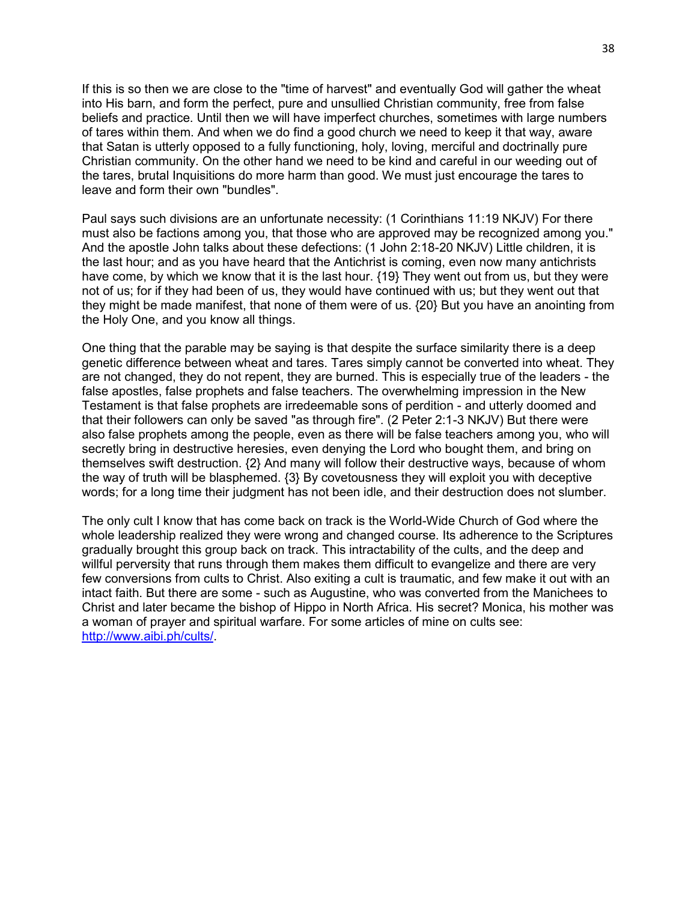If this is so then we are close to the "time of harvest" and eventually God will gather the wheat into His barn, and form the perfect, pure and unsullied Christian community, free from false beliefs and practice. Until then we will have imperfect churches, sometimes with large numbers of tares within them. And when we do find a good church we need to keep it that way, aware that Satan is utterly opposed to a fully functioning, holy, loving, merciful and doctrinally pure Christian community. On the other hand we need to be kind and careful in our weeding out of the tares, brutal Inquisitions do more harm than good. We must just encourage the tares to leave and form their own "bundles".

Paul says such divisions are an unfortunate necessity: (1 Corinthians 11:19 NKJV) For there must also be factions among you, that those who are approved may be recognized among you." And the apostle John talks about these defections: (1 John 2:18-20 NKJV) Little children, it is the last hour; and as you have heard that the Antichrist is coming, even now many antichrists have come, by which we know that it is the last hour. {19} They went out from us, but they were not of us; for if they had been of us, they would have continued with us; but they went out that they might be made manifest, that none of them were of us. {20} But you have an anointing from the Holy One, and you know all things.

One thing that the parable may be saying is that despite the surface similarity there is a deep genetic difference between wheat and tares. Tares simply cannot be converted into wheat. They are not changed, they do not repent, they are burned. This is especially true of the leaders - the false apostles, false prophets and false teachers. The overwhelming impression in the New Testament is that false prophets are irredeemable sons of perdition - and utterly doomed and that their followers can only be saved "as through fire". (2 Peter 2:1-3 NKJV) But there were also false prophets among the people, even as there will be false teachers among you, who will secretly bring in destructive heresies, even denying the Lord who bought them, and bring on themselves swift destruction. {2} And many will follow their destructive ways, because of whom the way of truth will be blasphemed. {3} By covetousness they will exploit you with deceptive words; for a long time their judgment has not been idle, and their destruction does not slumber.

The only cult I know that has come back on track is the World-Wide Church of God where the whole leadership realized they were wrong and changed course. Its adherence to the Scriptures gradually brought this group back on track. This intractability of the cults, and the deep and willful perversity that runs through them makes them difficult to evangelize and there are very few conversions from cults to Christ. Also exiting a cult is traumatic, and few make it out with an intact faith. But there are some - such as Augustine, who was converted from the Manichees to Christ and later became the bishop of Hippo in North Africa. His secret? Monica, his mother was a woman of prayer and spiritual warfare. For some articles of mine on cults see: [http://www.aibi.ph/cults/](http://www.aibi.ph/cults/).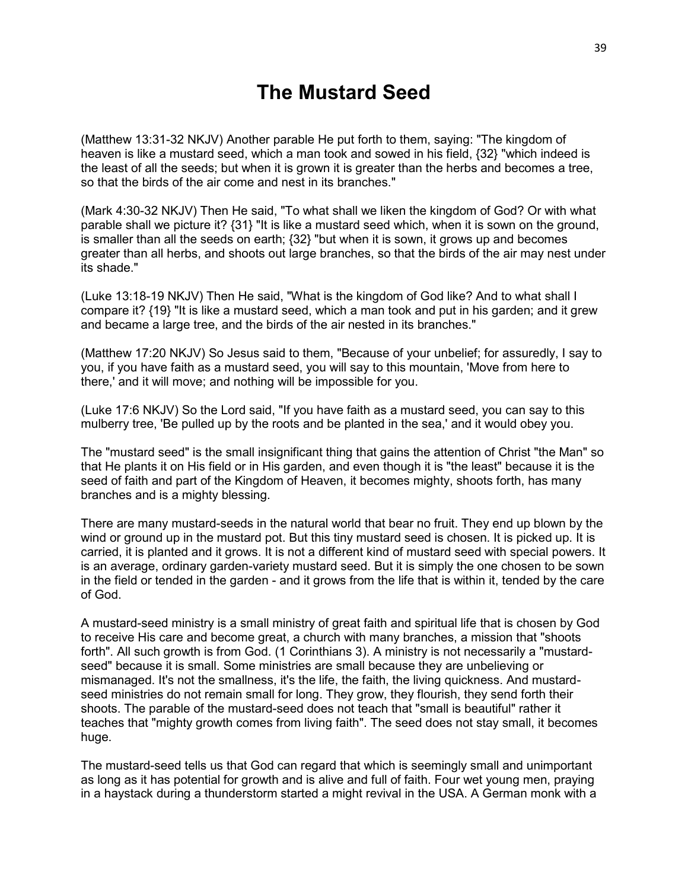# The Mustard Seed

(Matthew 13:31-32 NKJV) Another parable He put forth to them, saying: "The kingdom of heaven is like a mustard seed, which a man took and sowed in his field, {32} "which indeed is the least of all the seeds; but when it is grown it is greater than the herbs and becomes a tree, so that the birds of the air come and nest in its branches."

(Mark 4:30-32 NKJV) Then He said, "To what shall we liken the kingdom of God? Or with what parable shall we picture it? {31} "It is like a mustard seed which, when it is sown on the ground, is smaller than all the seeds on earth; {32} "but when it is sown, it grows up and becomes greater than all herbs, and shoots out large branches, so that the birds of the air may nest under its shade."

(Luke 13:18-19 NKJV) Then He said, "What is the kingdom of God like? And to what shall I compare it? {19} "It is like a mustard seed, which a man took and put in his garden; and it grew and became a large tree, and the birds of the air nested in its branches."

(Matthew 17:20 NKJV) So Jesus said to them, "Because of your unbelief; for assuredly, I say to you, if you have faith as a mustard seed, you will say to this mountain, 'Move from here to there,' and it will move; and nothing will be impossible for you.

(Luke 17:6 NKJV) So the Lord said, "If you have faith as a mustard seed, you can say to this mulberry tree, 'Be pulled up by the roots and be planted in the sea,' and it would obey you.

The "mustard seed" is the small insignificant thing that gains the attention of Christ "the Man" so that He plants it on His field or in His garden, and even though it is "the least" because it is the seed of faith and part of the Kingdom of Heaven, it becomes mighty, shoots forth, has many branches and is a mighty blessing.

There are many mustard-seeds in the natural world that bear no fruit. They end up blown by the wind or ground up in the mustard pot. But this tiny mustard seed is chosen. It is picked up. It is carried, it is planted and it grows. It is not a different kind of mustard seed with special powers. It is an average, ordinary garden-variety mustard seed. But it is simply the one chosen to be sown in the field or tended in the garden - and it grows from the life that is within it, tended by the care of God.

A mustard-seed ministry is a small ministry of great faith and spiritual life that is chosen by God to receive His care and become great, a church with many branches, a mission that "shoots forth". All such growth is from God. (1 Corinthians 3). A ministry is not necessarily a "mustard-seed" because it is small. Some ministries are small because they are unbelieving or mismanaged. It's not the smallness, it's the life, the faith, the living quickness. And mustard-seed ministries do not remain small for long. They grow, they flourish, they send forth their shoots. The parable of the mustard-seed does not teach that "small is beautiful" rather it teaches that "mighty growth comes from living faith". The seed does not stay small, it becomes huge.

The mustard-seed tells us that God can regard that which is seemingly small and unimportant as long as it has potential for growth and is alive and full of faith. Four wet young men, praying in a haystack during a thunderstorm started a might revival in the USA. A German monk with a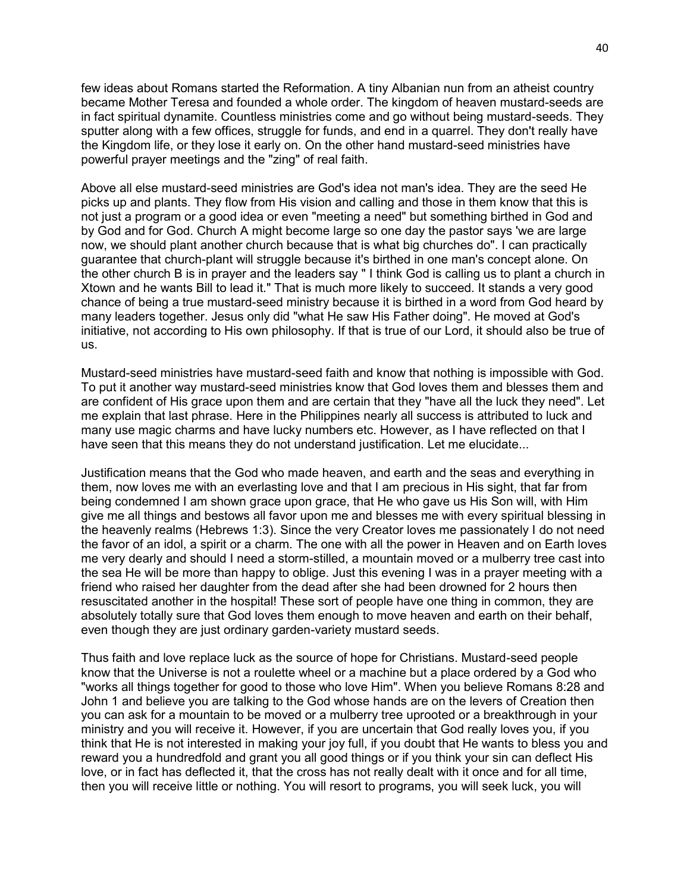few ideas about Romans started the Reformation. A tiny Albanian nun from an atheist country became Mother Teresa and founded a whole order. The kingdom of heaven mustard-seeds are in fact spiritual dynamite. Countless ministries come and go without being mustard-seeds. They sputter along with a few offices, struggle for funds, and end in a quarrel. They don't really have the Kingdom life, or they lose it early on. On the other hand mustard-seed ministries have powerful prayer meetings and the "zing" of real faith.

Above all else mustard-seed ministries are God's idea not man's idea. They are the seed He picks up and plants. They flow from His vision and calling and those in them know that this is not just a program or a good idea or even "meeting a need" but something birthed in God and by God and for God. Church A might become large so one day the pastor says 'we are large now, we should plant another church because that is what big churches do". I can practically guarantee that church-plant will struggle because it's birthed in one man's concept alone. On the other church B is in prayer and the leaders say " I think God is calling us to plant a church in Xtown and he wants Bill to lead it." That is much more likely to succeed. It stands a very good chance of being a true mustard-seed ministry because it is birthed in a word from God heard by many leaders together. Jesus only did "what He saw His Father doing". He moved at God's initiative, not according to His own philosophy. If that is true of our Lord, it should also be true of us.

Mustard-seed ministries have mustard-seed faith and know that nothing is impossible with God. To put it another way mustard-seed ministries know that God loves them and blesses them and are confident of His grace upon them and are certain that they "have all the luck they need". Let me explain that last phrase. Here in the Philippines nearly all success is attributed to luck and many use magic charms and have lucky numbers etc. However, as I have reflected on that I have seen that this means they do not understand justification. Let me elucidate...

Justification means that the God who made heaven, and earth and the seas and everything in them, now loves me with an everlasting love and that I am precious in His sight, that far from being condemned I am shown grace upon grace, that He who gave us His Son will, with Him give me all things and bestows all favor upon me and blesses me with every spiritual blessing in the heavenly realms (Hebrews 1:3). Since the very Creator loves me passionately I do not need the favor of an idol, a spirit or a charm. The one with all the power in Heaven and on Earth loves me very dearly and should I need a storm-stilled, a mountain moved or a mulberry tree cast into the sea He will be more than happy to oblige. Just this evening I was in a prayer meeting with a friend who raised her daughter from the dead after she had been drowned for 2 hours then resuscitated another in the hospital! These sort of people have one thing in common, they are absolutely totally sure that God loves them enough to move heaven and earth on their behalf, even though they are just ordinary garden-variety mustard seeds.

Thus faith and love replace luck as the source of hope for Christians. Mustard-seed people know that the Universe is not a roulette wheel or a machine but a place ordered by a God who "works all things together for good to those who love Him". When you believe Romans 8:28 and John 1 and believe you are talking to the God whose hands are on the levers of Creation then you can ask for a mountain to be moved or a mulberry tree uprooted or a breakthrough in your ministry and you will receive it. However, if you are uncertain that God really loves you, if you think that He is not interested in making your joy full, if you doubt that He wants to bless you and reward you a hundredfold and grant you all good things or if you think your sin can deflect His love, or in fact has deflected it, that the cross has not really dealt with it once and for all time, then you will receive little or nothing. You will resort to programs, you will seek luck, you will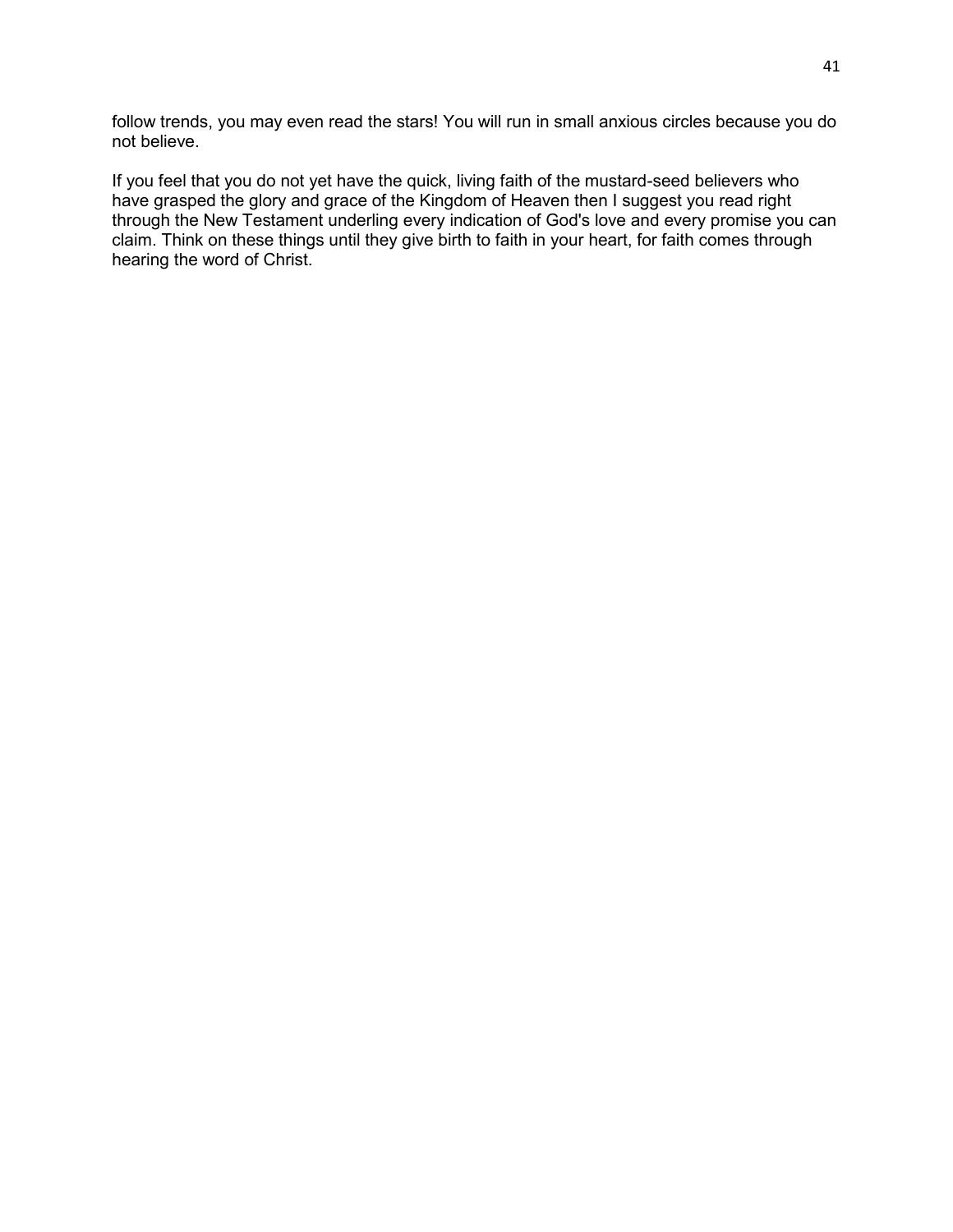follow trends, you may even read the stars! You will run in small anxious circles because you do not believe.

If you feel that you do not yet have the quick, living faith of the mustard-seed believers who have grasped the glory and grace of the Kingdom of Heaven then I suggest you read right through the New Testament underling every indication of God's love and every promise you can claim. Think on these things until they give birth to faith in your heart, for faith comes through hearing the word of Christ.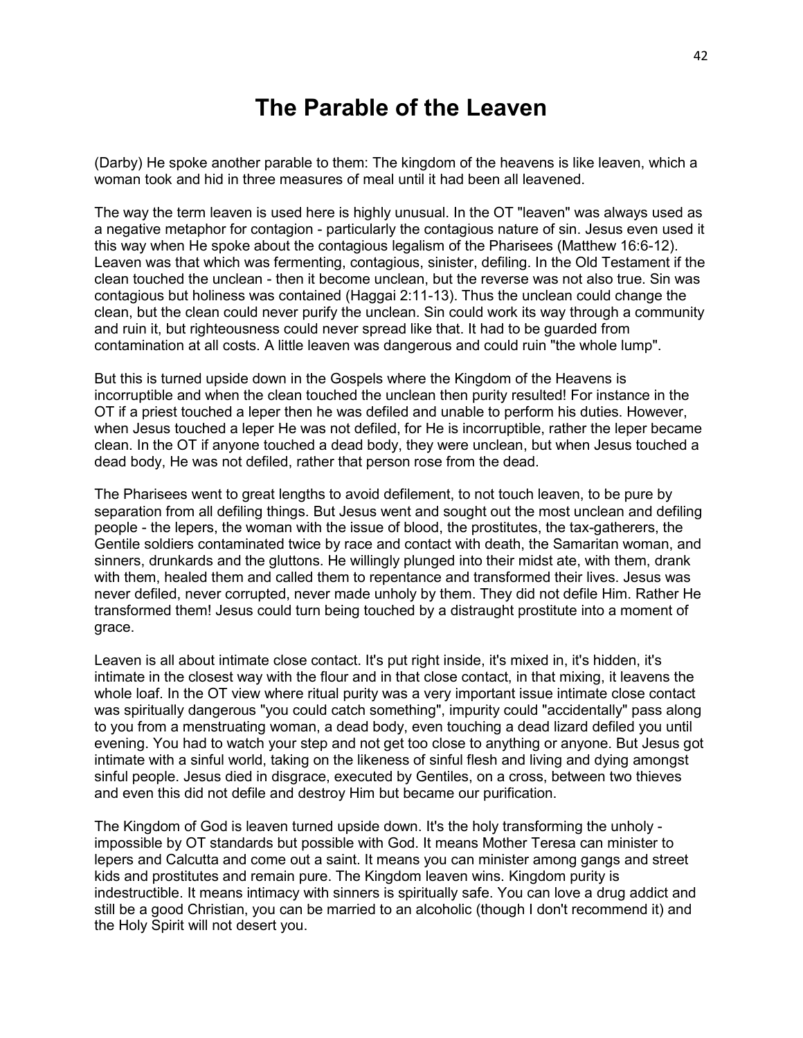# The Parable of the Leaven

(Darby) He spoke another parable to them: The kingdom of the heavens is like leaven, which a woman took and hid in three measures of meal until it had been all leavened.

The way the term leaven is used here is highly unusual. In the OT "leaven" was always used as a negative metaphor for contagion - particularly the contagious nature of sin. Jesus even used it this way when He spoke about the contagious legalism of the Pharisees (Matthew 16:6-12). Leaven was that which was fermenting, contagious, sinister, defiling. In the Old Testament if the clean touched the unclean - then it become unclean, but the reverse was not also true. Sin was contagious but holiness was contained (Haggai 2:11-13). Thus the unclean could change the clean, but the clean could never purify the unclean. Sin could work its way through a community and ruin it, but righteousness could never spread like that. It had to be guarded from contamination at all costs. A little leaven was dangerous and could ruin "the whole lump".

But this is turned upside down in the Gospels where the Kingdom of the Heavens is incorruptible and when the clean touched the unclean then purity resulted! For instance in the OT if a priest touched a leper then he was defiled and unable to perform his duties. However, when Jesus touched a leper He was not defiled, for He is incorruptible, rather the leper became clean. In the OT if anyone touched a dead body, they were unclean, but when Jesus touched a dead body, He was not defiled, rather that person rose from the dead.

The Pharisees went to great lengths to avoid defilement, to not touch leaven, to be pure by separation from all defiling things. But Jesus went and sought out the most unclean and defiling people - the lepers, the woman with the issue of blood, the prostitutes, the tax-gatherers, the Gentile soldiers contaminated twice by race and contact with death, the Samaritan woman, and sinners, drunkards and the gluttons. He willingly plunged into their midst ate, with them, drank with them, healed them and called them to repentance and transformed their lives. Jesus was never defiled, never corrupted, never made unholy by them. They did not defile Him. Rather He transformed them! Jesus could turn being touched by a distraught prostitute into a moment of grace.

Leaven is all about intimate close contact. It's put right inside, it's mixed in, it's hidden, it's intimate in the closest way with the flour and in that close contact, in that mixing, it leavens the whole loaf. In the OT view where ritual purity was a very important issue intimate close contact was spiritually dangerous "you could catch something", impurity could "accidentally" pass along to you from a menstruating woman, a dead body, even touching a dead lizard defiled you until evening. You had to watch your step and not get too close to anything or anyone. But Jesus got intimate with a sinful world, taking on the likeness of sinful flesh and living and dying amongst sinful people. Jesus died in disgrace, executed by Gentiles, on a cross, between two thieves and even this did not defile and destroy Him but became our purification.

The Kingdom of God is leaven turned upside down. It's the holy transforming the unholy - impossible by OT standards but possible with God. It means Mother Teresa can minister to lepers and Calcutta and come out a saint. It means you can minister among gangs and street kids and prostitutes and remain pure. The Kingdom leaven wins. Kingdom purity is indestructible. It means intimacy with sinners is spiritually safe. You can love a drug addict and still be a good Christian, you can be married to an alcoholic (though I don't recommend it) and the Holy Spirit will not desert you.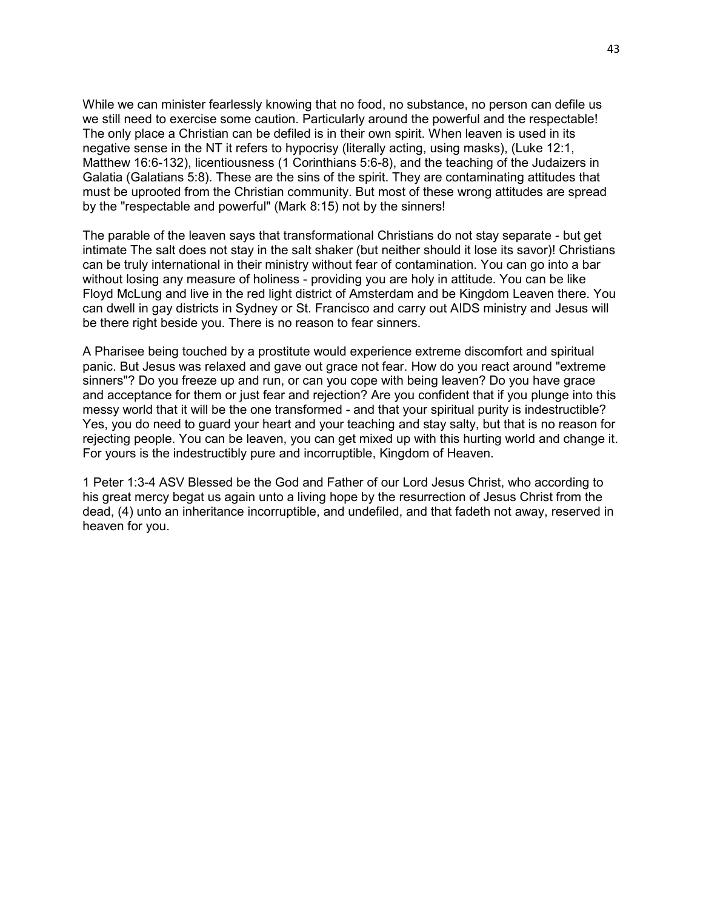While we can minister fearlessly knowing that no food, no substance, no person can defile us we still need to exercise some caution. Particularly around the powerful and the respectable! The only place a Christian can be defiled is in their own spirit. When leaven is used in its negative sense in the NT it refers to hypocrisy (literally acting, using masks), (Luke 12:1, Matthew 16:6-132), licentiousness (1 Corinthians 5:6-8), and the teaching of the Judaizers in Galatia (Galatians 5:8). These are the sins of the spirit. They are contaminating attitudes that must be uprooted from the Christian community. But most of these wrong attitudes are spread by the "respectable and powerful" (Mark 8:15) not by the sinners!

The parable of the leaven says that transformational Christians do not stay separate - but get intimate The salt does not stay in the salt shaker (but neither should it lose its savor)! Christians can be truly international in their ministry without fear of contamination. You can go into a bar without losing any measure of holiness - providing you are holy in attitude. You can be like Floyd McLung and live in the red light district of Amsterdam and be Kingdom Leaven there. You can dwell in gay districts in Sydney or St. Francisco and carry out AIDS ministry and Jesus will be there right beside you. There is no reason to fear sinners.

A Pharisee being touched by a prostitute would experience extreme discomfort and spiritual panic. But Jesus was relaxed and gave out grace not fear. How do you react around "extreme sinners"? Do you freeze up and run, or can you cope with being leaven? Do you have grace and acceptance for them or just fear and rejection? Are you confident that if you plunge into this messy world that it will be the one transformed - and that your spiritual purity is indestructible? Yes, you do need to guard your heart and your teaching and stay salty, but that is no reason for rejecting people. You can be leaven, you can get mixed up with this hurting world and change it. For yours is the indestructibly pure and incorruptible, Kingdom of Heaven.

1 Peter 1:3-4 ASV Blessed be the God and Father of our Lord Jesus Christ, who according to his great mercy begat us again unto a living hope by the resurrection of Jesus Christ from the dead, (4) unto an inheritance incorruptible, and undefiled, and that fadeth not away, reserved in heaven for you.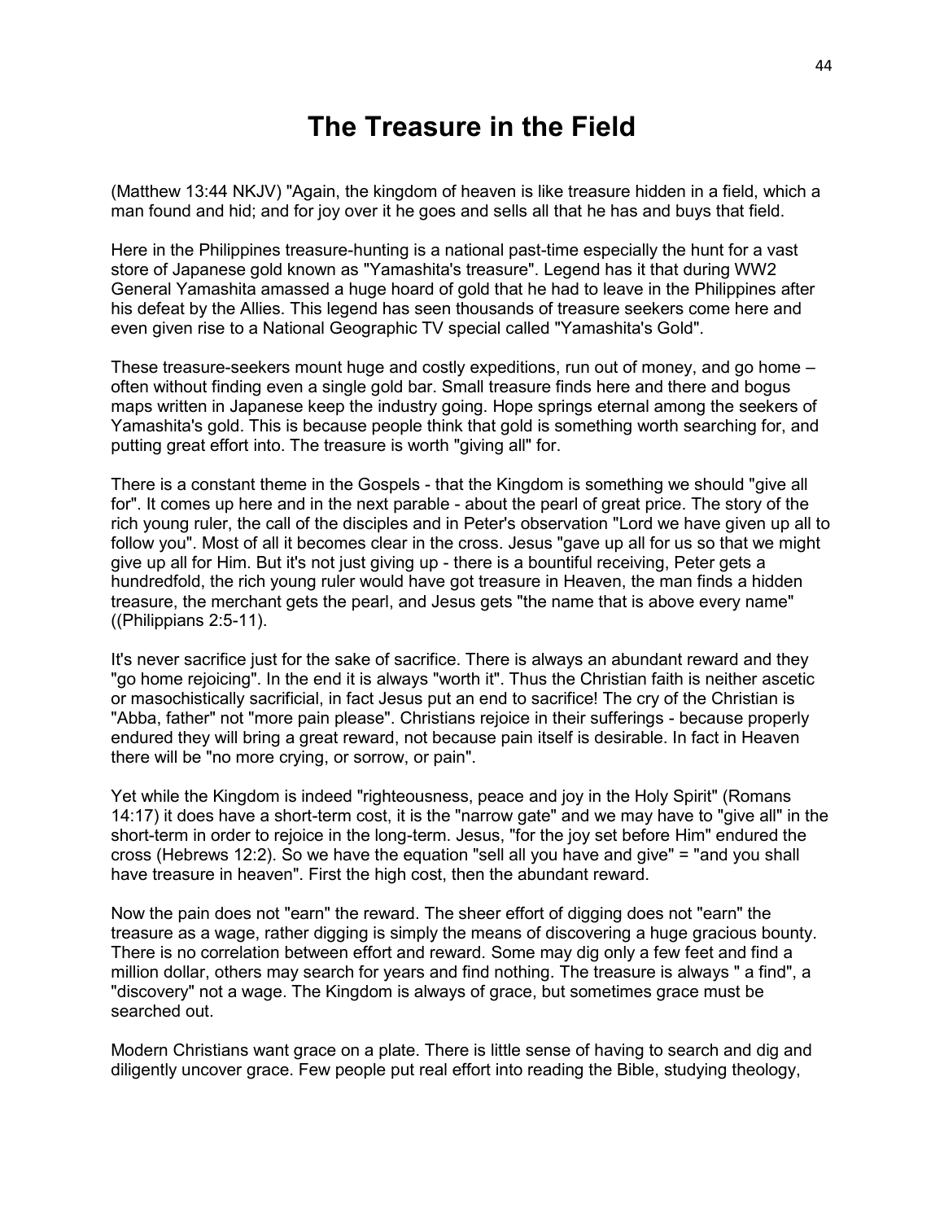# The Treasure in the Field

(Matthew 13:44 NKJV) "Again, the kingdom of heaven is like treasure hidden in a field, which a man found and hid; and for joy over it he goes and sells all that he has and buys that field.

Here in the Philippines treasure-hunting is a national past-time especially the hunt for a vast store of Japanese gold known as "Yamashita's treasure". Legend has it that during WW2 General Yamashita amassed a huge hoard of gold that he had to leave in the Philippines after his defeat by the Allies. This legend has seen thousands of treasure seekers come here and even given rise to a National Geographic TV special called "Yamashita's Gold".

These treasure-seekers mount huge and costly expeditions, run out of money, and go home – often without finding even a single gold bar. Small treasure finds here and there and bogus maps written in Japanese keep the industry going. Hope springs eternal among the seekers of Yamashita's gold. This is because people think that gold is something worth searching for, and putting great effort into. The treasure is worth "giving all" for.

There is a constant theme in the Gospels - that the Kingdom is something we should "give all for". It comes up here and in the next parable - about the pearl of great price. The story of the rich young ruler, the call of the disciples and in Peter's observation "Lord we have given up all to follow you". Most of all it becomes clear in the cross. Jesus "gave up all for us so that we might give up all for Him. But it's not just giving up - there is a bountiful receiving, Peter gets a hundredfold, the rich young ruler would have got treasure in Heaven, the man finds a hidden treasure, the merchant gets the pearl, and Jesus gets "the name that is above every name" ((Philippians 2:5-11).

It's never sacrifice just for the sake of sacrifice. There is always an abundant reward and they "go home rejoicing". In the end it is always "worth it". Thus the Christian faith is neither ascetic or masochistically sacrificial, in fact Jesus put an end to sacrifice! The cry of the Christian is "Abba, father" not "more pain please". Christians rejoice in their sufferings - because properly endured they will bring a great reward, not because pain itself is desirable. In fact in Heaven there will be "no more crying, or sorrow, or pain".

Yet while the Kingdom is indeed "righteousness, peace and joy in the Holy Spirit" (Romans 14:17) it does have a short-term cost, it is the "narrow gate" and we may have to "give all" in the short-term in order to rejoice in the long-term. Jesus, "for the joy set before Him" endured the cross (Hebrews 12:2). So we have the equation "sell all you have and give" = "and you shall have treasure in heaven". First the high cost, then the abundant reward.

Now the pain does not "earn" the reward. The sheer effort of digging does not "earn" the treasure as a wage, rather digging is simply the means of discovering a huge gracious bounty. There is no correlation between effort and reward. Some may dig only a few feet and find a million dollar, others may search for years and find nothing. The treasure is always " a find", a "discovery" not a wage. The Kingdom is always of grace, but sometimes grace must be searched out.

Modern Christians want grace on a plate. There is little sense of having to search and dig and diligently uncover grace. Few people put real effort into reading the Bible, studying theology,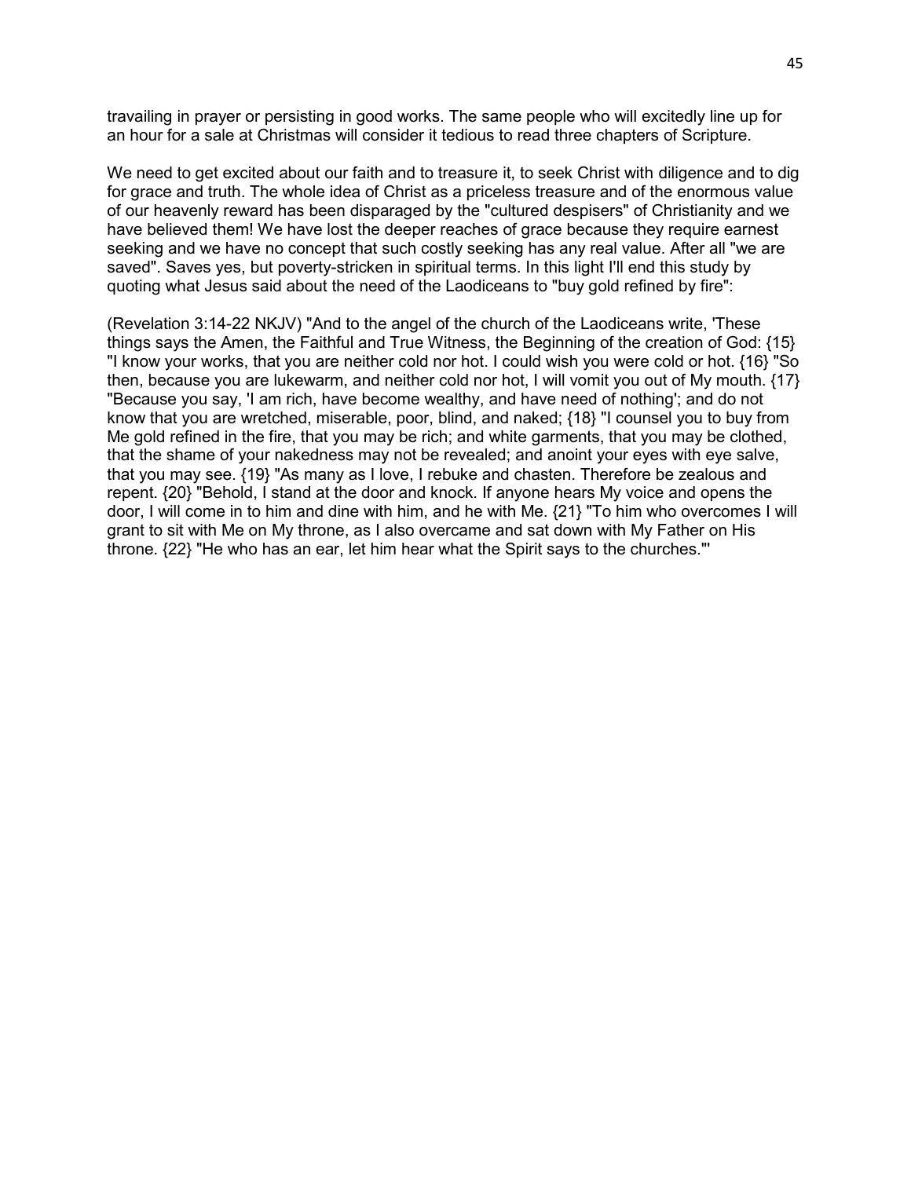travailing in prayer or persisting in good works. The same people who will excitedly line up for an hour for a sale at Christmas will consider it tedious to read three chapters of Scripture.

We need to get excited about our faith and to treasure it, to seek Christ with diligence and to dig for grace and truth. The whole idea of Christ as a priceless treasure and of the enormous value of our heavenly reward has been disparaged by the "cultured despisers" of Christianity and we have believed them! We have lost the deeper reaches of grace because they require earnest seeking and we have no concept that such costly seeking has any real value. After all "we are saved". Saves yes, but poverty-stricken in spiritual terms. In this light I'll end this study by quoting what Jesus said about the need of the Laodiceans to "buy gold refined by fire":

(Revelation 3:14-22 NKJV) "And to the angel of the church of the Laodiceans write, 'These things says the Amen, the Faithful and True Witness, the Beginning of the creation of God: {15} "I know your works, that you are neither cold nor hot. I could wish you were cold or hot. {16} "So then, because you are lukewarm, and neither cold nor hot, I will vomit you out of My mouth. {17} "Because you say, 'I am rich, have become wealthy, and have need of nothing'; and do not know that you are wretched, miserable, poor, blind, and naked; {18} "I counsel you to buy from Me gold refined in the fire, that you may be rich; and white garments, that you may be clothed, that the shame of your nakedness may not be revealed; and anoint your eyes with eye salve, that you may see. {19} "As many as I love, I rebuke and chasten. Therefore be zealous and repent. {20} "Behold, I stand at the door and knock. If anyone hears My voice and opens the door, I will come in to him and dine with him, and he with Me. {21} "To him who overcomes I will grant to sit with Me on My throne, as I also overcame and sat down with My Father on His throne. {22} "He who has an ear, let him hear what the Spirit says to the churches."'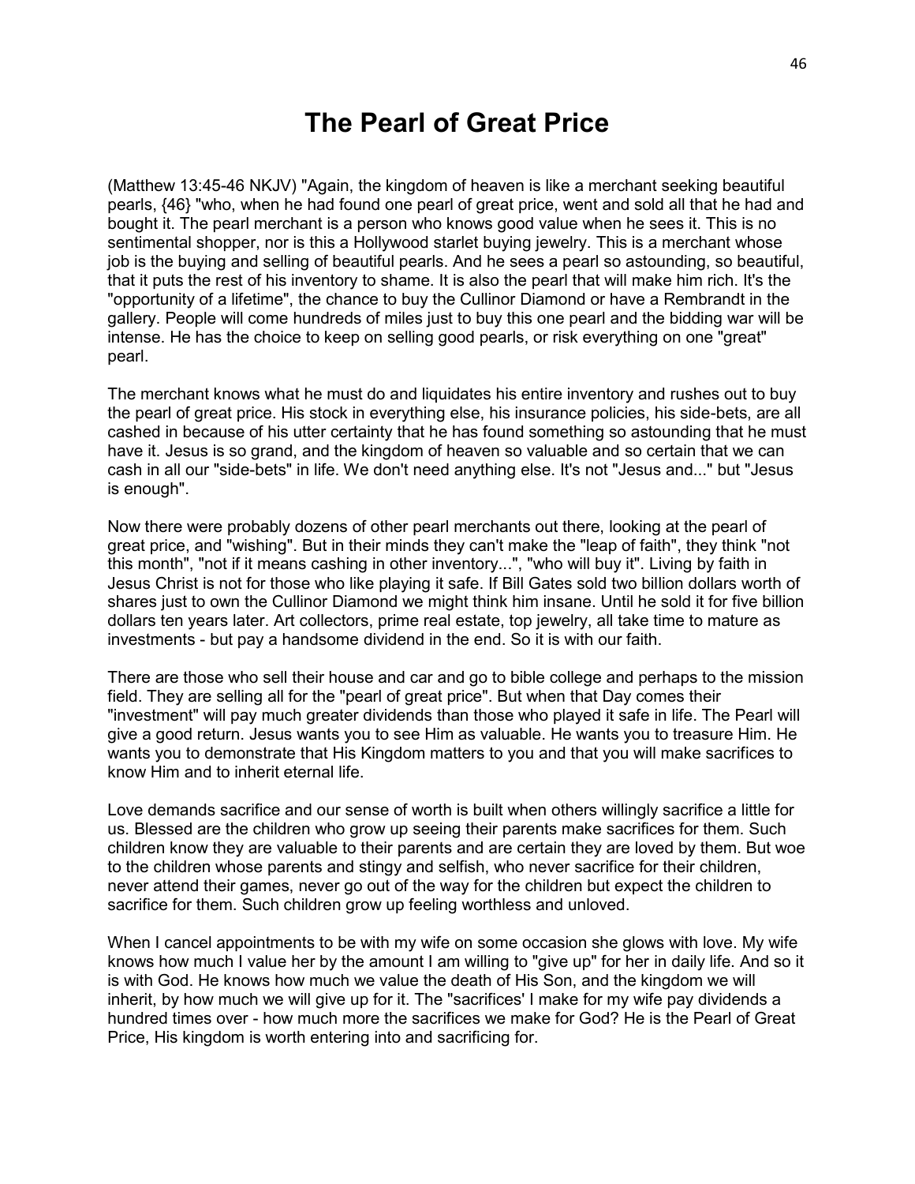# The Pearl of Great Price

(Matthew 13:45-46 NKJV) "Again, the kingdom of heaven is like a merchant seeking beautiful pearls, {46} "who, when he had found one pearl of great price, went and sold all that he had and bought it. The pearl merchant is a person who knows good value when he sees it. This is no sentimental shopper, nor is this a Hollywood starlet buying jewelry. This is a merchant whose job is the buying and selling of beautiful pearls. And he sees a pearl so astounding, so beautiful, that it puts the rest of his inventory to shame. It is also the pearl that will make him rich. It's the "opportunity of a lifetime", the chance to buy the Cullinor Diamond or have a Rembrandt in the gallery. People will come hundreds of miles just to buy this one pearl and the bidding war will be intense. He has the choice to keep on selling good pearls, or risk everything on one "great" pearl.

The merchant knows what he must do and liquidates his entire inventory and rushes out to buy the pearl of great price. His stock in everything else, his insurance policies, his side-bets, are all cashed in because of his utter certainty that he has found something so astounding that he must have it. Jesus is so grand, and the kingdom of heaven so valuable and so certain that we can cash in all our "side-bets" in life. We don't need anything else. It's not "Jesus and..." but "Jesus is enough".

Now there were probably dozens of other pearl merchants out there, looking at the pearl of great price, and "wishing". But in their minds they can't make the "leap of faith", they think "not this month", "not if it means cashing in other inventory...", "who will buy it". Living by faith in Jesus Christ is not for those who like playing it safe. If Bill Gates sold two billion dollars worth of shares just to own the Cullinor Diamond we might think him insane. Until he sold it for five billion dollars ten years later. Art collectors, prime real estate, top jewelry, all take time to mature as investments - but pay a handsome dividend in the end. So it is with our faith.

There are those who sell their house and car and go to bible college and perhaps to the mission field. They are selling all for the "pearl of great price". But when that Day comes their "investment" will pay much greater dividends than those who played it safe in life. The Pearl will give a good return. Jesus wants you to see Him as valuable. He wants you to treasure Him. He wants you to demonstrate that His Kingdom matters to you and that you will make sacrifices to know Him and to inherit eternal life.

Love demands sacrifice and our sense of worth is built when others willingly sacrifice a little for us. Blessed are the children who grow up seeing their parents make sacrifices for them. Such children know they are valuable to their parents and are certain they are loved by them. But woe to the children whose parents and stingy and selfish, who never sacrifice for their children, never attend their games, never go out of the way for the children but expect the children to sacrifice for them. Such children grow up feeling worthless and unloved.

When I cancel appointments to be with my wife on some occasion she glows with love. My wife knows how much I value her by the amount I am willing to "give up" for her in daily life. And so it is with God. He knows how much we value the death of His Son, and the kingdom we will inherit, by how much we will give up for it. The "sacrifices' I make for my wife pay dividends a hundred times over - how much more the sacrifices we make for God? He is the Pearl of Great Price, His kingdom is worth entering into and sacrificing for.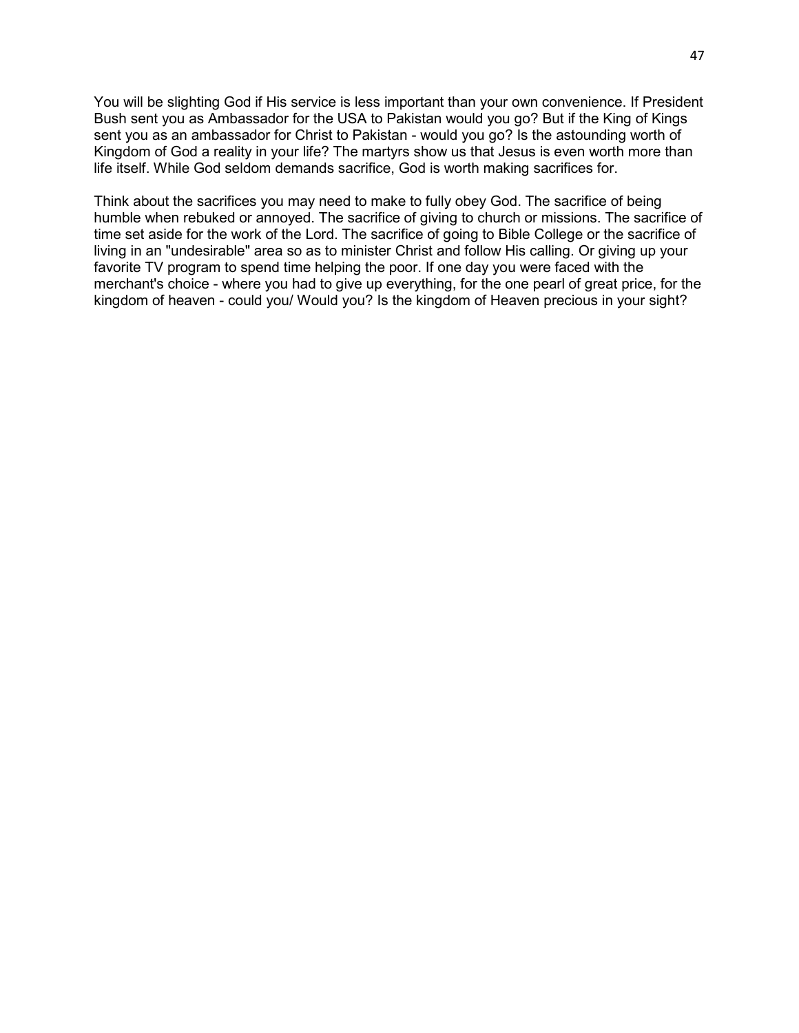You will be slighting God if His service is less important than your own convenience. If President Bush sent you as Ambassador for the USA to Pakistan would you go? But if the King of Kings sent you as an ambassador for Christ to Pakistan - would you go? Is the astounding worth of Kingdom of God a reality in your life? The martyrs show us that Jesus is even worth more than life itself. While God seldom demands sacrifice, God is worth making sacrifices for.

Think about the sacrifices you may need to make to fully obey God. The sacrifice of being humble when rebuked or annoyed. The sacrifice of giving to church or missions. The sacrifice of time set aside for the work of the Lord. The sacrifice of going to Bible College or the sacrifice of living in an "undesirable" area so as to minister Christ and follow His calling. Or giving up your favorite TV program to spend time helping the poor. If one day you were faced with the merchant's choice - where you had to give up everything, for the one pearl of great price, for the kingdom of heaven - could you/ Would you? Is the kingdom of Heaven precious in your sight?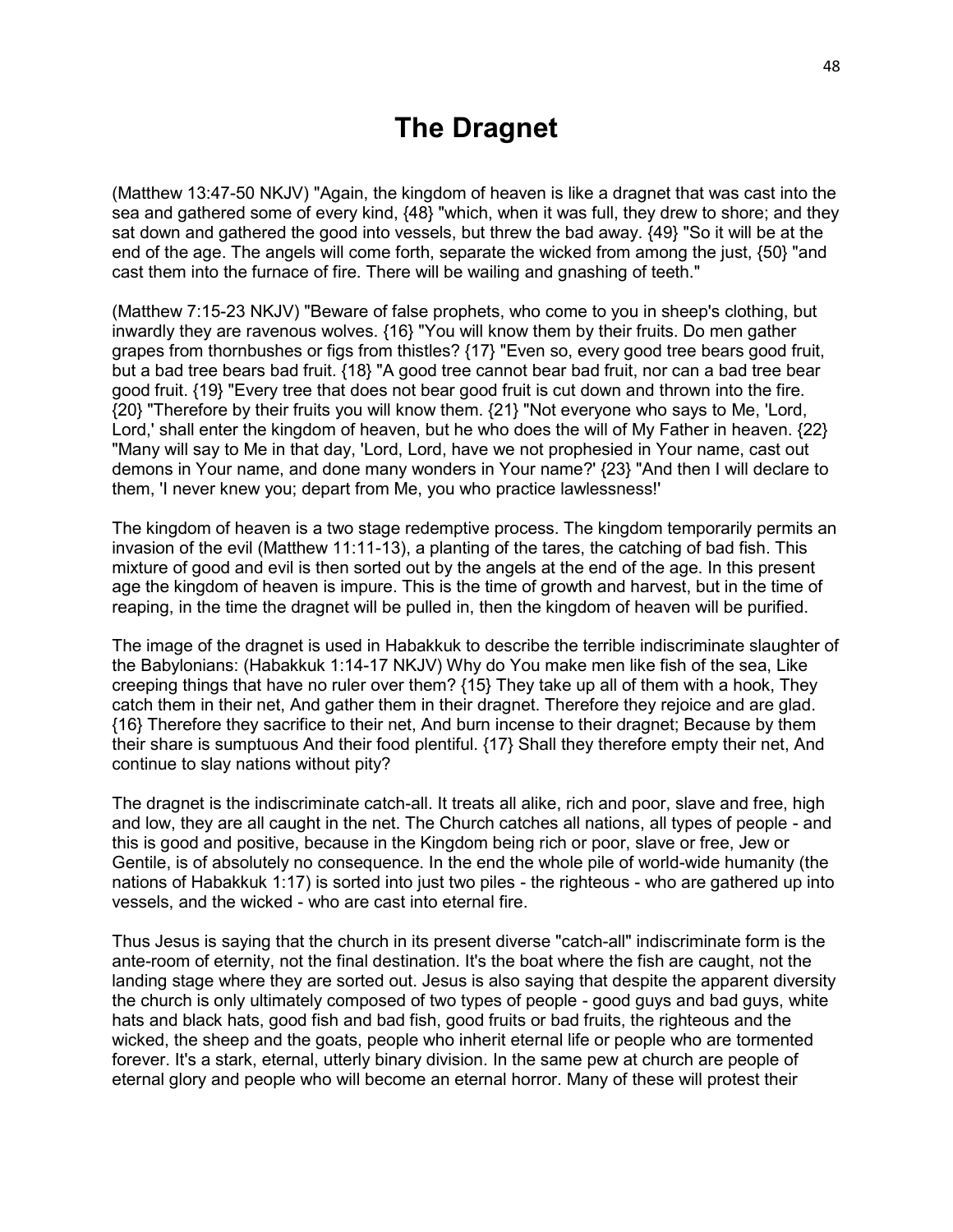# The Dragnet

(Matthew 13:47-50 NKJV) "Again, the kingdom of heaven is like a dragnet that was cast into the sea and gathered some of every kind, {48} "which, when it was full, they drew to shore; and they sat down and gathered the good into vessels, but threw the bad away. {49} "So it will be at the end of the age. The angels will come forth, separate the wicked from among the just, {50} "and cast them into the furnace of fire. There will be wailing and gnashing of teeth."

(Matthew 7:15-23 NKJV) "Beware of false prophets, who come to you in sheep's clothing, but inwardly they are ravenous wolves. {16} "You will know them by their fruits. Do men gather grapes from thornbushes or figs from thistles? {17} "Even so, every good tree bears good fruit, but a bad tree bears bad fruit. {18} "A good tree cannot bear bad fruit, nor can a bad tree bear good fruit. {19} "Every tree that does not bear good fruit is cut down and thrown into the fire. {20} "Therefore by their fruits you will know them. {21} "Not everyone who says to Me, 'Lord, Lord,' shall enter the kingdom of heaven, but he who does the will of My Father in heaven. {22} "Many will say to Me in that day, 'Lord, Lord, have we not prophesied in Your name, cast out demons in Your name, and done many wonders in Your name?' {23} "And then I will declare to them, 'I never knew you; depart from Me, you who practice lawlessness!'

The kingdom of heaven is a two stage redemptive process. The kingdom temporarily permits an invasion of the evil (Matthew 11:11-13), a planting of the tares, the catching of bad fish. This mixture of good and evil is then sorted out by the angels at the end of the age. In this present age the kingdom of heaven is impure. This is the time of growth and harvest, but in the time of reaping, in the time the dragnet will be pulled in, then the kingdom of heaven will be purified.

The image of the dragnet is used in Habakkuk to describe the terrible indiscriminate slaughter of the Babylonians: (Habakkuk 1:14-17 NKJV) Why do You make men like fish of the sea, Like creeping things that have no ruler over them? {15} They take up all of them with a hook, They catch them in their net, And gather them in their dragnet. Therefore they rejoice and are glad. {16} Therefore they sacrifice to their net, And burn incense to their dragnet; Because by them their share is sumptuous And their food plentiful. {17} Shall they therefore empty their net, And continue to slay nations without pity?

The dragnet is the indiscriminate catch-all. It treats all alike, rich and poor, slave and free, high and low, they are all caught in the net. The Church catches all nations, all types of people - and this is good and positive, because in the Kingdom being rich or poor, slave or free, Jew or Gentile, is of absolutely no consequence. In the end the whole pile of world-wide humanity (the nations of Habakkuk 1:17) is sorted into just two piles - the righteous - who are gathered up into vessels, and the wicked - who are cast into eternal fire.

Thus Jesus is saying that the church in its present diverse "catch-all" indiscriminate form is the ante-room of eternity, not the final destination. It's the boat where the fish are caught, not the landing stage where they are sorted out. Jesus is also saying that despite the apparent diversity the church is only ultimately composed of two types of people - good guys and bad guys, white hats and black hats, good fish and bad fish, good fruits or bad fruits, the righteous and the wicked, the sheep and the goats, people who inherit eternal life or people who are tormented forever. It's a stark, eternal, utterly binary division. In the same pew at church are people of eternal glory and people who will become an eternal horror. Many of these will protest their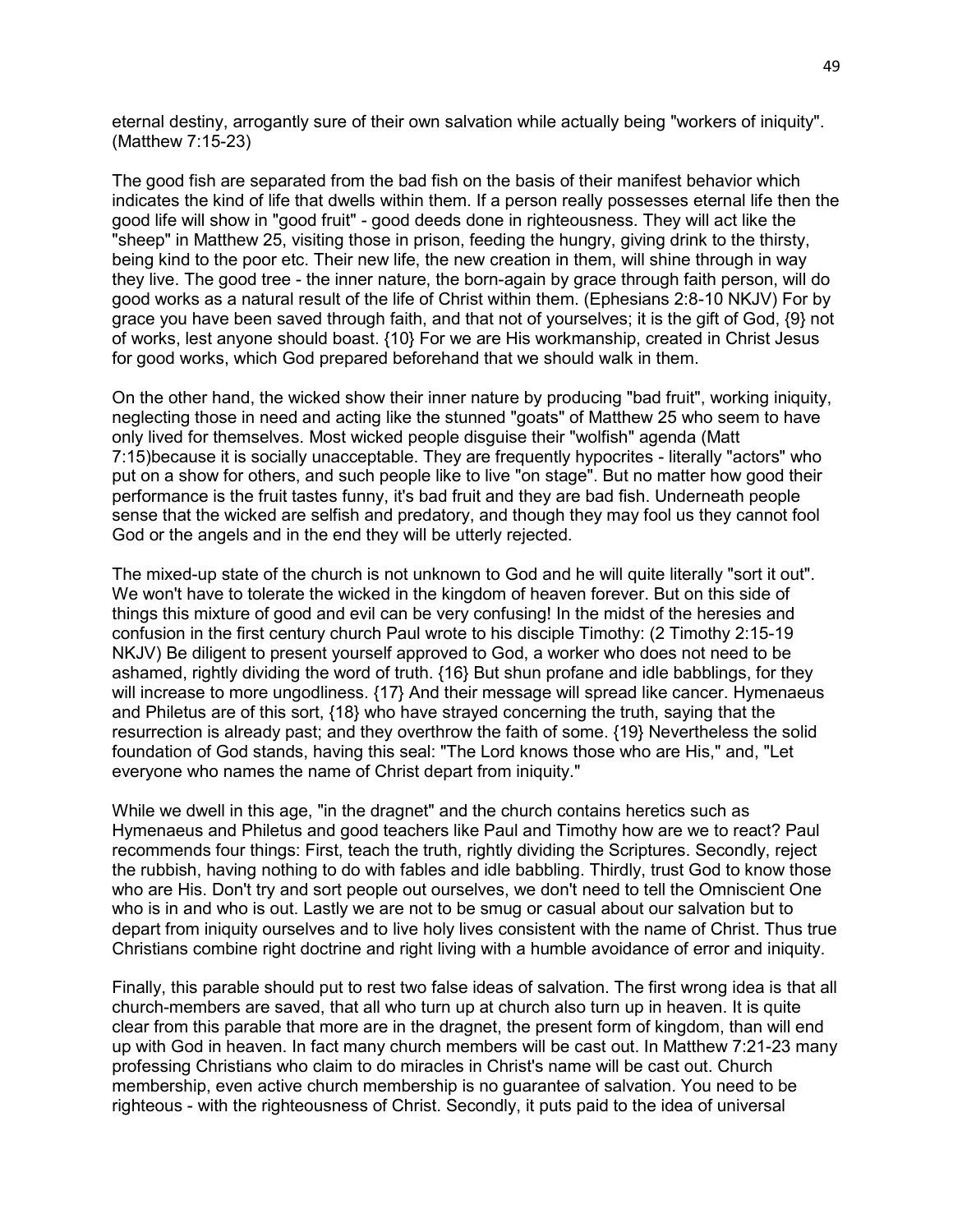eternal destiny, arrogantly sure of their own salvation while actually being "workers of iniquity". (Matthew 7:15-23)

The good fish are separated from the bad fish on the basis of their manifest behavior which indicates the kind of life that dwells within them. If a person really possesses eternal life then the good life will show in "good fruit" - good deeds done in righteousness. They will act like the "sheep" in Matthew 25, visiting those in prison, feeding the hungry, giving drink to the thirsty, being kind to the poor etc. Their new life, the new creation in them, will shine through in way they live. The good tree - the inner nature, the born-again by grace through faith person, will do good works as a natural result of the life of Christ within them. (Ephesians 2:8-10 NKJV) For by grace you have been saved through faith, and that not of yourselves; it is the gift of God, {9} not of works, lest anyone should boast. {10} For we are His workmanship, created in Christ Jesus for good works, which God prepared beforehand that we should walk in them.

On the other hand, the wicked show their inner nature by producing "bad fruit", working iniquity, neglecting those in need and acting like the stunned "goats" of Matthew 25 who seem to have only lived for themselves. Most wicked people disguise their "wolfish" agenda (Matt 7:15)because it is socially unacceptable. They are frequently hypocrites - literally "actors" who put on a show for others, and such people like to live "on stage". But no matter how good their performance is the fruit tastes funny, it's bad fruit and they are bad fish. Underneath people sense that the wicked are selfish and predatory, and though they may fool us they cannot fool God or the angels and in the end they will be utterly rejected.

The mixed-up state of the church is not unknown to God and he will quite literally "sort it out". We won't have to tolerate the wicked in the kingdom of heaven forever. But on this side of things this mixture of good and evil can be very confusing! In the midst of the heresies and confusion in the first century church Paul wrote to his disciple Timothy: (2 Timothy 2:15-19 NKJV) Be diligent to present yourself approved to God, a worker who does not need to be ashamed, rightly dividing the word of truth. {16} But shun profane and idle babblings, for they will increase to more ungodliness. {17} And their message will spread like cancer. Hymenaeus and Philetus are of this sort, {18} who have strayed concerning the truth, saying that the resurrection is already past; and they overthrow the faith of some. {19} Nevertheless the solid foundation of God stands, having this seal: "The Lord knows those who are His," and, "Let everyone who names the name of Christ depart from iniquity."

While we dwell in this age, "in the dragnet" and the church contains heretics such as Hymenaeus and Philetus and good teachers like Paul and Timothy how are we to react? Paul recommends four things: First, teach the truth, rightly dividing the Scriptures. Secondly, reject the rubbish, having nothing to do with fables and idle babbling. Thirdly, trust God to know those who are His. Don't try and sort people out ourselves, we don't need to tell the Omniscient One who is in and who is out. Lastly we are not to be smug or casual about our salvation but to depart from iniquity ourselves and to live holy lives consistent with the name of Christ. Thus true Christians combine right doctrine and right living with a humble avoidance of error and iniquity.

Finally, this parable should put to rest two false ideas of salvation. The first wrong idea is that all church-members are saved, that all who turn up at church also turn up in heaven. It is quite clear from this parable that more are in the dragnet, the present form of kingdom, than will end up with God in heaven. In fact many church members will be cast out. In Matthew 7:21-23 many professing Christians who claim to do miracles in Christ's name will be cast out. Church membership, even active church membership is no guarantee of salvation. You need to be righteous - with the righteousness of Christ. Secondly, it puts paid to the idea of universal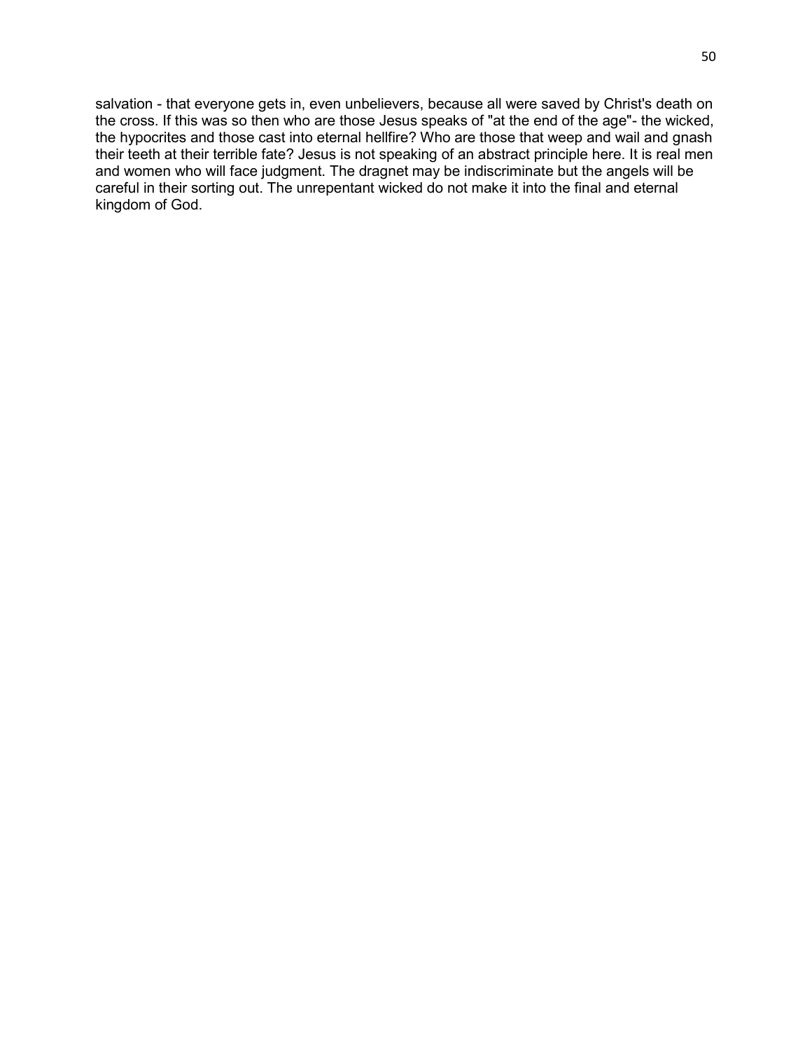salvation - that everyone gets in, even unbelievers, because all were saved by Christ's death on the cross. If this was so then who are those Jesus speaks of "at the end of the age"- the wicked, the hypocrites and those cast into eternal hellfire? Who are those that weep and wail and gnash their teeth at their terrible fate? Jesus is not speaking of an abstract principle here. It is real men and women who will face judgment. The dragnet may be indiscriminate but the angels will be careful in their sorting out. The unrepentant wicked do not make it into the final and eternal kingdom of God.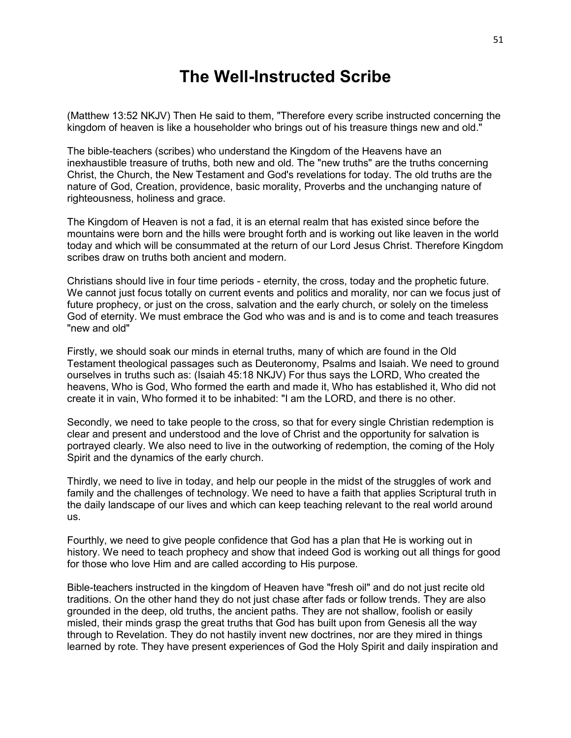# The Well-Instructed Scribe

(Matthew 13:52 NKJV) Then He said to them, "Therefore every scribe instructed concerning the kingdom of heaven is like a householder who brings out of his treasure things new and old."

The bible-teachers (scribes) who understand the Kingdom of the Heavens have an inexhaustible treasure of truths, both new and old. The "new truths" are the truths concerning Christ, the Church, the New Testament and God's revelations for today. The old truths are the nature of God, Creation, providence, basic morality, Proverbs and the unchanging nature of righteousness, holiness and grace.

The Kingdom of Heaven is not a fad, it is an eternal realm that has existed since before the mountains were born and the hills were brought forth and is working out like leaven in the world today and which will be consummated at the return of our Lord Jesus Christ. Therefore Kingdom scribes draw on truths both ancient and modern.

Christians should live in four time periods - eternity, the cross, today and the prophetic future. We cannot just focus totally on current events and politics and morality, nor can we focus just of future prophecy, or just on the cross, salvation and the early church, or solely on the timeless God of eternity. We must embrace the God who was and is and is to come and teach treasures "new and old"

Firstly, we should soak our minds in eternal truths, many of which are found in the Old Testament theological passages such as Deuteronomy, Psalms and Isaiah. We need to ground ourselves in truths such as: (Isaiah 45:18 NKJV) For thus says the LORD, Who created the heavens, Who is God, Who formed the earth and made it, Who has established it, Who did not create it in vain, Who formed it to be inhabited: "I am the LORD, and there is no other.

Secondly, we need to take people to the cross, so that for every single Christian redemption is clear and present and understood and the love of Christ and the opportunity for salvation is portrayed clearly. We also need to live in the outworking of redemption, the coming of the Holy Spirit and the dynamics of the early church.

Thirdly, we need to live in today, and help our people in the midst of the struggles of work and family and the challenges of technology. We need to have a faith that applies Scriptural truth in the daily landscape of our lives and which can keep teaching relevant to the real world around us.

Fourthly, we need to give people confidence that God has a plan that He is working out in history. We need to teach prophecy and show that indeed God is working out all things for good for those who love Him and are called according to His purpose.

Bible-teachers instructed in the kingdom of Heaven have "fresh oil" and do not just recite old traditions. On the other hand they do not just chase after fads or follow trends. They are also grounded in the deep, old truths, the ancient paths. They are not shallow, foolish or easily misled, their minds grasp the great truths that God has built upon from Genesis all the way through to Revelation. They do not hastily invent new doctrines, nor are they mired in things learned by rote. They have present experiences of God the Holy Spirit and daily inspiration and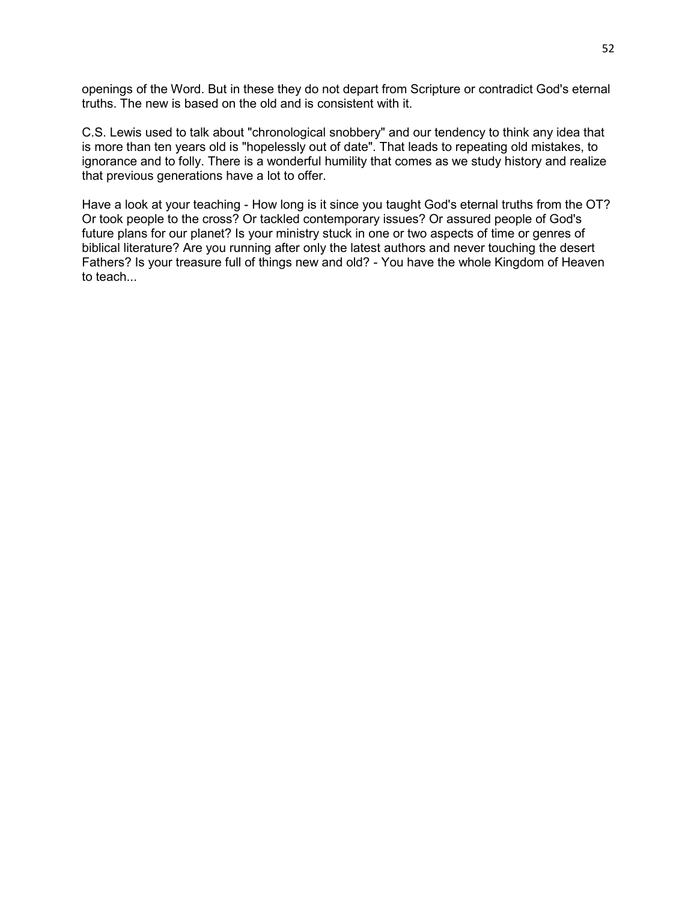openings of the Word. But in these they do not depart from Scripture or contradict God's eternal truths. The new is based on the old and is consistent with it.

C.S. Lewis used to talk about "chronological snobbery" and our tendency to think any idea that is more than ten years old is "hopelessly out of date". That leads to repeating old mistakes, to ignorance and to folly. There is a wonderful humility that comes as we study history and realize that previous generations have a lot to offer.

Have a look at your teaching - How long is it since you taught God's eternal truths from the OT? Or took people to the cross? Or tackled contemporary issues? Or assured people of God's future plans for our planet? Is your ministry stuck in one or two aspects of time or genres of biblical literature? Are you running after only the latest authors and never touching the desert Fathers? Is your treasure full of things new and old? - You have the whole Kingdom of Heaven to teach...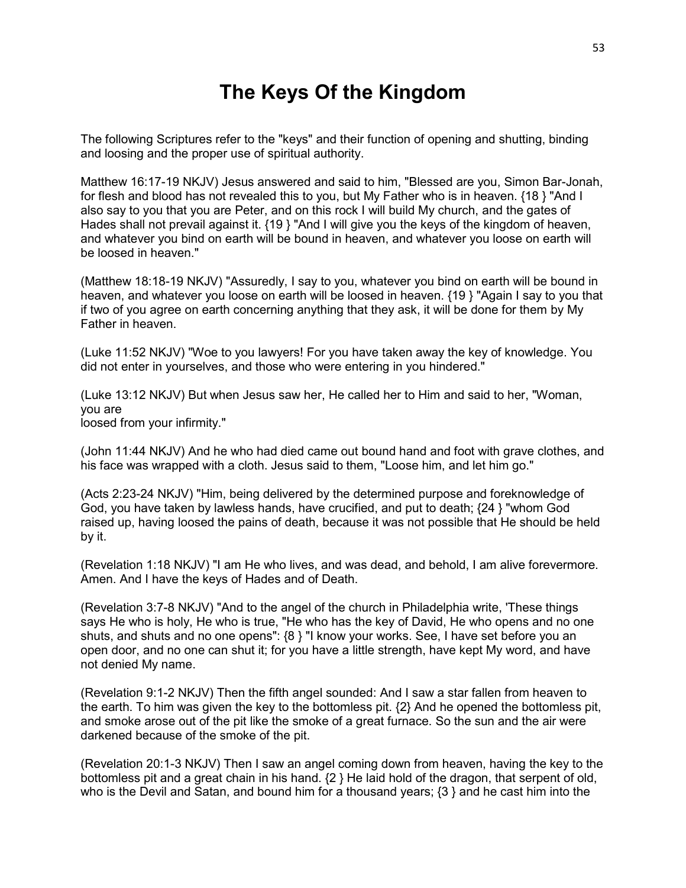# The Keys Of the Kingdom

The following Scriptures refer to the "keys" and their function of opening and shutting, binding and loosing and the proper use of spiritual authority.

Matthew 16:17-19 NKJV) Jesus answered and said to him, "Blessed are you, Simon Bar-Jonah, for flesh and blood has not revealed this to you, but My Father who is in heaven. {18 } "And I also say to you that you are Peter, and on this rock I will build My church, and the gates of Hades shall not prevail against it. {19 } "And I will give you the keys of the kingdom of heaven, and whatever you bind on earth will be bound in heaven, and whatever you loose on earth will be loosed in heaven."

(Matthew 18:18-19 NKJV) "Assuredly, I say to you, whatever you bind on earth will be bound in heaven, and whatever you loose on earth will be loosed in heaven. {19 } "Again I say to you that if two of you agree on earth concerning anything that they ask, it will be done for them by My Father in heaven.

(Luke 11:52 NKJV) "Woe to you lawyers! For you have taken away the key of knowledge. You did not enter in yourselves, and those who were entering in you hindered."

(Luke 13:12 NKJV) But when Jesus saw her, He called her to Him and said to her, "Woman, you are
loosed from your infirmity."

(John 11:44 NKJV) And he who had died came out bound hand and foot with grave clothes, and his face was wrapped with a cloth. Jesus said to them, "Loose him, and let him go."

(Acts 2:23-24 NKJV) "Him, being delivered by the determined purpose and foreknowledge of God, you have taken by lawless hands, have crucified, and put to death; {24 } "whom God raised up, having loosed the pains of death, because it was not possible that He should be held by it.

(Revelation 1:18 NKJV) "I am He who lives, and was dead, and behold, I am alive forevermore. Amen. And I have the keys of Hades and of Death.

(Revelation 3:7-8 NKJV) "And to the angel of the church in Philadelphia write, 'These things says He who is holy, He who is true, "He who has the key of David, He who opens and no one shuts, and shuts and no one opens": {8 } "I know your works. See, I have set before you an open door, and no one can shut it; for you have a little strength, have kept My word, and have not denied My name.

(Revelation 9:1-2 NKJV) Then the fifth angel sounded: And I saw a star fallen from heaven to the earth. To him was given the key to the bottomless pit. {2} And he opened the bottomless pit, and smoke arose out of the pit like the smoke of a great furnace. So the sun and the air were darkened because of the smoke of the pit.

(Revelation 20:1-3 NKJV) Then I saw an angel coming down from heaven, having the key to the bottomless pit and a great chain in his hand. {2 } He laid hold of the dragon, that serpent of old, who is the Devil and Satan, and bound him for a thousand years; {3 } and he cast him into the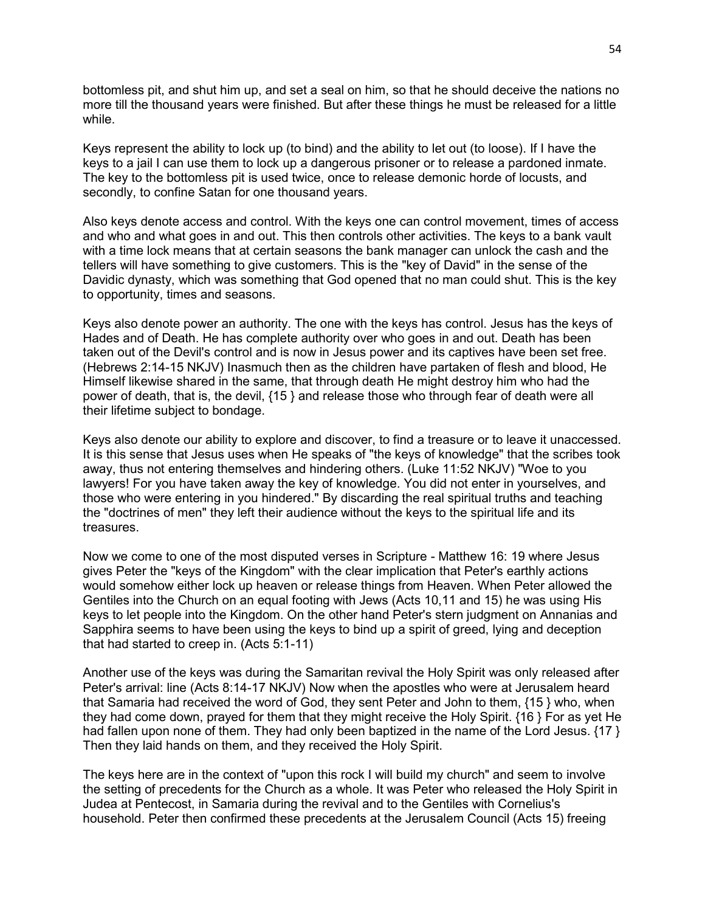bottomless pit, and shut him up, and set a seal on him, so that he should deceive the nations no more till the thousand years were finished. But after these things he must be released for a little while.

Keys represent the ability to lock up (to bind) and the ability to let out (to loose). If I have the keys to a jail I can use them to lock up a dangerous prisoner or to release a pardoned inmate. The key to the bottomless pit is used twice, once to release demonic horde of locusts, and secondly, to confine Satan for one thousand years.

Also keys denote access and control. With the keys one can control movement, times of access and who and what goes in and out. This then controls other activities. The keys to a bank vault with a time lock means that at certain seasons the bank manager can unlock the cash and the tellers will have something to give customers. This is the "key of David" in the sense of the Davidic dynasty, which was something that God opened that no man could shut. This is the key to opportunity, times and seasons.

Keys also denote power an authority. The one with the keys has control. Jesus has the keys of Hades and of Death. He has complete authority over who goes in and out. Death has been taken out of the Devil's control and is now in Jesus power and its captives have been set free. (Hebrews 2:14-15 NKJV) Inasmuch then as the children have partaken of flesh and blood, He Himself likewise shared in the same, that through death He might destroy him who had the power of death, that is, the devil, {15 } and release those who through fear of death were all their lifetime subject to bondage.

Keys also denote our ability to explore and discover, to find a treasure or to leave it unaccessed. It is this sense that Jesus uses when He speaks of "the keys of knowledge" that the scribes took away, thus not entering themselves and hindering others. (Luke 11:52 NKJV) "Woe to you lawyers! For you have taken away the key of knowledge. You did not enter in yourselves, and those who were entering in you hindered." By discarding the real spiritual truths and teaching the "doctrines of men" they left their audience without the keys to the spiritual life and its treasures.

Now we come to one of the most disputed verses in Scripture - Matthew 16: 19 where Jesus gives Peter the "keys of the Kingdom" with the clear implication that Peter's earthly actions would somehow either lock up heaven or release things from Heaven. When Peter allowed the Gentiles into the Church on an equal footing with Jews (Acts 10,11 and 15) he was using His keys to let people into the Kingdom. On the other hand Peter's stern judgment on Annanias and Sapphira seems to have been using the keys to bind up a spirit of greed, lying and deception that had started to creep in. (Acts 5:1-11)

Another use of the keys was during the Samaritan revival the Holy Spirit was only released after Peter's arrival: line (Acts 8:14-17 NKJV) Now when the apostles who were at Jerusalem heard that Samaria had received the word of God, they sent Peter and John to them, {15 } who, when they had come down, prayed for them that they might receive the Holy Spirit. {16 } For as yet He had fallen upon none of them. They had only been baptized in the name of the Lord Jesus. {17 } Then they laid hands on them, and they received the Holy Spirit.

The keys here are in the context of "upon this rock I will build my church" and seem to involve the setting of precedents for the Church as a whole. It was Peter who released the Holy Spirit in Judea at Pentecost, in Samaria during the revival and to the Gentiles with Cornelius's household. Peter then confirmed these precedents at the Jerusalem Council (Acts 15) freeing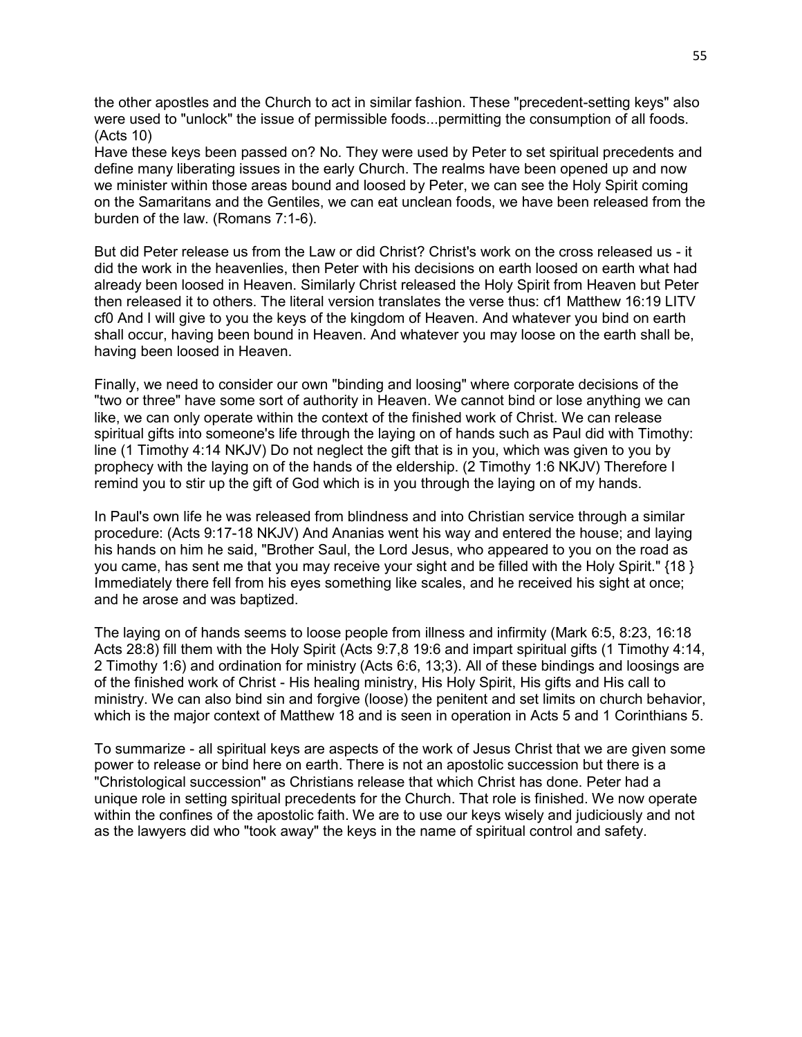the other apostles and the Church to act in similar fashion. These "precedent-setting keys" also were used to "unlock" the issue of permissible foods...permitting the consumption of all foods. (Acts 10)
Have these keys been passed on? No. They were used by Peter to set spiritual precedents and define many liberating issues in the early Church. The realms have been opened up and now we minister within those areas bound and loosed by Peter, we can see the Holy Spirit coming on the Samaritans and the Gentiles, we can eat unclean foods, we have been released from the burden of the law. (Romans 7:1-6).

But did Peter release us from the Law or did Christ? Christ's work on the cross released us - it did the work in the heavenlies, then Peter with his decisions on earth loosed on earth what had already been loosed in Heaven. Similarly Christ released the Holy Spirit from Heaven but Peter then released it to others. The literal version translates the verse thus: cf1 Matthew 16:19 LITV cf0 And I will give to you the keys of the kingdom of Heaven. And whatever you bind on earth shall occur, having been bound in Heaven. And whatever you may loose on the earth shall be, having been loosed in Heaven.

Finally, we need to consider our own "binding and loosing" where corporate decisions of the "two or three" have some sort of authority in Heaven. We cannot bind or lose anything we can like, we can only operate within the context of the finished work of Christ. We can release spiritual gifts into someone's life through the laying on of hands such as Paul did with Timothy: line (1 Timothy 4:14 NKJV) Do not neglect the gift that is in you, which was given to you by prophecy with the laying on of the hands of the eldership. (2 Timothy 1:6 NKJV) Therefore I remind you to stir up the gift of God which is in you through the laying on of my hands.

In Paul's own life he was released from blindness and into Christian service through a similar procedure: (Acts 9:17-18 NKJV) And Ananias went his way and entered the house; and laying his hands on him he said, "Brother Saul, the Lord Jesus, who appeared to you on the road as you came, has sent me that you may receive your sight and be filled with the Holy Spirit." {18 } Immediately there fell from his eyes something like scales, and he received his sight at once; and he arose and was baptized.

The laying on of hands seems to loose people from illness and infirmity (Mark 6:5, 8:23, 16:18 Acts 28:8) fill them with the Holy Spirit (Acts 9:7,8 19:6 and impart spiritual gifts (1 Timothy 4:14, 2 Timothy 1:6) and ordination for ministry (Acts 6:6, 13;3). All of these bindings and loosings are of the finished work of Christ - His healing ministry, His Holy Spirit, His gifts and His call to ministry. We can also bind sin and forgive (loose) the penitent and set limits on church behavior, which is the major context of Matthew 18 and is seen in operation in Acts 5 and 1 Corinthians 5.

To summarize - all spiritual keys are aspects of the work of Jesus Christ that we are given some power to release or bind here on earth. There is not an apostolic succession but there is a "Christological succession" as Christians release that which Christ has done. Peter had a unique role in setting spiritual precedents for the Church. That role is finished. We now operate within the confines of the apostolic faith. We are to use our keys wisely and judiciously and not as the lawyers did who "took away" the keys in the name of spiritual control and safety.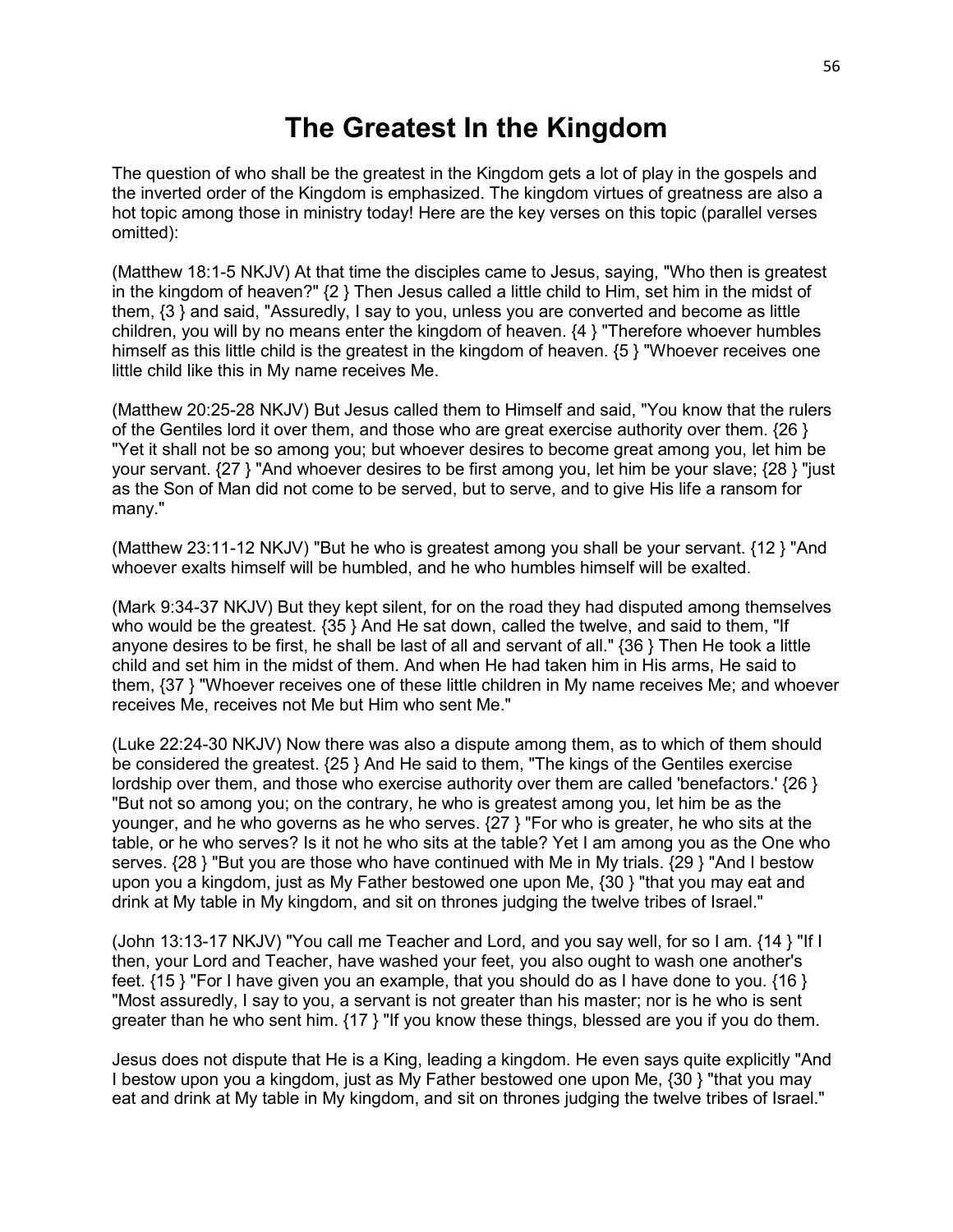# The Greatest In the Kingdom

The question of who shall be the greatest in the Kingdom gets a lot of play in the gospels and the inverted order of the Kingdom is emphasized. The kingdom virtues of greatness are also a hot topic among those in ministry today! Here are the key verses on this topic (parallel verses omitted):

(Matthew 18:1-5 NKJV) At that time the disciples came to Jesus, saying, "Who then is greatest in the kingdom of heaven?" {2 } Then Jesus called a little child to Him, set him in the midst of them, {3 } and said, "Assuredly, I say to you, unless you are converted and become as little children, you will by no means enter the kingdom of heaven. {4 } "Therefore whoever humbles himself as this little child is the greatest in the kingdom of heaven. {5 } "Whoever receives one little child like this in My name receives Me.

(Matthew 20:25-28 NKJV) But Jesus called them to Himself and said, "You know that the rulers of the Gentiles lord it over them, and those who are great exercise authority over them. {26 } "Yet it shall not be so among you; but whoever desires to become great among you, let him be your servant. {27 } "And whoever desires to be first among you, let him be your slave; {28 } "just as the Son of Man did not come to be served, but to serve, and to give His life a ransom for many."

(Matthew 23:11-12 NKJV) "But he who is greatest among you shall be your servant. {12 } "And whoever exalts himself will be humbled, and he who humbles himself will be exalted.

(Mark 9:34-37 NKJV) But they kept silent, for on the road they had disputed among themselves who would be the greatest. {35 } And He sat down, called the twelve, and said to them, "If anyone desires to be first, he shall be last of all and servant of all." {36 } Then He took a little child and set him in the midst of them. And when He had taken him in His arms, He said to them, {37 } "Whoever receives one of these little children in My name receives Me; and whoever receives Me, receives not Me but Him who sent Me."

(Luke 22:24-30 NKJV) Now there was also a dispute among them, as to which of them should be considered the greatest. {25 } And He said to them, "The kings of the Gentiles exercise lordship over them, and those who exercise authority over them are called 'benefactors.' {26 } "But not so among you; on the contrary, he who is greatest among you, let him be as the younger, and he who governs as he who serves. {27 } "For who is greater, he who sits at the table, or he who serves? Is it not he who sits at the table? Yet I am among you as the One who serves. {28 } "But you are those who have continued with Me in My trials. {29 } "And I bestow upon you a kingdom, just as My Father bestowed one upon Me, {30 } "that you may eat and drink at My table in My kingdom, and sit on thrones judging the twelve tribes of Israel."

(John 13:13-17 NKJV) "You call me Teacher and Lord, and you say well, for so I am. {14 } "If I then, your Lord and Teacher, have washed your feet, you also ought to wash one another's feet. {15 } "For I have given you an example, that you should do as I have done to you. {16 } "Most assuredly, I say to you, a servant is not greater than his master; nor is he who is sent greater than he who sent him. {17 } "If you know these things, blessed are you if you do them.

Jesus does not dispute that He is a King, leading a kingdom. He even says quite explicitly "And I bestow upon you a kingdom, just as My Father bestowed one upon Me, {30 } "that you may eat and drink at My table in My kingdom, and sit on thrones judging the twelve tribes of Israel."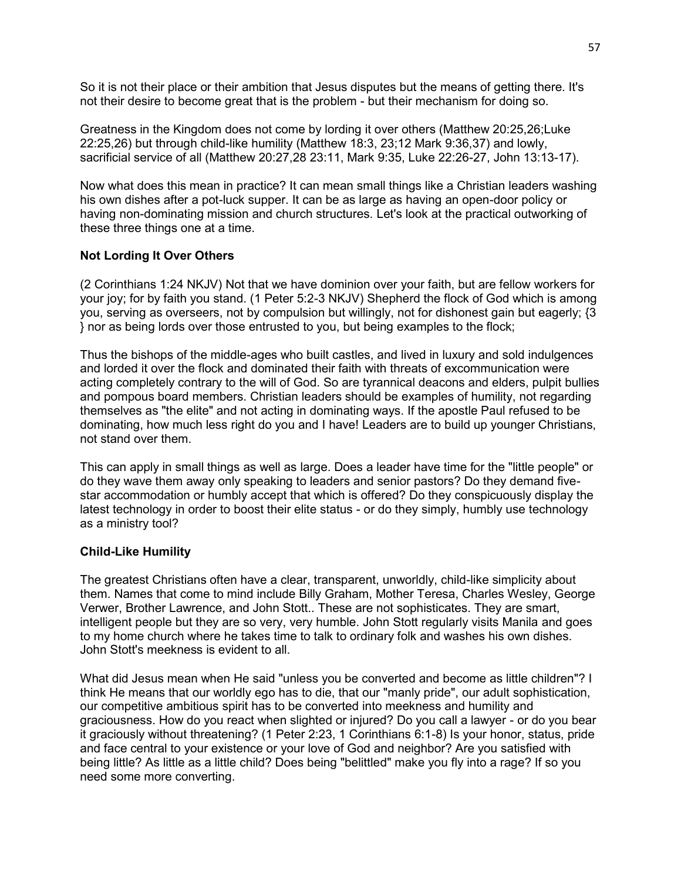So it is not their place or their ambition that Jesus disputes but the means of getting there. It's not their desire to become great that is the problem - but their mechanism for doing so.

Greatness in the Kingdom does not come by lording it over others (Matthew 20:25,26;Luke 22:25,26) but through child-like humility (Matthew 18:3, 23;12 Mark 9:36,37) and lowly, sacrificial service of all (Matthew 20:27,28 23:11, Mark 9:35, Luke 22:26-27, John 13:13-17).

Now what does this mean in practice? It can mean small things like a Christian leaders washing his own dishes after a pot-luck supper. It can be as large as having an open-door policy or having non-dominating mission and church structures. Let's look at the practical outworking of these three things one at a time.

**Not Lording It Over Others**

(2 Corinthians 1:24 NKJV) Not that we have dominion over your faith, but are fellow workers for your joy; for by faith you stand. (1 Peter 5:2-3 NKJV) Shepherd the flock of God which is among you, serving as overseers, not by compulsion but willingly, not for dishonest gain but eagerly; {3 } nor as being lords over those entrusted to you, but being examples to the flock;

Thus the bishops of the middle-ages who built castles, and lived in luxury and sold indulgences and lorded it over the flock and dominated their faith with threats of excommunication were acting completely contrary to the will of God. So are tyrannical deacons and elders, pulpit bullies and pompous board members. Christian leaders should be examples of humility, not regarding themselves as "the elite" and not acting in dominating ways. If the apostle Paul refused to be dominating, how much less right do you and I have! Leaders are to build up younger Christians, not stand over them.

This can apply in small things as well as large. Does a leader have time for the "little people" or do they wave them away only speaking to leaders and senior pastors? Do they demand five-star accommodation or humbly accept that which is offered? Do they conspicuously display the latest technology in order to boost their elite status - or do they simply, humbly use technology as a ministry tool?

**Child-Like Humility**

The greatest Christians often have a clear, transparent, unworldly, child-like simplicity about them. Names that come to mind include Billy Graham, Mother Teresa, Charles Wesley, George Verwer, Brother Lawrence, and John Stott.. These are not sophisticates. They are smart, intelligent people but they are so very, very humble. John Stott regularly visits Manila and goes to my home church where he takes time to talk to ordinary folk and washes his own dishes. John Stott's meekness is evident to all.

What did Jesus mean when He said "unless you be converted and become as little children"? I think He means that our worldly ego has to die, that our "manly pride", our adult sophistication, our competitive ambitious spirit has to be converted into meekness and humility and graciousness. How do you react when slighted or injured? Do you call a lawyer - or do you bear it graciously without threatening? (1 Peter 2:23, 1 Corinthians 6:1-8) Is your honor, status, pride and face central to your existence or your love of God and neighbor? Are you satisfied with being little? As little as a little child? Does being "belittled" make you fly into a rage? If so you need some more converting.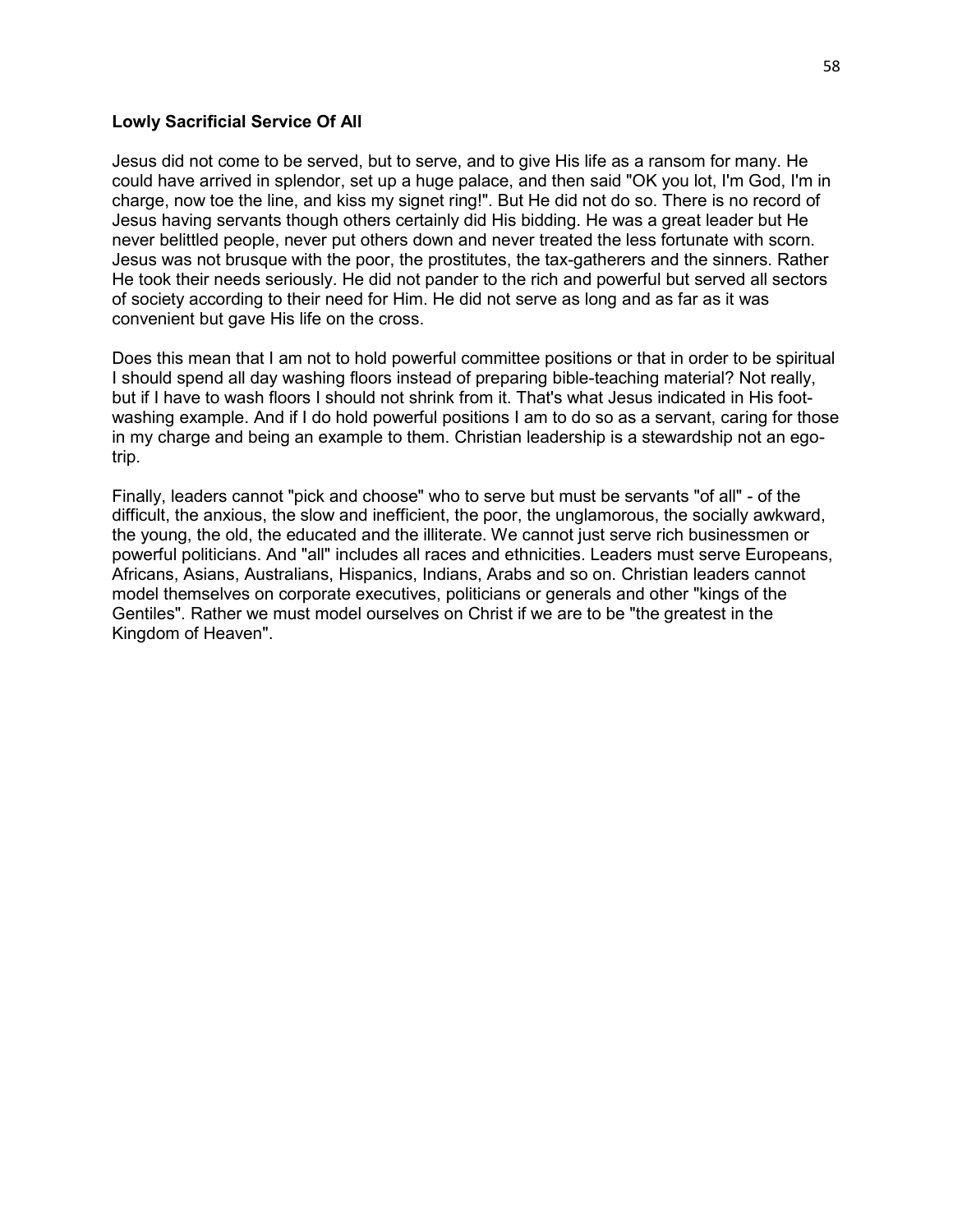**Lowly Sacrificial Service Of All**

Jesus did not come to be served, but to serve, and to give His life as a ransom for many. He could have arrived in splendor, set up a huge palace, and then said "OK you lot, I'm God, I'm in charge, now toe the line, and kiss my signet ring!". But He did not do so. There is no record of Jesus having servants though others certainly did His bidding. He was a great leader but He never belittled people, never put others down and never treated the less fortunate with scorn. Jesus was not brusque with the poor, the prostitutes, the tax-gatherers and the sinners. Rather He took their needs seriously. He did not pander to the rich and powerful but served all sectors of society according to their need for Him. He did not serve as long and as far as it was convenient but gave His life on the cross.

Does this mean that I am not to hold powerful committee positions or that in order to be spiritual I should spend all day washing floors instead of preparing bible-teaching material? Not really, but if I have to wash floors I should not shrink from it. That's what Jesus indicated in His foot-washing example. And if I do hold powerful positions I am to do so as a servant, caring for those in my charge and being an example to them. Christian leadership is a stewardship not an ego-trip.

Finally, leaders cannot "pick and choose" who to serve but must be servants "of all" - of the difficult, the anxious, the slow and inefficient, the poor, the unglamorous, the socially awkward, the young, the old, the educated and the illiterate. We cannot just serve rich businessmen or powerful politicians. And "all" includes all races and ethnicities. Leaders must serve Europeans, Africans, Asians, Australians, Hispanics, Indians, Arabs and so on. Christian leaders cannot model themselves on corporate executives, politicians or generals and other "kings of the Gentiles". Rather we must model ourselves on Christ if we are to be "the greatest in the Kingdom of Heaven".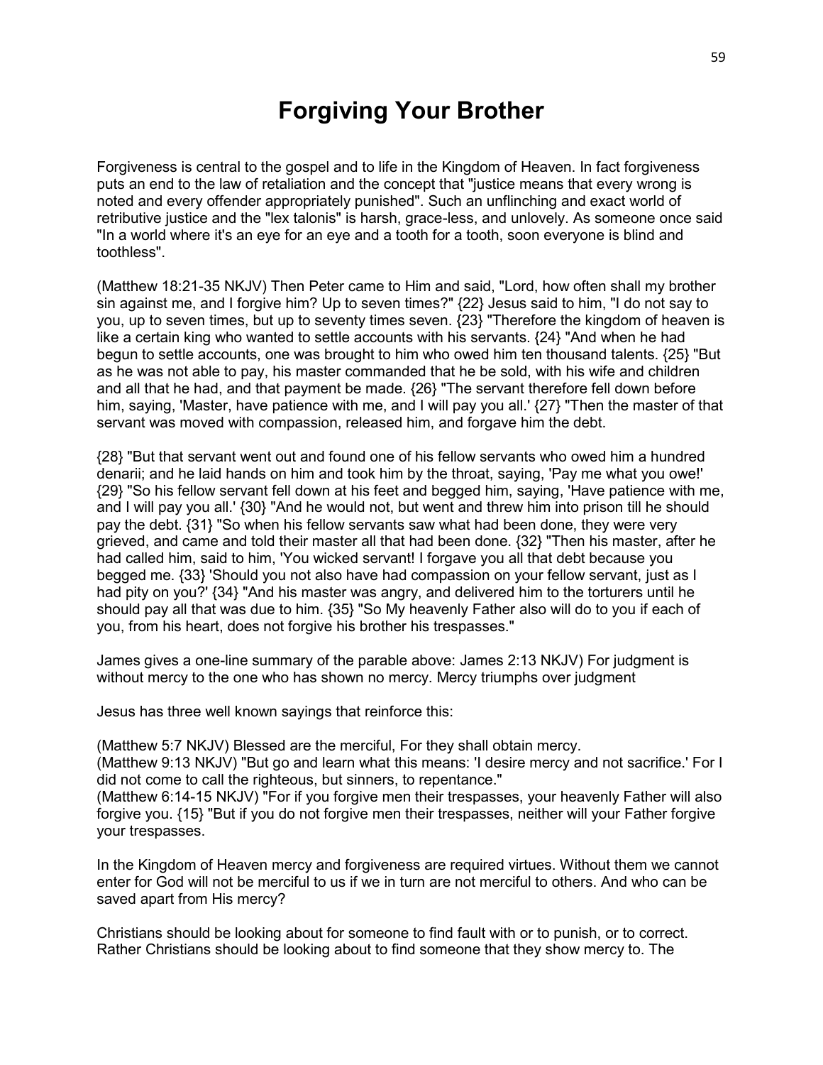# Forgiving Your Brother

Forgiveness is central to the gospel and to life in the Kingdom of Heaven. In fact forgiveness puts an end to the law of retaliation and the concept that "justice means that every wrong is noted and every offender appropriately punished". Such an unflinching and exact world of retributive justice and the "lex talonis" is harsh, grace-less, and unlovely. As someone once said "In a world where it's an eye for an eye and a tooth for a tooth, soon everyone is blind and toothless".

(Matthew 18:21-35 NKJV) Then Peter came to Him and said, "Lord, how often shall my brother sin against me, and I forgive him? Up to seven times?" {22} Jesus said to him, "I do not say to you, up to seven times, but up to seventy times seven. {23} "Therefore the kingdom of heaven is like a certain king who wanted to settle accounts with his servants. {24} "And when he had begun to settle accounts, one was brought to him who owed him ten thousand talents. {25} "But as he was not able to pay, his master commanded that he be sold, with his wife and children and all that he had, and that payment be made. {26} "The servant therefore fell down before him, saying, 'Master, have patience with me, and I will pay you all.' {27} "Then the master of that servant was moved with compassion, released him, and forgave him the debt.

{28} "But that servant went out and found one of his fellow servants who owed him a hundred denarii; and he laid hands on him and took him by the throat, saying, 'Pay me what you owe!' {29} "So his fellow servant fell down at his feet and begged him, saying, 'Have patience with me, and I will pay you all.' {30} "And he would not, but went and threw him into prison till he should pay the debt. {31} "So when his fellow servants saw what had been done, they were very grieved, and came and told their master all that had been done. {32} "Then his master, after he had called him, said to him, 'You wicked servant! I forgave you all that debt because you begged me. {33} 'Should you not also have had compassion on your fellow servant, just as I had pity on you?' {34} "And his master was angry, and delivered him to the torturers until he should pay all that was due to him. {35} "So My heavenly Father also will do to you if each of you, from his heart, does not forgive his brother his trespasses."

James gives a one-line summary of the parable above: James 2:13 NKJV) For judgment is without mercy to the one who has shown no mercy. Mercy triumphs over judgment

Jesus has three well known sayings that reinforce this:

(Matthew 5:7 NKJV) Blessed are the merciful, For they shall obtain mercy.
(Matthew 9:13 NKJV) "But go and learn what this means: 'I desire mercy and not sacrifice.' For I did not come to call the righteous, but sinners, to repentance."
(Matthew 6:14-15 NKJV) "For if you forgive men their trespasses, your heavenly Father will also forgive you. {15} "But if you do not forgive men their trespasses, neither will your Father forgive your trespasses.

In the Kingdom of Heaven mercy and forgiveness are required virtues. Without them we cannot enter for God will not be merciful to us if we in turn are not merciful to others. And who can be saved apart from His mercy?

Christians should be looking about for someone to find fault with or to punish, or to correct. Rather Christians should be looking about to find someone that they show mercy to. The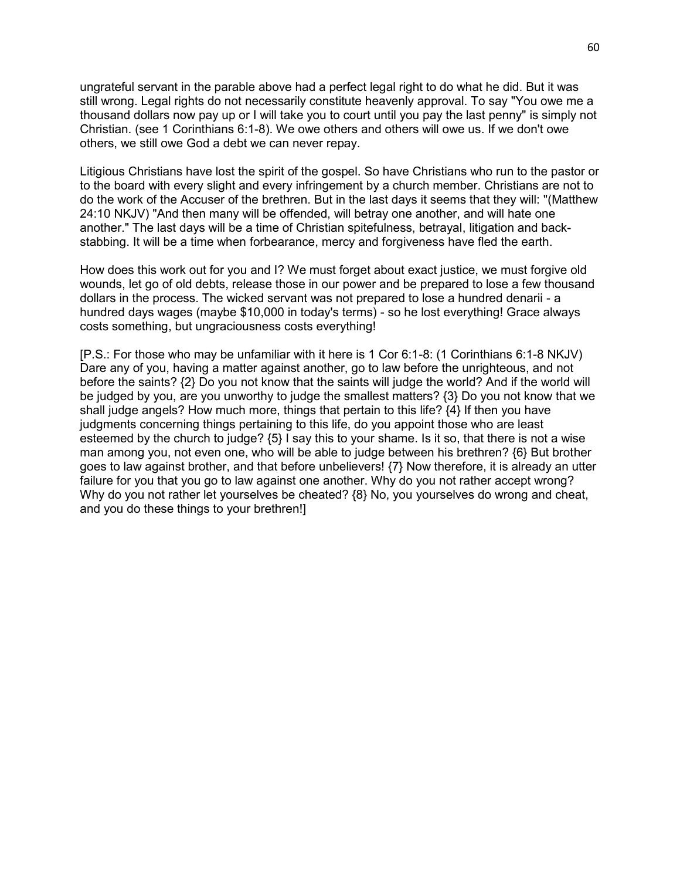ungrateful servant in the parable above had a perfect legal right to do what he did. But it was still wrong. Legal rights do not necessarily constitute heavenly approval. To say "You owe me a thousand dollars now pay up or I will take you to court until you pay the last penny" is simply not Christian. (see 1 Corinthians 6:1-8). We owe others and others will owe us. If we don't owe others, we still owe God a debt we can never repay.

Litigious Christians have lost the spirit of the gospel. So have Christians who run to the pastor or to the board with every slight and every infringement by a church member. Christians are not to do the work of the Accuser of the brethren. But in the last days it seems that they will: "(Matthew 24:10 NKJV) "And then many will be offended, will betray one another, and will hate one another." The last days will be a time of Christian spitefulness, betrayal, litigation and back-stabbing. It will be a time when forbearance, mercy and forgiveness have fled the earth.

How does this work out for you and I? We must forget about exact justice, we must forgive old wounds, let go of old debts, release those in our power and be prepared to lose a few thousand dollars in the process. The wicked servant was not prepared to lose a hundred denarii - a hundred days wages (maybe $10,000 in today's terms) - so he lost everything! Grace always costs something, but ungraciousness costs everything!

[P.S.: For those who may be unfamiliar with it here is 1 Cor 6:1-8: (1 Corinthians 6:1-8 NKJV) Dare any of you, having a matter against another, go to law before the unrighteous, and not before the saints? {2} Do you not know that the saints will judge the world? And if the world will be judged by you, are you unworthy to judge the smallest matters? {3} Do you not know that we shall judge angels? How much more, things that pertain to this life? {4} If then you have judgments concerning things pertaining to this life, do you appoint those who are least esteemed by the church to judge? {5} I say this to your shame. Is it so, that there is not a wise man among you, not even one, who will be able to judge between his brethren? {6} But brother goes to law against brother, and that before unbelievers! {7} Now therefore, it is already an utter failure for you that you go to law against one another. Why do you not rather accept wrong? Why do you not rather let yourselves be cheated? {8} No, you yourselves do wrong and cheat, and you do these things to your brethren!]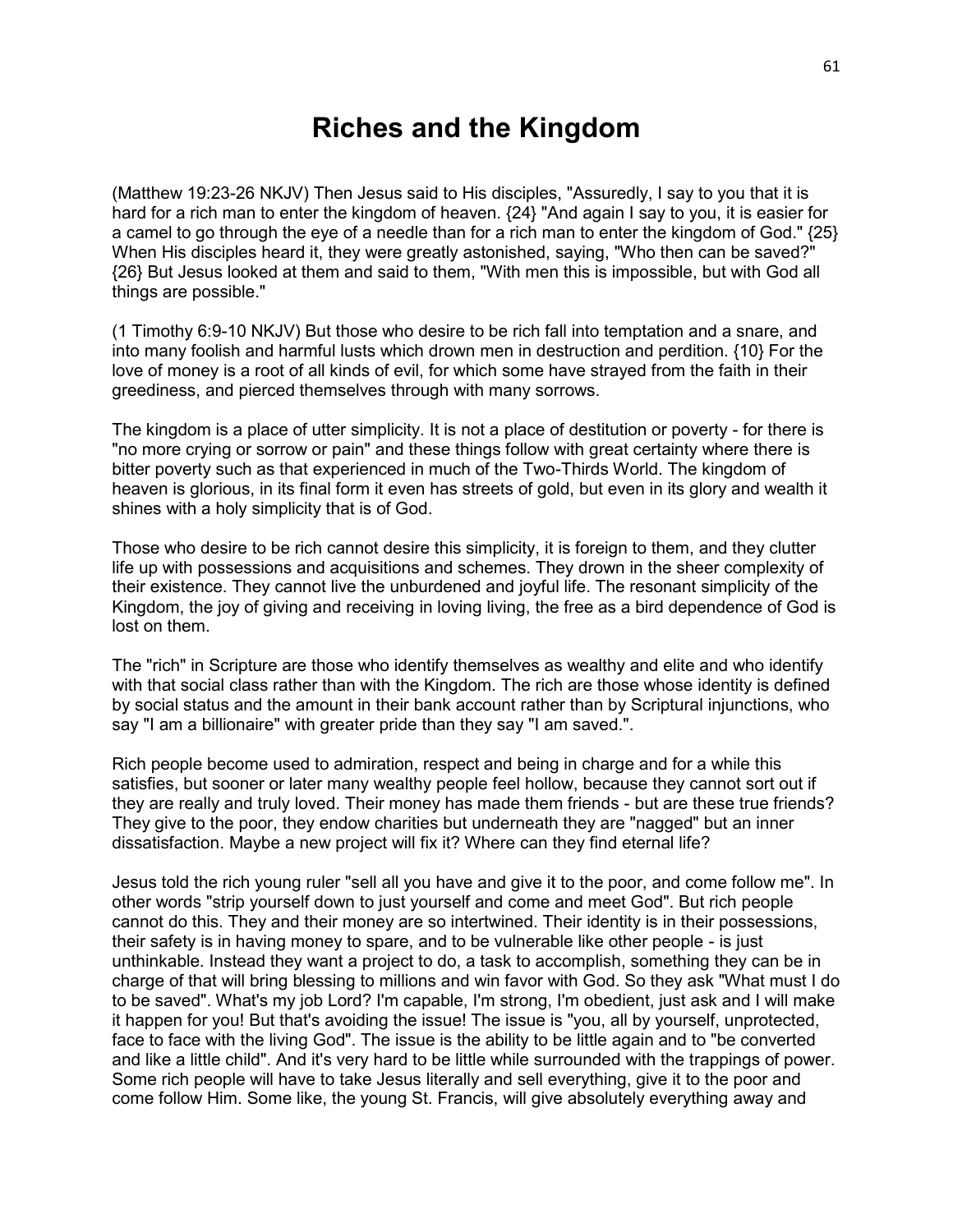# Riches and the Kingdom

(Matthew 19:23-26 NKJV) Then Jesus said to His disciples, "Assuredly, I say to you that it is hard for a rich man to enter the kingdom of heaven. {24} "And again I say to you, it is easier for a camel to go through the eye of a needle than for a rich man to enter the kingdom of God." {25} When His disciples heard it, they were greatly astonished, saying, "Who then can be saved?" {26} But Jesus looked at them and said to them, "With men this is impossible, but with God all things are possible."

(1 Timothy 6:9-10 NKJV) But those who desire to be rich fall into temptation and a snare, and into many foolish and harmful lusts which drown men in destruction and perdition. {10} For the love of money is a root of all kinds of evil, for which some have strayed from the faith in their greediness, and pierced themselves through with many sorrows.

The kingdom is a place of utter simplicity. It is not a place of destitution or poverty - for there is "no more crying or sorrow or pain" and these things follow with great certainty where there is bitter poverty such as that experienced in much of the Two-Thirds World. The kingdom of heaven is glorious, in its final form it even has streets of gold, but even in its glory and wealth it shines with a holy simplicity that is of God.

Those who desire to be rich cannot desire this simplicity, it is foreign to them, and they clutter life up with possessions and acquisitions and schemes. They drown in the sheer complexity of their existence. They cannot live the unburdened and joyful life. The resonant simplicity of the Kingdom, the joy of giving and receiving in loving living, the free as a bird dependence of God is lost on them.

The "rich" in Scripture are those who identify themselves as wealthy and elite and who identify with that social class rather than with the Kingdom. The rich are those whose identity is defined by social status and the amount in their bank account rather than by Scriptural injunctions, who say "I am a billionaire" with greater pride than they say "I am saved.".

Rich people become used to admiration, respect and being in charge and for a while this satisfies, but sooner or later many wealthy people feel hollow, because they cannot sort out if they are really and truly loved. Their money has made them friends - but are these true friends? They give to the poor, they endow charities but underneath they are "nagged" but an inner dissatisfaction. Maybe a new project will fix it? Where can they find eternal life?

Jesus told the rich young ruler "sell all you have and give it to the poor, and come follow me". In other words "strip yourself down to just yourself and come and meet God". But rich people cannot do this. They and their money are so intertwined. Their identity is in their possessions, their safety is in having money to spare, and to be vulnerable like other people - is just unthinkable. Instead they want a project to do, a task to accomplish, something they can be in charge of that will bring blessing to millions and win favor with God. So they ask "What must I do to be saved". What's my job Lord? I'm capable, I'm strong, I'm obedient, just ask and I will make it happen for you! But that's avoiding the issue! The issue is "you, all by yourself, unprotected, face to face with the living God". The issue is the ability to be little again and to "be converted and like a little child". And it's very hard to be little while surrounded with the trappings of power. Some rich people will have to take Jesus literally and sell everything, give it to the poor and come follow Him. Some like, the young St. Francis, will give absolutely everything away and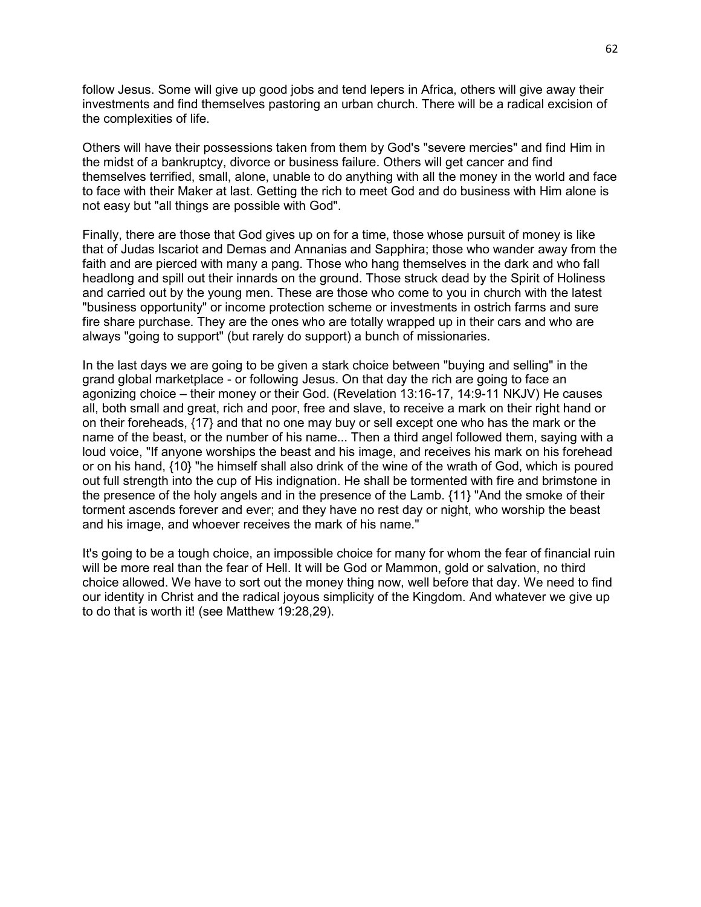follow Jesus. Some will give up good jobs and tend lepers in Africa, others will give away their investments and find themselves pastoring an urban church. There will be a radical excision of the complexities of life.

Others will have their possessions taken from them by God's "severe mercies" and find Him in the midst of a bankruptcy, divorce or business failure. Others will get cancer and find themselves terrified, small, alone, unable to do anything with all the money in the world and face to face with their Maker at last. Getting the rich to meet God and do business with Him alone is not easy but "all things are possible with God".

Finally, there are those that God gives up on for a time, those whose pursuit of money is like that of Judas Iscariot and Demas and Annanias and Sapphira; those who wander away from the faith and are pierced with many a pang. Those who hang themselves in the dark and who fall headlong and spill out their innards on the ground. Those struck dead by the Spirit of Holiness and carried out by the young men. These are those who come to you in church with the latest "business opportunity" or income protection scheme or investments in ostrich farms and sure fire share purchase. They are the ones who are totally wrapped up in their cars and who are always "going to support" (but rarely do support) a bunch of missionaries.

In the last days we are going to be given a stark choice between "buying and selling" in the grand global marketplace - or following Jesus. On that day the rich are going to face an agonizing choice – their money or their God. (Revelation 13:16-17, 14:9-11 NKJV) He causes all, both small and great, rich and poor, free and slave, to receive a mark on their right hand or on their foreheads, {17} and that no one may buy or sell except one who has the mark or the name of the beast, or the number of his name... Then a third angel followed them, saying with a loud voice, "If anyone worships the beast and his image, and receives his mark on his forehead or on his hand, {10} "he himself shall also drink of the wine of the wrath of God, which is poured out full strength into the cup of His indignation. He shall be tormented with fire and brimstone in the presence of the holy angels and in the presence of the Lamb. {11} "And the smoke of their torment ascends forever and ever; and they have no rest day or night, who worship the beast and his image, and whoever receives the mark of his name."

It's going to be a tough choice, an impossible choice for many for whom the fear of financial ruin will be more real than the fear of Hell. It will be God or Mammon, gold or salvation, no third choice allowed. We have to sort out the money thing now, well before that day. We need to find our identity in Christ and the radical joyous simplicity of the Kingdom. And whatever we give up to do that is worth it! (see Matthew 19:28,29).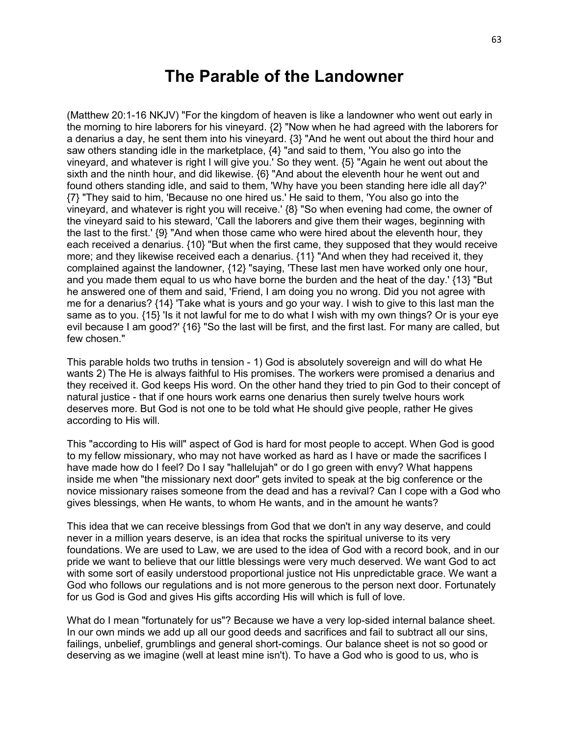# The Parable of the Landowner

(Matthew 20:1-16 NKJV) "For the kingdom of heaven is like a landowner who went out early in the morning to hire laborers for his vineyard. {2} "Now when he had agreed with the laborers for a denarius a day, he sent them into his vineyard. {3} "And he went out about the third hour and saw others standing idle in the marketplace, {4} "and said to them, 'You also go into the vineyard, and whatever is right I will give you.' So they went. {5} "Again he went out about the sixth and the ninth hour, and did likewise. {6} "And about the eleventh hour he went out and found others standing idle, and said to them, 'Why have you been standing here idle all day?' {7} "They said to him, 'Because no one hired us.' He said to them, 'You also go into the vineyard, and whatever is right you will receive.' {8} "So when evening had come, the owner of the vineyard said to his steward, 'Call the laborers and give them their wages, beginning with the last to the first.' {9} "And when those came who were hired about the eleventh hour, they each received a denarius. {10} "But when the first came, they supposed that they would receive more; and they likewise received each a denarius. {11} "And when they had received it, they complained against the landowner, {12} "saying, 'These last men have worked only one hour, and you made them equal to us who have borne the burden and the heat of the day.' {13} "But he answered one of them and said, 'Friend, I am doing you no wrong. Did you not agree with me for a denarius? {14} 'Take what is yours and go your way. I wish to give to this last man the same as to you. {15} 'Is it not lawful for me to do what I wish with my own things? Or is your eye evil because I am good?' {16} "So the last will be first, and the first last. For many are called, but few chosen."

This parable holds two truths in tension - 1) God is absolutely sovereign and will do what He wants 2) The He is always faithful to His promises. The workers were promised a denarius and they received it. God keeps His word. On the other hand they tried to pin God to their concept of natural justice - that if one hours work earns one denarius then surely twelve hours work deserves more. But God is not one to be told what He should give people, rather He gives according to His will.

This "according to His will" aspect of God is hard for most people to accept. When God is good to my fellow missionary, who may not have worked as hard as I have or made the sacrifices I have made how do I feel? Do I say "hallelujah" or do I go green with envy? What happens inside me when "the missionary next door" gets invited to speak at the big conference or the novice missionary raises someone from the dead and has a revival? Can I cope with a God who gives blessings, when He wants, to whom He wants, and in the amount he wants?

This idea that we can receive blessings from God that we don't in any way deserve, and could never in a million years deserve, is an idea that rocks the spiritual universe to its very foundations. We are used to Law, we are used to the idea of God with a record book, and in our pride we want to believe that our little blessings were very much deserved. We want God to act with some sort of easily understood proportional justice not His unpredictable grace. We want a God who follows our regulations and is not more generous to the person next door. Fortunately for us God is God and gives His gifts according His will which is full of love.

What do I mean "fortunately for us"? Because we have a very lop-sided internal balance sheet. In our own minds we add up all our good deeds and sacrifices and fail to subtract all our sins, failings, unbelief, grumblings and general short-comings. Our balance sheet is not so good or deserving as we imagine (well at least mine isn't). To have a God who is good to us, who is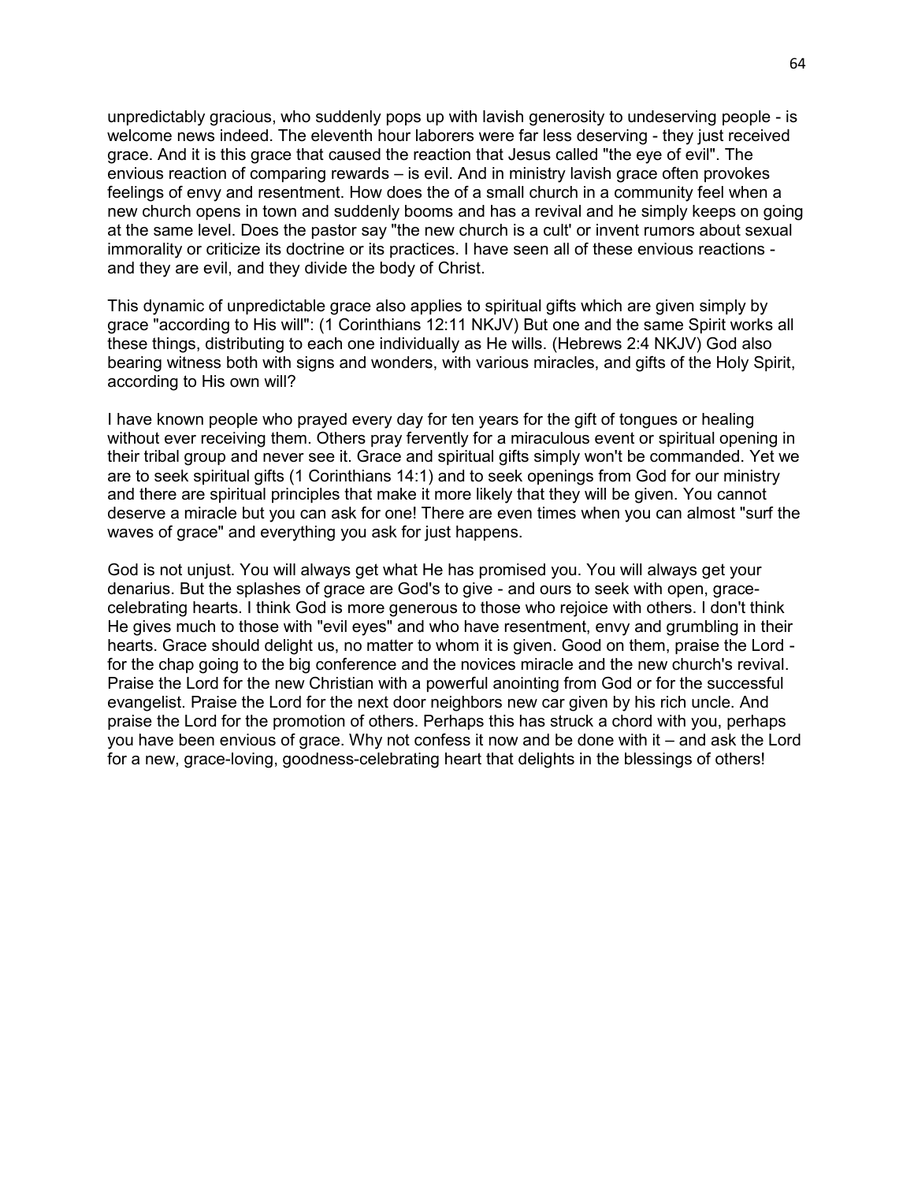unpredictably gracious, who suddenly pops up with lavish generosity to undeserving people - is welcome news indeed. The eleventh hour laborers were far less deserving - they just received grace. And it is this grace that caused the reaction that Jesus called "the eye of evil". The envious reaction of comparing rewards – is evil. And in ministry lavish grace often provokes feelings of envy and resentment. How does the of a small church in a community feel when a new church opens in town and suddenly booms and has a revival and he simply keeps on going at the same level. Does the pastor say "the new church is a cult' or invent rumors about sexual immorality or criticize its doctrine or its practices. I have seen all of these envious reactions - and they are evil, and they divide the body of Christ.

This dynamic of unpredictable grace also applies to spiritual gifts which are given simply by grace "according to His will": (1 Corinthians 12:11 NKJV) But one and the same Spirit works all these things, distributing to each one individually as He wills. (Hebrews 2:4 NKJV) God also bearing witness both with signs and wonders, with various miracles, and gifts of the Holy Spirit, according to His own will?

I have known people who prayed every day for ten years for the gift of tongues or healing without ever receiving them. Others pray fervently for a miraculous event or spiritual opening in their tribal group and never see it. Grace and spiritual gifts simply won't be commanded. Yet we are to seek spiritual gifts (1 Corinthians 14:1) and to seek openings from God for our ministry and there are spiritual principles that make it more likely that they will be given. You cannot deserve a miracle but you can ask for one! There are even times when you can almost "surf the waves of grace" and everything you ask for just happens.

God is not unjust. You will always get what He has promised you. You will always get your denarius. But the splashes of grace are God's to give - and ours to seek with open, grace-celebrating hearts. I think God is more generous to those who rejoice with others. I don't think He gives much to those with "evil eyes" and who have resentment, envy and grumbling in their hearts. Grace should delight us, no matter to whom it is given. Good on them, praise the Lord - for the chap going to the big conference and the novices miracle and the new church's revival. Praise the Lord for the new Christian with a powerful anointing from God or for the successful evangelist. Praise the Lord for the next door neighbors new car given by his rich uncle. And praise the Lord for the promotion of others. Perhaps this has struck a chord with you, perhaps you have been envious of grace. Why not confess it now and be done with it – and ask the Lord for a new, grace-loving, goodness-celebrating heart that delights in the blessings of others!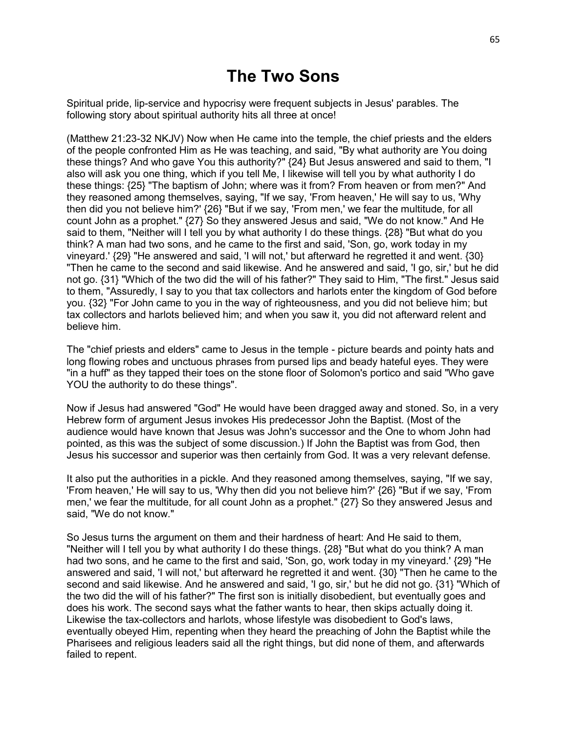# The Two Sons

Spiritual pride, lip-service and hypocrisy were frequent subjects in Jesus' parables. The following story about spiritual authority hits all three at once!

(Matthew 21:23-32 NKJV) Now when He came into the temple, the chief priests and the elders of the people confronted Him as He was teaching, and said, "By what authority are You doing these things? And who gave You this authority?" {24} But Jesus answered and said to them, "I also will ask you one thing, which if you tell Me, I likewise will tell you by what authority I do these things: {25} "The baptism of John; where was it from? From heaven or from men?" And they reasoned among themselves, saying, "If we say, 'From heaven,' He will say to us, 'Why then did you not believe him?' {26} "But if we say, 'From men,' we fear the multitude, for all count John as a prophet." {27} So they answered Jesus and said, "We do not know." And He said to them, "Neither will I tell you by what authority I do these things. {28} "But what do you think? A man had two sons, and he came to the first and said, 'Son, go, work today in my vineyard.' {29} "He answered and said, 'I will not,' but afterward he regretted it and went. {30} "Then he came to the second and said likewise. And he answered and said, 'I go, sir,' but he did not go. {31} "Which of the two did the will of his father?" They said to Him, "The first." Jesus said to them, "Assuredly, I say to you that tax collectors and harlots enter the kingdom of God before you. {32} "For John came to you in the way of righteousness, and you did not believe him; but tax collectors and harlots believed him; and when you saw it, you did not afterward relent and believe him.

The "chief priests and elders" came to Jesus in the temple - picture beards and pointy hats and long flowing robes and unctuous phrases from pursed lips and beady hateful eyes. They were "in a huff" as they tapped their toes on the stone floor of Solomon's portico and said "Who gave YOU the authority to do these things".

Now if Jesus had answered "God" He would have been dragged away and stoned. So, in a very Hebrew form of argument Jesus invokes His predecessor John the Baptist. (Most of the audience would have known that Jesus was John's successor and the One to whom John had pointed, as this was the subject of some discussion.) If John the Baptist was from God, then Jesus his successor and superior was then certainly from God. It was a very relevant defense.

It also put the authorities in a pickle. And they reasoned among themselves, saying, "If we say, 'From heaven,' He will say to us, 'Why then did you not believe him?' {26} "But if we say, 'From men,' we fear the multitude, for all count John as a prophet." {27} So they answered Jesus and said, "We do not know."

So Jesus turns the argument on them and their hardness of heart: And He said to them, "Neither will I tell you by what authority I do these things. {28} "But what do you think? A man had two sons, and he came to the first and said, 'Son, go, work today in my vineyard.' {29} "He answered and said, 'I will not,' but afterward he regretted it and went. {30} "Then he came to the second and said likewise. And he answered and said, 'I go, sir,' but he did not go. {31} "Which of the two did the will of his father?" The first son is initially disobedient, but eventually goes and does his work. The second says what the father wants to hear, then skips actually doing it. Likewise the tax-collectors and harlots, whose lifestyle was disobedient to God's laws, eventually obeyed Him, repenting when they heard the preaching of John the Baptist while the Pharisees and religious leaders said all the right things, but did none of them, and afterwards failed to repent.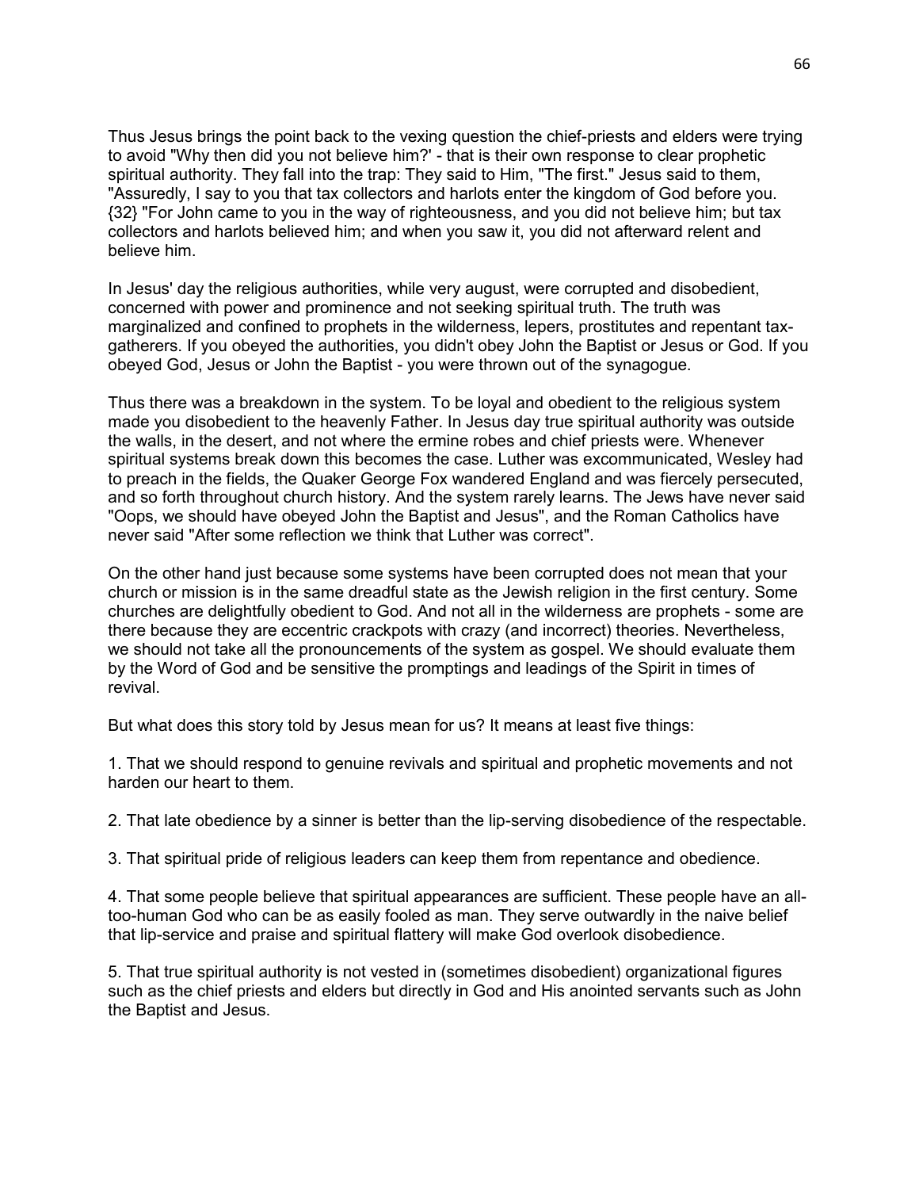Thus Jesus brings the point back to the vexing question the chief-priests and elders were trying to avoid "Why then did you not believe him?' - that is their own response to clear prophetic spiritual authority. They fall into the trap: They said to Him, "The first." Jesus said to them, "Assuredly, I say to you that tax collectors and harlots enter the kingdom of God before you. {32} "For John came to you in the way of righteousness, and you did not believe him; but tax collectors and harlots believed him; and when you saw it, you did not afterward relent and believe him.

In Jesus' day the religious authorities, while very august, were corrupted and disobedient, concerned with power and prominence and not seeking spiritual truth. The truth was marginalized and confined to prophets in the wilderness, lepers, prostitutes and repentant tax-gatherers. If you obeyed the authorities, you didn't obey John the Baptist or Jesus or God. If you obeyed God, Jesus or John the Baptist - you were thrown out of the synagogue.

Thus there was a breakdown in the system. To be loyal and obedient to the religious system made you disobedient to the heavenly Father. In Jesus day true spiritual authority was outside the walls, in the desert, and not where the ermine robes and chief priests were. Whenever spiritual systems break down this becomes the case. Luther was excommunicated, Wesley had to preach in the fields, the Quaker George Fox wandered England and was fiercely persecuted, and so forth throughout church history. And the system rarely learns. The Jews have never said "Oops, we should have obeyed John the Baptist and Jesus", and the Roman Catholics have never said "After some reflection we think that Luther was correct".

On the other hand just because some systems have been corrupted does not mean that your church or mission is in the same dreadful state as the Jewish religion in the first century. Some churches are delightfully obedient to God. And not all in the wilderness are prophets - some are there because they are eccentric crackpots with crazy (and incorrect) theories. Nevertheless, we should not take all the pronouncements of the system as gospel. We should evaluate them by the Word of God and be sensitive the promptings and leadings of the Spirit in times of revival.

But what does this story told by Jesus mean for us? It means at least five things:

1. That we should respond to genuine revivals and spiritual and prophetic movements and not harden our heart to them.

2. That late obedience by a sinner is better than the lip-serving disobedience of the respectable.

3. That spiritual pride of religious leaders can keep them from repentance and obedience.

4. That some people believe that spiritual appearances are sufficient. These people have an all-too-human God who can be as easily fooled as man. They serve outwardly in the naive belief that lip-service and praise and spiritual flattery will make God overlook disobedience.

5. That true spiritual authority is not vested in (sometimes disobedient) organizational figures such as the chief priests and elders but directly in God and His anointed servants such as John the Baptist and Jesus.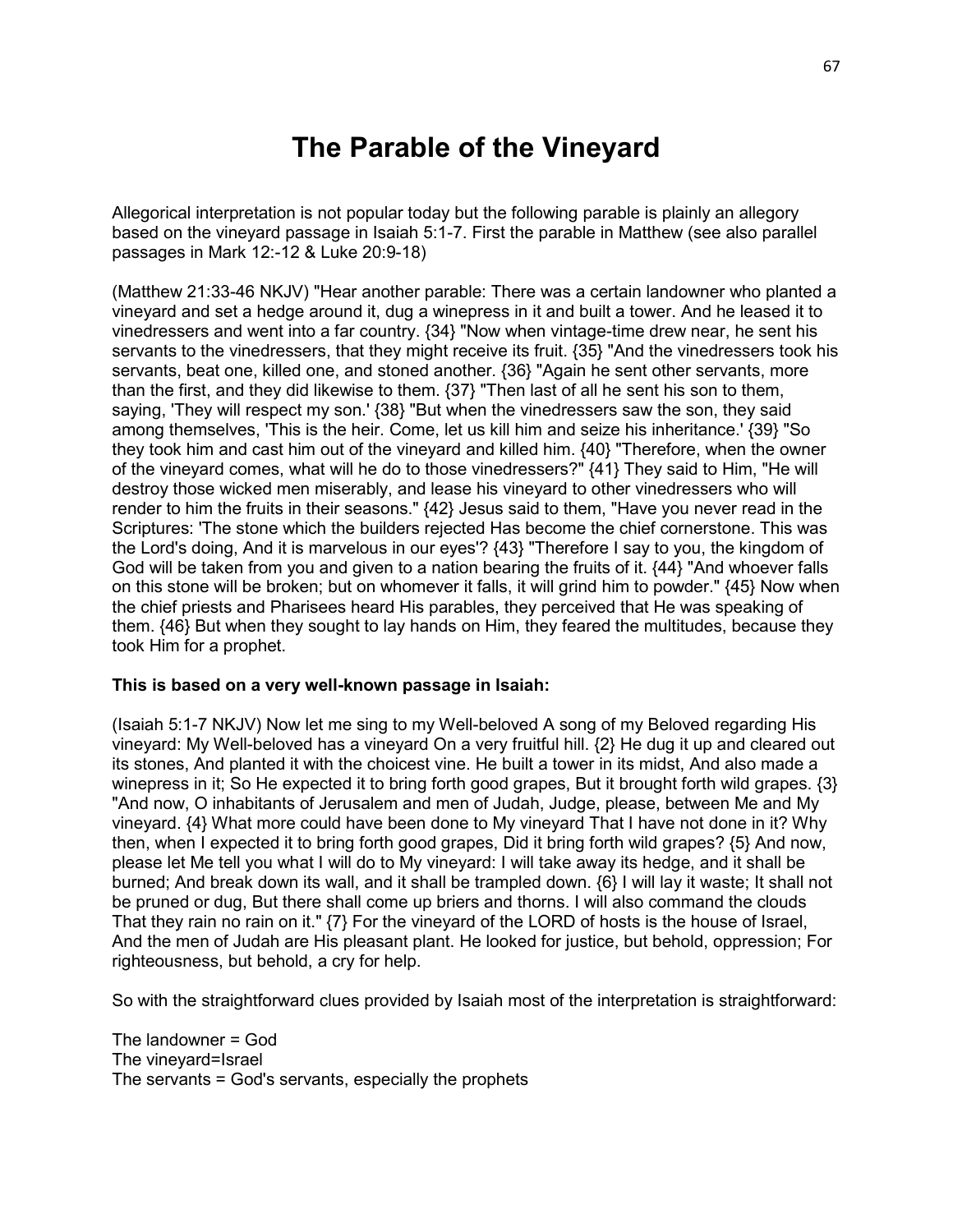# The Parable of the Vineyard

Allegorical interpretation is not popular today but the following parable is plainly an allegory based on the vineyard passage in Isaiah 5:1-7. First the parable in Matthew (see also parallel passages in Mark 12:-12 & Luke 20:9-18)

(Matthew 21:33-46 NKJV) "Hear another parable: There was a certain landowner who planted a vineyard and set a hedge around it, dug a winepress in it and built a tower. And he leased it to vinedressers and went into a far country. {34} "Now when vintage-time drew near, he sent his servants to the vinedressers, that they might receive its fruit. {35} "And the vinedressers took his servants, beat one, killed one, and stoned another. {36} "Again he sent other servants, more than the first, and they did likewise to them. {37} "Then last of all he sent his son to them, saying, 'They will respect my son.' {38} "But when the vinedressers saw the son, they said among themselves, 'This is the heir. Come, let us kill him and seize his inheritance.' {39} "So they took him and cast him out of the vineyard and killed him. {40} "Therefore, when the owner of the vineyard comes, what will he do to those vinedressers?" {41} They said to Him, "He will destroy those wicked men miserably, and lease his vineyard to other vinedressers who will render to him the fruits in their seasons." {42} Jesus said to them, "Have you never read in the Scriptures: 'The stone which the builders rejected Has become the chief cornerstone. This was the Lord's doing, And it is marvelous in our eyes'? {43} "Therefore I say to you, the kingdom of God will be taken from you and given to a nation bearing the fruits of it. {44} "And whoever falls on this stone will be broken; but on whomever it falls, it will grind him to powder." {45} Now when the chief priests and Pharisees heard His parables, they perceived that He was speaking of them. {46} But when they sought to lay hands on Him, they feared the multitudes, because they took Him for a prophet.

**This is based on a very well-known passage in Isaiah:**

(Isaiah 5:1-7 NKJV) Now let me sing to my Well-beloved A song of my Beloved regarding His vineyard: My Well-beloved has a vineyard On a very fruitful hill. {2} He dug it up and cleared out its stones, And planted it with the choicest vine. He built a tower in its midst, And also made a winepress in it; So He expected it to bring forth good grapes, But it brought forth wild grapes. {3} "And now, O inhabitants of Jerusalem and men of Judah, Judge, please, between Me and My vineyard. {4} What more could have been done to My vineyard That I have not done in it? Why then, when I expected it to bring forth good grapes, Did it bring forth wild grapes? {5} And now, please let Me tell you what I will do to My vineyard: I will take away its hedge, and it shall be burned; And break down its wall, and it shall be trampled down. {6} I will lay it waste; It shall not be pruned or dug, But there shall come up briers and thorns. I will also command the clouds That they rain no rain on it." {7} For the vineyard of the LORD of hosts is the house of Israel, And the men of Judah are His pleasant plant. He looked for justice, but behold, oppression; For righteousness, but behold, a cry for help.

So with the straightforward clues provided by Isaiah most of the interpretation is straightforward:

The landowner = God
The vineyard=Israel
The servants = God's servants, especially the prophets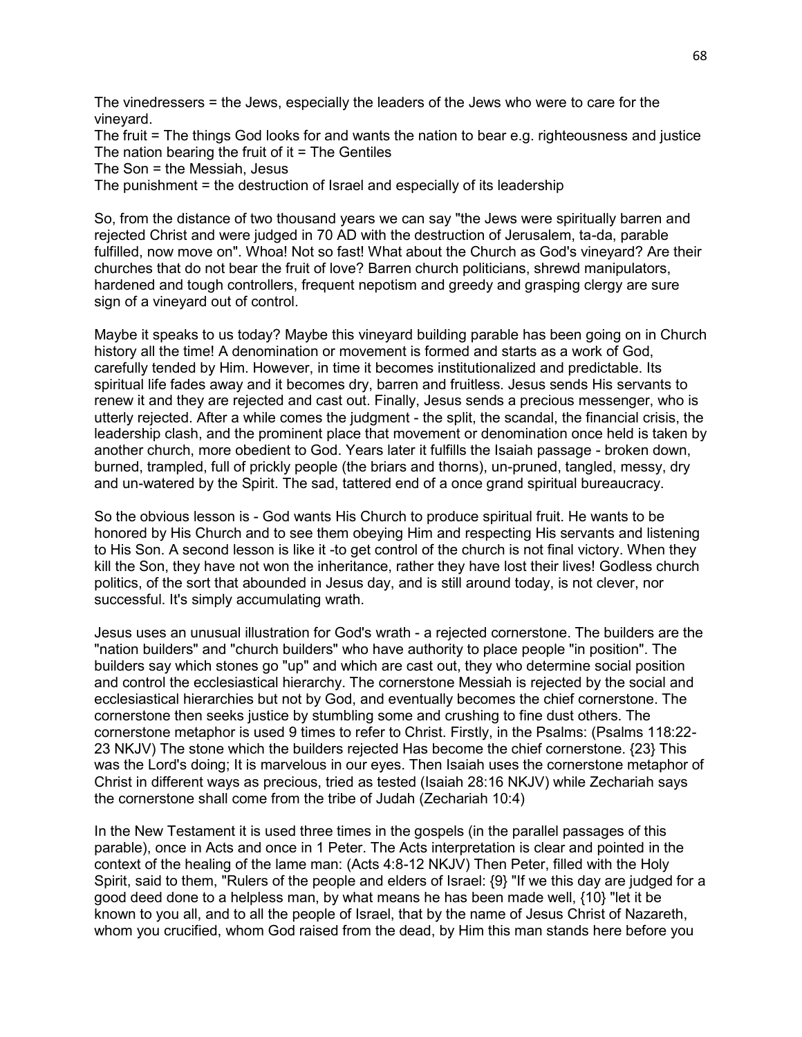The vinedressers = the Jews, especially the leaders of the Jews who were to care for the vineyard.
The fruit = The things God looks for and wants the nation to bear e.g. righteousness and justice
The nation bearing the fruit of it = The Gentiles
The Son = the Messiah, Jesus
The punishment = the destruction of Israel and especially of its leadership

So, from the distance of two thousand years we can say "the Jews were spiritually barren and rejected Christ and were judged in 70 AD with the destruction of Jerusalem, ta-da, parable fulfilled, now move on". Whoa! Not so fast! What about the Church as God's vineyard? Are their churches that do not bear the fruit of love? Barren church politicians, shrewd manipulators, hardened and tough controllers, frequent nepotism and greedy and grasping clergy are sure sign of a vineyard out of control.

Maybe it speaks to us today? Maybe this vineyard building parable has been going on in Church history all the time! A denomination or movement is formed and starts as a work of God, carefully tended by Him. However, in time it becomes institutionalized and predictable. Its spiritual life fades away and it becomes dry, barren and fruitless. Jesus sends His servants to renew it and they are rejected and cast out. Finally, Jesus sends a precious messenger, who is utterly rejected. After a while comes the judgment - the split, the scandal, the financial crisis, the leadership clash, and the prominent place that movement or denomination once held is taken by another church, more obedient to God. Years later it fulfills the Isaiah passage - broken down, burned, trampled, full of prickly people (the briars and thorns), un-pruned, tangled, messy, dry and un-watered by the Spirit. The sad, tattered end of a once grand spiritual bureaucracy.

So the obvious lesson is - God wants His Church to produce spiritual fruit. He wants to be honored by His Church and to see them obeying Him and respecting His servants and listening to His Son. A second lesson is like it -to get control of the church is not final victory. When they kill the Son, they have not won the inheritance, rather they have lost their lives! Godless church politics, of the sort that abounded in Jesus day, and is still around today, is not clever, nor successful. It's simply accumulating wrath.

Jesus uses an unusual illustration for God's wrath - a rejected cornerstone. The builders are the "nation builders" and "church builders" who have authority to place people "in position". The builders say which stones go "up" and which are cast out, they who determine social position and control the ecclesiastical hierarchy. The cornerstone Messiah is rejected by the social and ecclesiastical hierarchies but not by God, and eventually becomes the chief cornerstone. The cornerstone then seeks justice by stumbling some and crushing to fine dust others. The cornerstone metaphor is used 9 times to refer to Christ. Firstly, in the Psalms: (Psalms 118:22-23 NKJV) The stone which the builders rejected Has become the chief cornerstone. {23} This was the Lord's doing; It is marvelous in our eyes. Then Isaiah uses the cornerstone metaphor of Christ in different ways as precious, tried as tested (Isaiah 28:16 NKJV) while Zechariah says the cornerstone shall come from the tribe of Judah (Zechariah 10:4)

In the New Testament it is used three times in the gospels (in the parallel passages of this parable), once in Acts and once in 1 Peter. The Acts interpretation is clear and pointed in the context of the healing of the lame man: (Acts 4:8-12 NKJV) Then Peter, filled with the Holy Spirit, said to them, "Rulers of the people and elders of Israel: {9} "If we this day are judged for a good deed done to a helpless man, by what means he has been made well, {10} "let it be known to you all, and to all the people of Israel, that by the name of Jesus Christ of Nazareth, whom you crucified, whom God raised from the dead, by Him this man stands here before you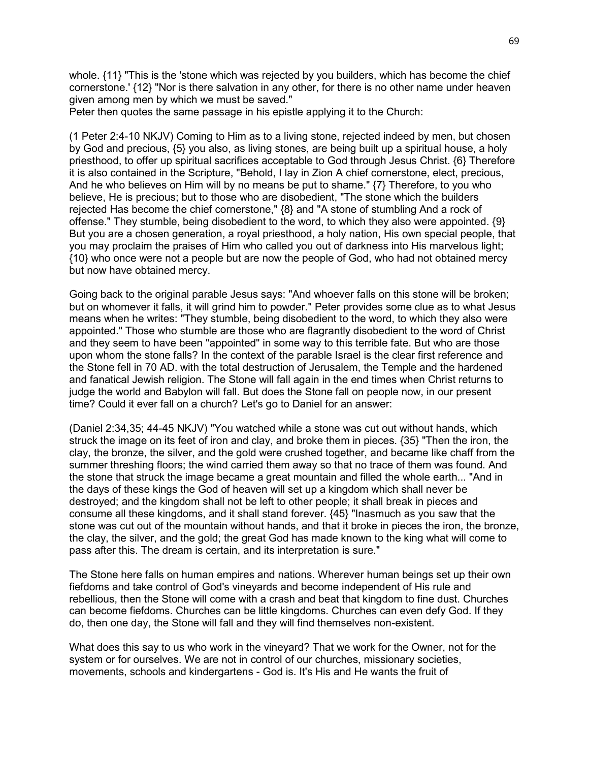whole. {11} "This is the 'stone which was rejected by you builders, which has become the chief cornerstone.' {12} "Nor is there salvation in any other, for there is no other name under heaven given among men by which we must be saved."

Peter then quotes the same passage in his epistle applying it to the Church:

(1 Peter 2:4-10 NKJV) Coming to Him as to a living stone, rejected indeed by men, but chosen by God and precious, {5} you also, as living stones, are being built up a spiritual house, a holy priesthood, to offer up spiritual sacrifices acceptable to God through Jesus Christ. {6} Therefore it is also contained in the Scripture, "Behold, I lay in Zion A chief cornerstone, elect, precious, And he who believes on Him will by no means be put to shame." {7} Therefore, to you who believe, He is precious; but to those who are disobedient, "The stone which the builders rejected Has become the chief cornerstone," {8} and "A stone of stumbling And a rock of offense." They stumble, being disobedient to the word, to which they also were appointed. {9} But you are a chosen generation, a royal priesthood, a holy nation, His own special people, that you may proclaim the praises of Him who called you out of darkness into His marvelous light; {10} who once were not a people but are now the people of God, who had not obtained mercy but now have obtained mercy.

Going back to the original parable Jesus says: "And whoever falls on this stone will be broken; but on whomever it falls, it will grind him to powder." Peter provides some clue as to what Jesus means when he writes: "They stumble, being disobedient to the word, to which they also were appointed." Those who stumble are those who are flagrantly disobedient to the word of Christ and they seem to have been "appointed" in some way to this terrible fate. But who are those upon whom the stone falls? In the context of the parable Israel is the clear first reference and the Stone fell in 70 AD. with the total destruction of Jerusalem, the Temple and the hardened and fanatical Jewish religion. The Stone will fall again in the end times when Christ returns to judge the world and Babylon will fall. But does the Stone fall on people now, in our present time? Could it ever fall on a church? Let's go to Daniel for an answer:

(Daniel 2:34,35; 44-45 NKJV) "You watched while a stone was cut out without hands, which struck the image on its feet of iron and clay, and broke them in pieces. {35} "Then the iron, the clay, the bronze, the silver, and the gold were crushed together, and became like chaff from the summer threshing floors; the wind carried them away so that no trace of them was found. And the stone that struck the image became a great mountain and filled the whole earth... "And in the days of these kings the God of heaven will set up a kingdom which shall never be destroyed; and the kingdom shall not be left to other people; it shall break in pieces and consume all these kingdoms, and it shall stand forever. {45} "Inasmuch as you saw that the stone was cut out of the mountain without hands, and that it broke in pieces the iron, the bronze, the clay, the silver, and the gold; the great God has made known to the king what will come to pass after this. The dream is certain, and its interpretation is sure."

The Stone here falls on human empires and nations. Wherever human beings set up their own fiefdoms and take control of God's vineyards and become independent of His rule and rebellious, then the Stone will come with a crash and beat that kingdom to fine dust. Churches can become fiefdoms. Churches can be little kingdoms. Churches can even defy God. If they do, then one day, the Stone will fall and they will find themselves non-existent.

What does this say to us who work in the vineyard? That we work for the Owner, not for the system or for ourselves. We are not in control of our churches, missionary societies, movements, schools and kindergartens - God is. It's His and He wants the fruit of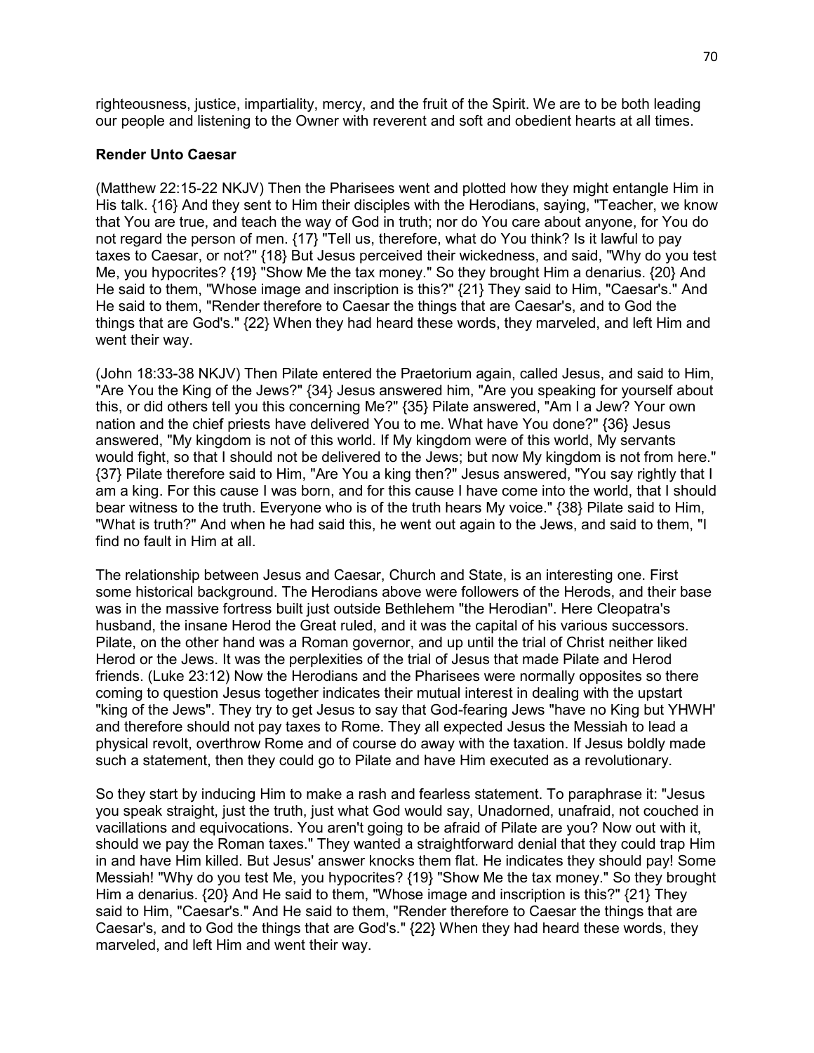righteousness, justice, impartiality, mercy, and the fruit of the Spirit. We are to be both leading our people and listening to the Owner with reverent and soft and obedient hearts at all times.

**Render Unto Caesar**

(Matthew 22:15-22 NKJV) Then the Pharisees went and plotted how they might entangle Him in His talk. {16} And they sent to Him their disciples with the Herodians, saying, "Teacher, we know that You are true, and teach the way of God in truth; nor do You care about anyone, for You do not regard the person of men. {17} "Tell us, therefore, what do You think? Is it lawful to pay taxes to Caesar, or not?" {18} But Jesus perceived their wickedness, and said, "Why do you test Me, you hypocrites? {19} "Show Me the tax money." So they brought Him a denarius. {20} And He said to them, "Whose image and inscription is this?" {21} They said to Him, "Caesar's." And He said to them, "Render therefore to Caesar the things that are Caesar's, and to God the things that are God's." {22} When they had heard these words, they marveled, and left Him and went their way.

(John 18:33-38 NKJV) Then Pilate entered the Praetorium again, called Jesus, and said to Him, "Are You the King of the Jews?" {34} Jesus answered him, "Are you speaking for yourself about this, or did others tell you this concerning Me?" {35} Pilate answered, "Am I a Jew? Your own nation and the chief priests have delivered You to me. What have You done?" {36} Jesus answered, "My kingdom is not of this world. If My kingdom were of this world, My servants would fight, so that I should not be delivered to the Jews; but now My kingdom is not from here." {37} Pilate therefore said to Him, "Are You a king then?" Jesus answered, "You say rightly that I am a king. For this cause I was born, and for this cause I have come into the world, that I should bear witness to the truth. Everyone who is of the truth hears My voice." {38} Pilate said to Him, "What is truth?" And when he had said this, he went out again to the Jews, and said to them, "I find no fault in Him at all.

The relationship between Jesus and Caesar, Church and State, is an interesting one. First some historical background. The Herodians above were followers of the Herods, and their base was in the massive fortress built just outside Bethlehem "the Herodian". Here Cleopatra's husband, the insane Herod the Great ruled, and it was the capital of his various successors. Pilate, on the other hand was a Roman governor, and up until the trial of Christ neither liked Herod or the Jews. It was the perplexities of the trial of Jesus that made Pilate and Herod friends. (Luke 23:12) Now the Herodians and the Pharisees were normally opposites so there coming to question Jesus together indicates their mutual interest in dealing with the upstart "king of the Jews". They try to get Jesus to say that God-fearing Jews "have no King but YHWH' and therefore should not pay taxes to Rome. They all expected Jesus the Messiah to lead a physical revolt, overthrow Rome and of course do away with the taxation. If Jesus boldly made such a statement, then they could go to Pilate and have Him executed as a revolutionary.

So they start by inducing Him to make a rash and fearless statement. To paraphrase it: "Jesus you speak straight, just the truth, just what God would say, Unadorned, unafraid, not couched in vacillations and equivocations. You aren't going to be afraid of Pilate are you? Now out with it, should we pay the Roman taxes." They wanted a straightforward denial that they could trap Him in and have Him killed. But Jesus' answer knocks them flat. He indicates they should pay! Some Messiah! "Why do you test Me, you hypocrites? {19} "Show Me the tax money." So they brought Him a denarius. {20} And He said to them, "Whose image and inscription is this?" {21} They said to Him, "Caesar's." And He said to them, "Render therefore to Caesar the things that are Caesar's, and to God the things that are God's." {22} When they had heard these words, they marveled, and left Him and went their way.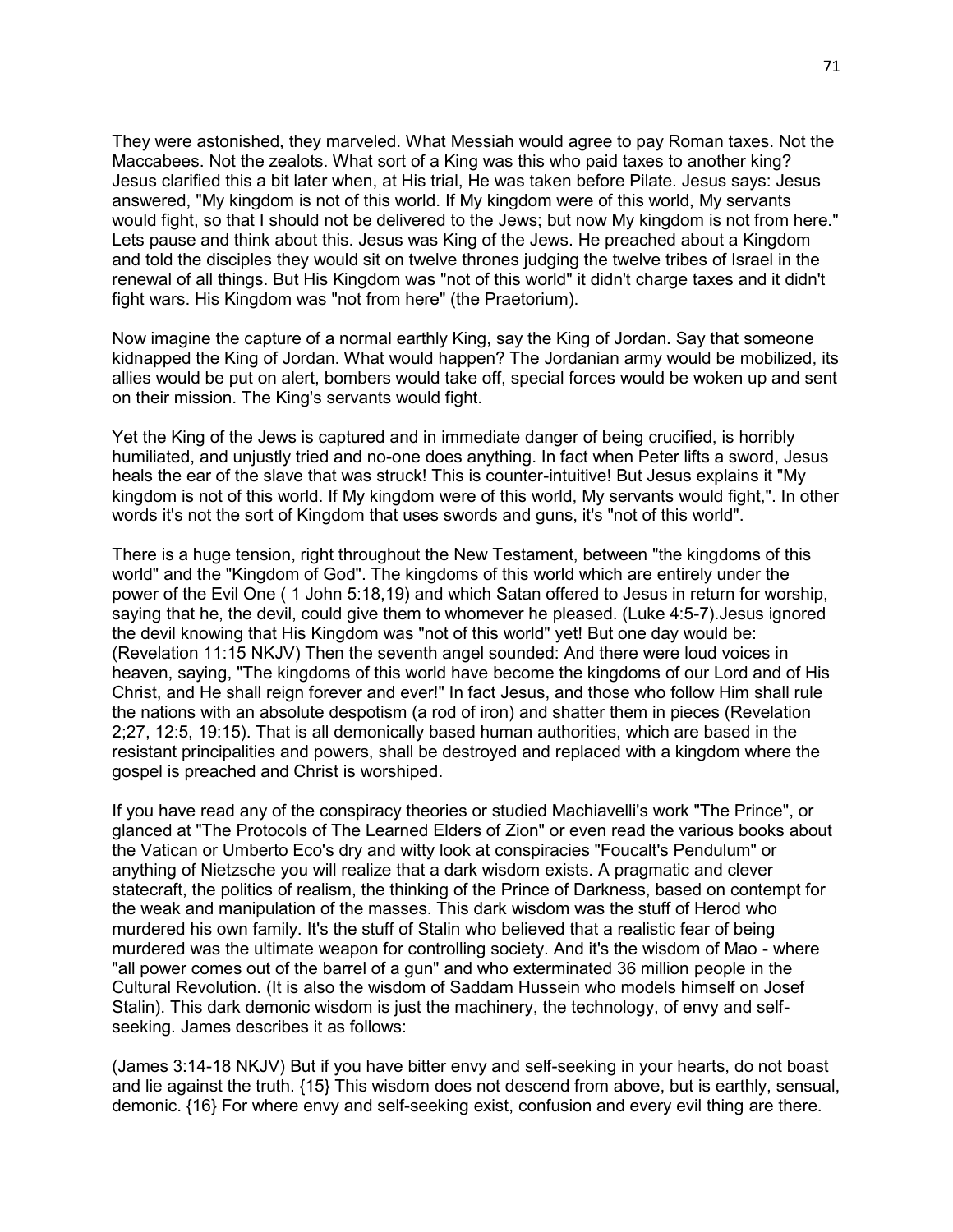They were astonished, they marveled. What Messiah would agree to pay Roman taxes. Not the Maccabees. Not the zealots. What sort of a King was this who paid taxes to another king? Jesus clarified this a bit later when, at His trial, He was taken before Pilate. Jesus says: Jesus answered, "My kingdom is not of this world. If My kingdom were of this world, My servants would fight, so that I should not be delivered to the Jews; but now My kingdom is not from here." Lets pause and think about this. Jesus was King of the Jews. He preached about a Kingdom and told the disciples they would sit on twelve thrones judging the twelve tribes of Israel in the renewal of all things. But His Kingdom was "not of this world" it didn't charge taxes and it didn't fight wars. His Kingdom was "not from here" (the Praetorium).

Now imagine the capture of a normal earthly King, say the King of Jordan. Say that someone kidnapped the King of Jordan. What would happen? The Jordanian army would be mobilized, its allies would be put on alert, bombers would take off, special forces would be woken up and sent on their mission. The King's servants would fight.

Yet the King of the Jews is captured and in immediate danger of being crucified, is horribly humiliated, and unjustly tried and no-one does anything. In fact when Peter lifts a sword, Jesus heals the ear of the slave that was struck! This is counter-intuitive! But Jesus explains it "My kingdom is not of this world. If My kingdom were of this world, My servants would fight,". In other words it's not the sort of Kingdom that uses swords and guns, it's "not of this world".

There is a huge tension, right throughout the New Testament, between "the kingdoms of this world" and the "Kingdom of God". The kingdoms of this world which are entirely under the power of the Evil One ( 1 John 5:18,19) and which Satan offered to Jesus in return for worship, saying that he, the devil, could give them to whomever he pleased. (Luke 4:5-7).Jesus ignored the devil knowing that His Kingdom was "not of this world" yet! But one day would be: (Revelation 11:15 NKJV) Then the seventh angel sounded: And there were loud voices in heaven, saying, "The kingdoms of this world have become the kingdoms of our Lord and of His Christ, and He shall reign forever and ever!" In fact Jesus, and those who follow Him shall rule the nations with an absolute despotism (a rod of iron) and shatter them in pieces (Revelation 2;27, 12:5, 19:15). That is all demonically based human authorities, which are based in the resistant principalities and powers, shall be destroyed and replaced with a kingdom where the gospel is preached and Christ is worshiped.

If you have read any of the conspiracy theories or studied Machiavelli's work "The Prince", or glanced at "The Protocols of The Learned Elders of Zion" or even read the various books about the Vatican or Umberto Eco's dry and witty look at conspiracies "Foucalt's Pendulum" or anything of Nietzsche you will realize that a dark wisdom exists. A pragmatic and clever statecraft, the politics of realism, the thinking of the Prince of Darkness, based on contempt for the weak and manipulation of the masses. This dark wisdom was the stuff of Herod who murdered his own family. It's the stuff of Stalin who believed that a realistic fear of being murdered was the ultimate weapon for controlling society. And it's the wisdom of Mao - where "all power comes out of the barrel of a gun" and who exterminated 36 million people in the Cultural Revolution. (It is also the wisdom of Saddam Hussein who models himself on Josef Stalin). This dark demonic wisdom is just the machinery, the technology, of envy and self-seeking. James describes it as follows:

(James 3:14-18 NKJV) But if you have bitter envy and self-seeking in your hearts, do not boast and lie against the truth. {15} This wisdom does not descend from above, but is earthly, sensual, demonic. {16} For where envy and self-seeking exist, confusion and every evil thing are there.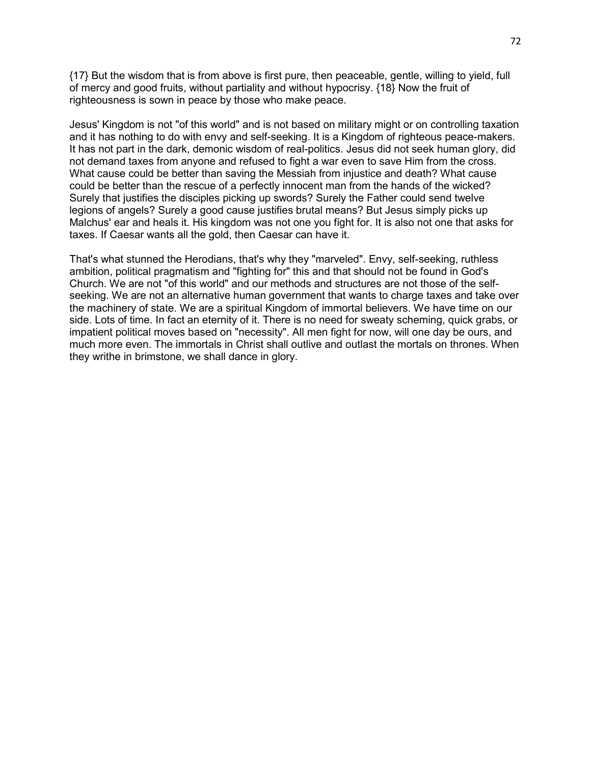{17} But the wisdom that is from above is first pure, then peaceable, gentle, willing to yield, full of mercy and good fruits, without partiality and without hypocrisy. {18} Now the fruit of righteousness is sown in peace by those who make peace.

Jesus' Kingdom is not "of this world" and is not based on military might or on controlling taxation and it has nothing to do with envy and self-seeking. It is a Kingdom of righteous peace-makers. It has not part in the dark, demonic wisdom of real-politics. Jesus did not seek human glory, did not demand taxes from anyone and refused to fight a war even to save Him from the cross. What cause could be better than saving the Messiah from injustice and death? What cause could be better than the rescue of a perfectly innocent man from the hands of the wicked? Surely that justifies the disciples picking up swords? Surely the Father could send twelve legions of angels? Surely a good cause justifies brutal means? But Jesus simply picks up Malchus' ear and heals it. His kingdom was not one you fight for. It is also not one that asks for taxes. If Caesar wants all the gold, then Caesar can have it.

That's what stunned the Herodians, that's why they "marveled". Envy, self-seeking, ruthless ambition, political pragmatism and "fighting for" this and that should not be found in God's Church. We are not "of this world" and our methods and structures are not those of the self-seeking. We are not an alternative human government that wants to charge taxes and take over the machinery of state. We are a spiritual Kingdom of immortal believers. We have time on our side. Lots of time. In fact an eternity of it. There is no need for sweaty scheming, quick grabs, or impatient political moves based on "necessity". All men fight for now, will one day be ours, and much more even. The immortals in Christ shall outlive and outlast the mortals on thrones. When they writhe in brimstone, we shall dance in glory.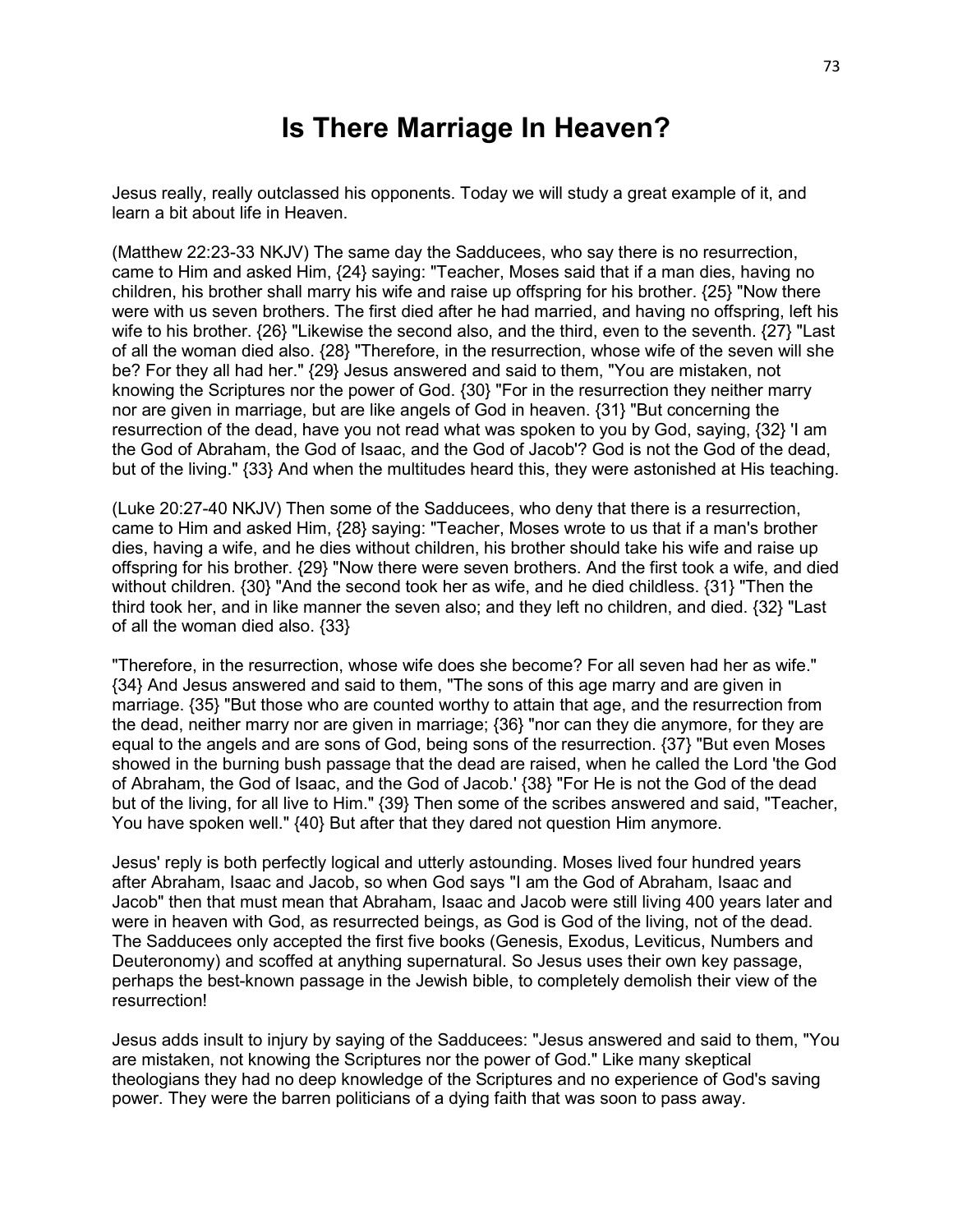# Is There Marriage In Heaven?

Jesus really, really outclassed his opponents. Today we will study a great example of it, and learn a bit about life in Heaven.

(Matthew 22:23-33 NKJV) The same day the Sadducees, who say there is no resurrection, came to Him and asked Him, {24} saying: "Teacher, Moses said that if a man dies, having no children, his brother shall marry his wife and raise up offspring for his brother. {25} "Now there were with us seven brothers. The first died after he had married, and having no offspring, left his wife to his brother. {26} "Likewise the second also, and the third, even to the seventh. {27} "Last of all the woman died also. {28} "Therefore, in the resurrection, whose wife of the seven will she be? For they all had her." {29} Jesus answered and said to them, "You are mistaken, not knowing the Scriptures nor the power of God. {30} "For in the resurrection they neither marry nor are given in marriage, but are like angels of God in heaven. {31} "But concerning the resurrection of the dead, have you not read what was spoken to you by God, saying, {32} 'I am the God of Abraham, the God of Isaac, and the God of Jacob'? God is not the God of the dead, but of the living." {33} And when the multitudes heard this, they were astonished at His teaching.

(Luke 20:27-40 NKJV) Then some of the Sadducees, who deny that there is a resurrection, came to Him and asked Him, {28} saying: "Teacher, Moses wrote to us that if a man's brother dies, having a wife, and he dies without children, his brother should take his wife and raise up offspring for his brother. {29} "Now there were seven brothers. And the first took a wife, and died without children. {30} "And the second took her as wife, and he died childless. {31} "Then the third took her, and in like manner the seven also; and they left no children, and died. {32} "Last of all the woman died also. {33}

"Therefore, in the resurrection, whose wife does she become? For all seven had her as wife." {34} And Jesus answered and said to them, "The sons of this age marry and are given in marriage. {35} "But those who are counted worthy to attain that age, and the resurrection from the dead, neither marry nor are given in marriage; {36} "nor can they die anymore, for they are equal to the angels and are sons of God, being sons of the resurrection. {37} "But even Moses showed in the burning bush passage that the dead are raised, when he called the Lord 'the God of Abraham, the God of Isaac, and the God of Jacob.' {38} "For He is not the God of the dead but of the living, for all live to Him." {39} Then some of the scribes answered and said, "Teacher, You have spoken well." {40} But after that they dared not question Him anymore.

Jesus' reply is both perfectly logical and utterly astounding. Moses lived four hundred years after Abraham, Isaac and Jacob, so when God says "I am the God of Abraham, Isaac and Jacob" then that must mean that Abraham, Isaac and Jacob were still living 400 years later and were in heaven with God, as resurrected beings, as God is God of the living, not of the dead. The Sadducees only accepted the first five books (Genesis, Exodus, Leviticus, Numbers and Deuteronomy) and scoffed at anything supernatural. So Jesus uses their own key passage, perhaps the best-known passage in the Jewish bible, to completely demolish their view of the resurrection!

Jesus adds insult to injury by saying of the Sadducees: "Jesus answered and said to them, "You are mistaken, not knowing the Scriptures nor the power of God." Like many skeptical theologians they had no deep knowledge of the Scriptures and no experience of God's saving power. They were the barren politicians of a dying faith that was soon to pass away.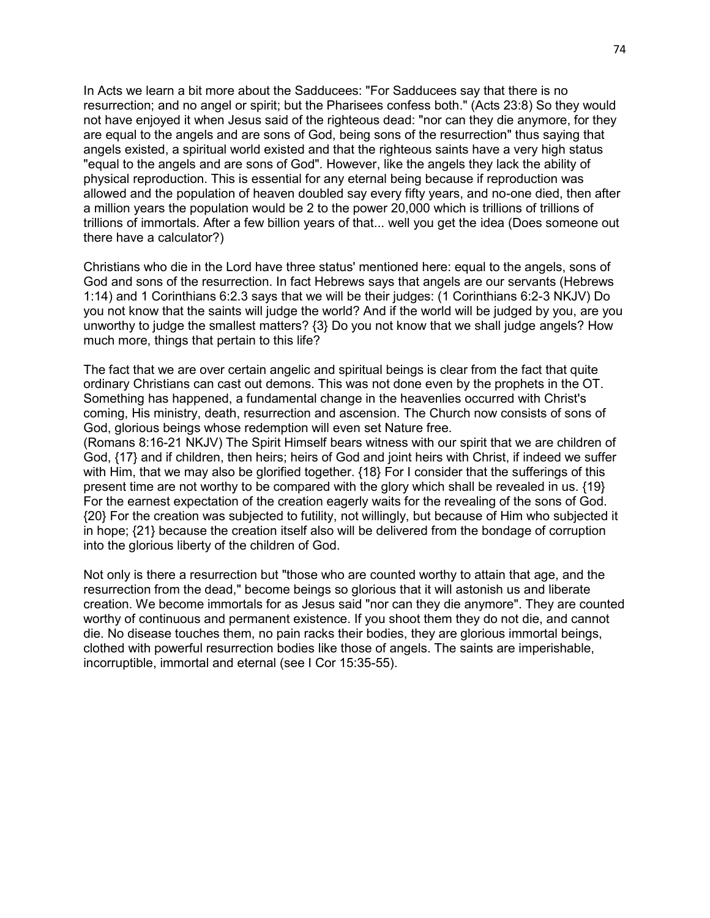In Acts we learn a bit more about the Sadducees: "For Sadducees say that there is no resurrection; and no angel or spirit; but the Pharisees confess both." (Acts 23:8) So they would not have enjoyed it when Jesus said of the righteous dead: "nor can they die anymore, for they are equal to the angels and are sons of God, being sons of the resurrection" thus saying that angels existed, a spiritual world existed and that the righteous saints have a very high status "equal to the angels and are sons of God". However, like the angels they lack the ability of physical reproduction. This is essential for any eternal being because if reproduction was allowed and the population of heaven doubled say every fifty years, and no-one died, then after a million years the population would be 2 to the power 20,000 which is trillions of trillions of trillions of immortals. After a few billion years of that... well you get the idea (Does someone out there have a calculator?)

Christians who die in the Lord have three status' mentioned here: equal to the angels, sons of God and sons of the resurrection. In fact Hebrews says that angels are our servants (Hebrews 1:14) and 1 Corinthians 6:2.3 says that we will be their judges: (1 Corinthians 6:2-3 NKJV) Do you not know that the saints will judge the world? And if the world will be judged by you, are you unworthy to judge the smallest matters? {3} Do you not know that we shall judge angels? How much more, things that pertain to this life?

The fact that we are over certain angelic and spiritual beings is clear from the fact that quite ordinary Christians can cast out demons. This was not done even by the prophets in the OT. Something has happened, a fundamental change in the heavenlies occurred with Christ's coming, His ministry, death, resurrection and ascension. The Church now consists of sons of God, glorious beings whose redemption will even set Nature free.
(Romans 8:16-21 NKJV) The Spirit Himself bears witness with our spirit that we are children of God, {17} and if children, then heirs; heirs of God and joint heirs with Christ, if indeed we suffer with Him, that we may also be glorified together. {18} For I consider that the sufferings of this present time are not worthy to be compared with the glory which shall be revealed in us. {19} For the earnest expectation of the creation eagerly waits for the revealing of the sons of God. {20} For the creation was subjected to futility, not willingly, but because of Him who subjected it in hope; {21} because the creation itself also will be delivered from the bondage of corruption into the glorious liberty of the children of God.

Not only is there a resurrection but "those who are counted worthy to attain that age, and the resurrection from the dead," become beings so glorious that it will astonish us and liberate creation. We become immortals for as Jesus said "nor can they die anymore". They are counted worthy of continuous and permanent existence. If you shoot them they do not die, and cannot die. No disease touches them, no pain racks their bodies, they are glorious immortal beings, clothed with powerful resurrection bodies like those of angels. The saints are imperishable, incorruptible, immortal and eternal (see I Cor 15:35-55).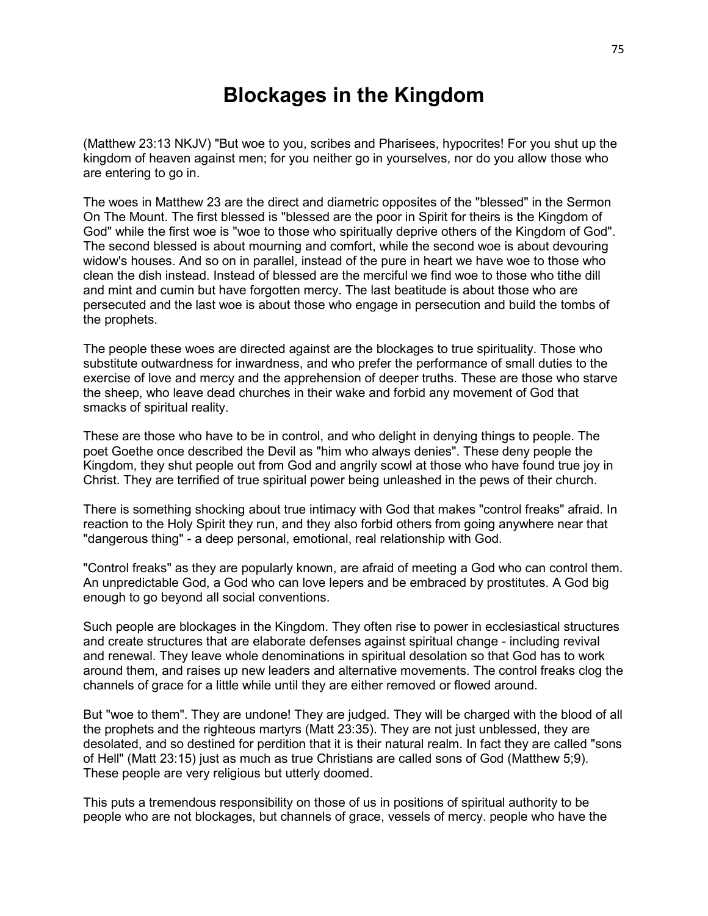# Blockages in the Kingdom

(Matthew 23:13 NKJV) "But woe to you, scribes and Pharisees, hypocrites! For you shut up the kingdom of heaven against men; for you neither go in yourselves, nor do you allow those who are entering to go in.

The woes in Matthew 23 are the direct and diametric opposites of the "blessed" in the Sermon On The Mount. The first blessed is "blessed are the poor in Spirit for theirs is the Kingdom of God" while the first woe is "woe to those who spiritually deprive others of the Kingdom of God". The second blessed is about mourning and comfort, while the second woe is about devouring widow's houses. And so on in parallel, instead of the pure in heart we have woe to those who clean the dish instead. Instead of blessed are the merciful we find woe to those who tithe dill and mint and cumin but have forgotten mercy. The last beatitude is about those who are persecuted and the last woe is about those who engage in persecution and build the tombs of the prophets.

The people these woes are directed against are the blockages to true spirituality. Those who substitute outwardness for inwardness, and who prefer the performance of small duties to the exercise of love and mercy and the apprehension of deeper truths. These are those who starve the sheep, who leave dead churches in their wake and forbid any movement of God that smacks of spiritual reality.

These are those who have to be in control, and who delight in denying things to people. The poet Goethe once described the Devil as "him who always denies". These deny people the Kingdom, they shut people out from God and angrily scowl at those who have found true joy in Christ. They are terrified of true spiritual power being unleashed in the pews of their church.

There is something shocking about true intimacy with God that makes "control freaks" afraid. In reaction to the Holy Spirit they run, and they also forbid others from going anywhere near that "dangerous thing" - a deep personal, emotional, real relationship with God.

"Control freaks" as they are popularly known, are afraid of meeting a God who can control them. An unpredictable God, a God who can love lepers and be embraced by prostitutes. A God big enough to go beyond all social conventions.

Such people are blockages in the Kingdom. They often rise to power in ecclesiastical structures and create structures that are elaborate defenses against spiritual change - including revival and renewal. They leave whole denominations in spiritual desolation so that God has to work around them, and raises up new leaders and alternative movements. The control freaks clog the channels of grace for a little while until they are either removed or flowed around.

But "woe to them". They are undone! They are judged. They will be charged with the blood of all the prophets and the righteous martyrs (Matt 23:35). They are not just unblessed, they are desolated, and so destined for perdition that it is their natural realm. In fact they are called "sons of Hell" (Matt 23:15) just as much as true Christians are called sons of God (Matthew 5;9). These people are very religious but utterly doomed.

This puts a tremendous responsibility on those of us in positions of spiritual authority to be people who are not blockages, but channels of grace, vessels of mercy. people who have the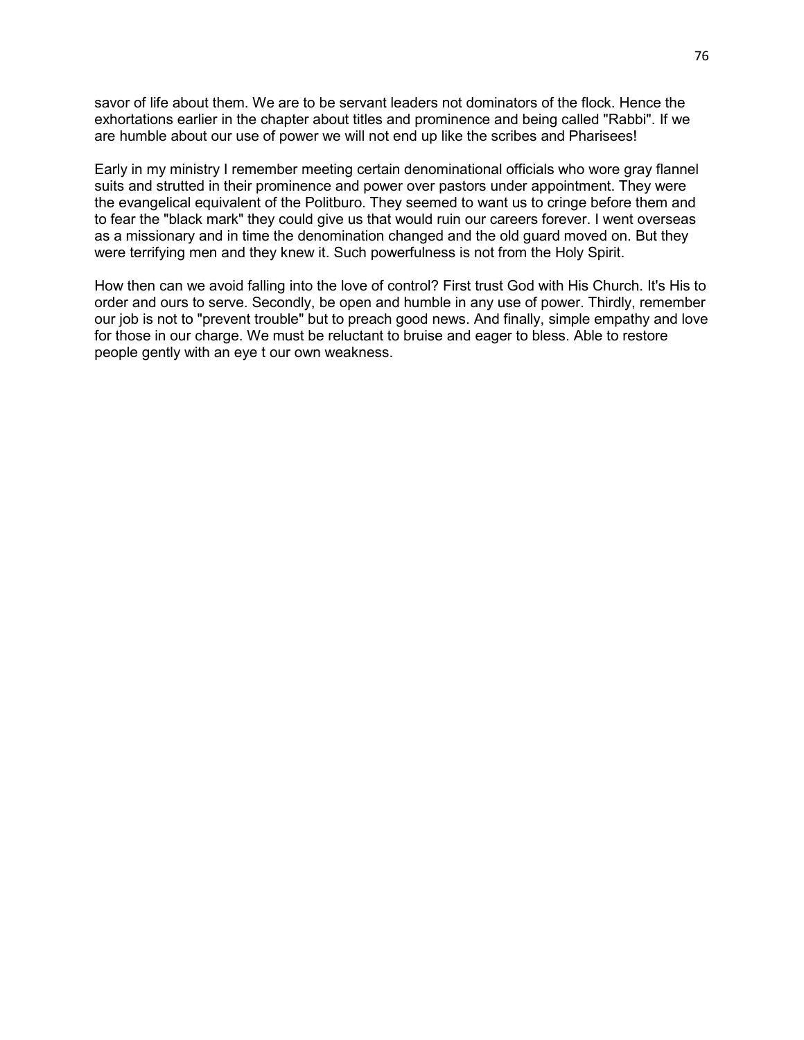savor of life about them. We are to be servant leaders not dominators of the flock. Hence the exhortations earlier in the chapter about titles and prominence and being called "Rabbi". If we are humble about our use of power we will not end up like the scribes and Pharisees!

Early in my ministry I remember meeting certain denominational officials who wore gray flannel suits and strutted in their prominence and power over pastors under appointment. They were the evangelical equivalent of the Politburo. They seemed to want us to cringe before them and to fear the "black mark" they could give us that would ruin our careers forever. I went overseas as a missionary and in time the denomination changed and the old guard moved on. But they were terrifying men and they knew it. Such powerfulness is not from the Holy Spirit.

How then can we avoid falling into the love of control? First trust God with His Church. It's His to order and ours to serve. Secondly, be open and humble in any use of power. Thirdly, remember our job is not to "prevent trouble" but to preach good news. And finally, simple empathy and love for those in our charge. We must be reluctant to bruise and eager to bless. Able to restore people gently with an eye t our own weakness.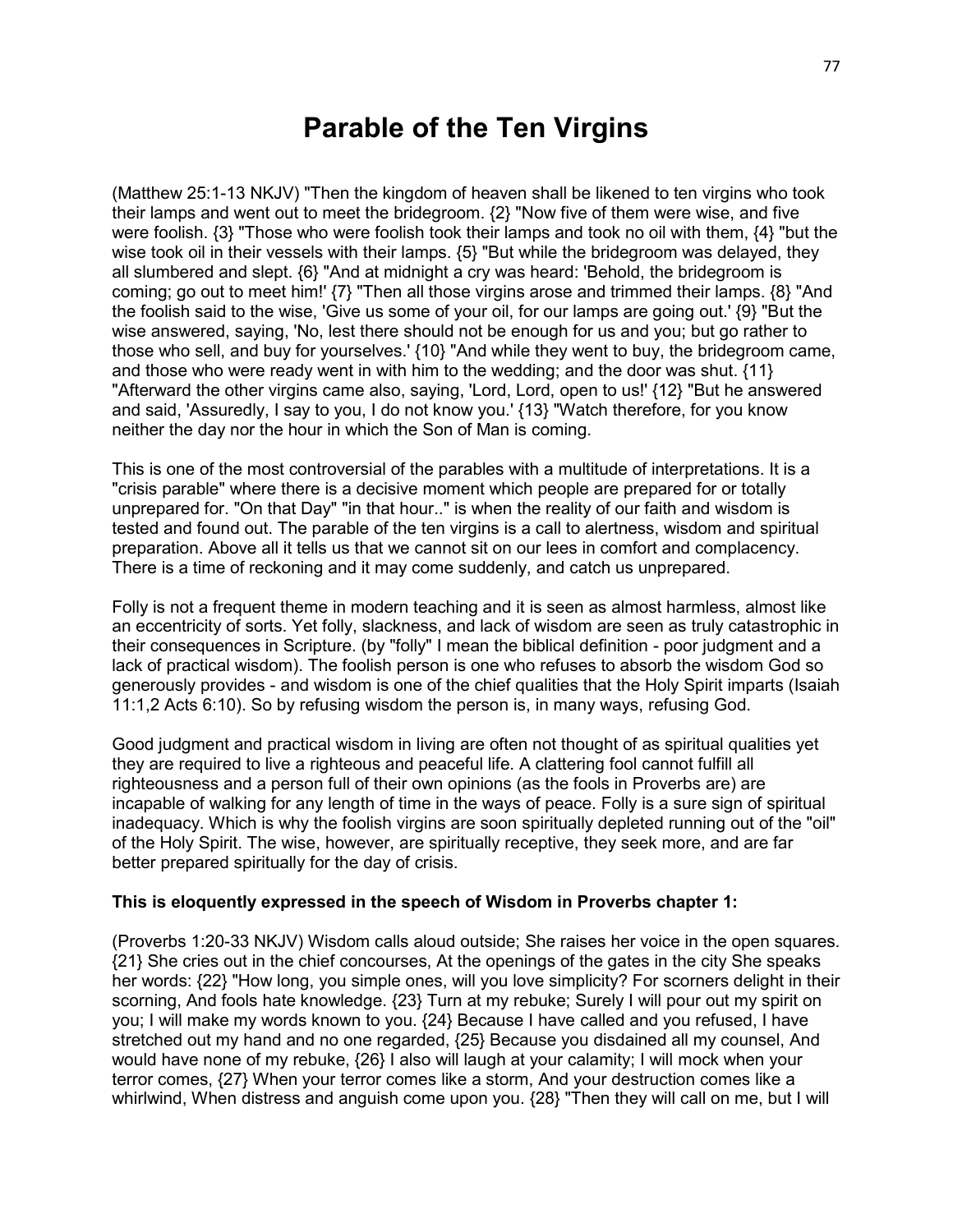# Parable of the Ten Virgins

(Matthew 25:1-13 NKJV) "Then the kingdom of heaven shall be likened to ten virgins who took their lamps and went out to meet the bridegroom. {2} "Now five of them were wise, and five were foolish. {3} "Those who were foolish took their lamps and took no oil with them, {4} "but the wise took oil in their vessels with their lamps. {5} "But while the bridegroom was delayed, they all slumbered and slept. {6} "And at midnight a cry was heard: 'Behold, the bridegroom is coming; go out to meet him!' {7} "Then all those virgins arose and trimmed their lamps. {8} "And the foolish said to the wise, 'Give us some of your oil, for our lamps are going out.' {9} "But the wise answered, saying, 'No, lest there should not be enough for us and you; but go rather to those who sell, and buy for yourselves.' {10} "And while they went to buy, the bridegroom came, and those who were ready went in with him to the wedding; and the door was shut. {11} "Afterward the other virgins came also, saying, 'Lord, Lord, open to us!' {12} "But he answered and said, 'Assuredly, I say to you, I do not know you.' {13} "Watch therefore, for you know neither the day nor the hour in which the Son of Man is coming.

This is one of the most controversial of the parables with a multitude of interpretations. It is a "crisis parable" where there is a decisive moment which people are prepared for or totally unprepared for. "On that Day" "in that hour.." is when the reality of our faith and wisdom is tested and found out. The parable of the ten virgins is a call to alertness, wisdom and spiritual preparation. Above all it tells us that we cannot sit on our lees in comfort and complacency. There is a time of reckoning and it may come suddenly, and catch us unprepared.

Folly is not a frequent theme in modern teaching and it is seen as almost harmless, almost like an eccentricity of sorts. Yet folly, slackness, and lack of wisdom are seen as truly catastrophic in their consequences in Scripture. (by "folly" I mean the biblical definition - poor judgment and a lack of practical wisdom). The foolish person is one who refuses to absorb the wisdom God so generously provides - and wisdom is one of the chief qualities that the Holy Spirit imparts (Isaiah 11:1,2 Acts 6:10). So by refusing wisdom the person is, in many ways, refusing God.

Good judgment and practical wisdom in living are often not thought of as spiritual qualities yet they are required to live a righteous and peaceful life. A clattering fool cannot fulfill all righteousness and a person full of their own opinions (as the fools in Proverbs are) are incapable of walking for any length of time in the ways of peace. Folly is a sure sign of spiritual inadequacy. Which is why the foolish virgins are soon spiritually depleted running out of the "oil" of the Holy Spirit. The wise, however, are spiritually receptive, they seek more, and are far better prepared spiritually for the day of crisis.

**This is eloquently expressed in the speech of Wisdom in Proverbs chapter 1:**

(Proverbs 1:20-33 NKJV) Wisdom calls aloud outside; She raises her voice in the open squares. {21} She cries out in the chief concourses, At the openings of the gates in the city She speaks her words: {22} "How long, you simple ones, will you love simplicity? For scorners delight in their scorning, And fools hate knowledge. {23} Turn at my rebuke; Surely I will pour out my spirit on you; I will make my words known to you. {24} Because I have called and you refused, I have stretched out my hand and no one regarded, {25} Because you disdained all my counsel, And would have none of my rebuke, {26} I also will laugh at your calamity; I will mock when your terror comes, {27} When your terror comes like a storm, And your destruction comes like a whirlwind, When distress and anguish come upon you. {28} "Then they will call on me, but I will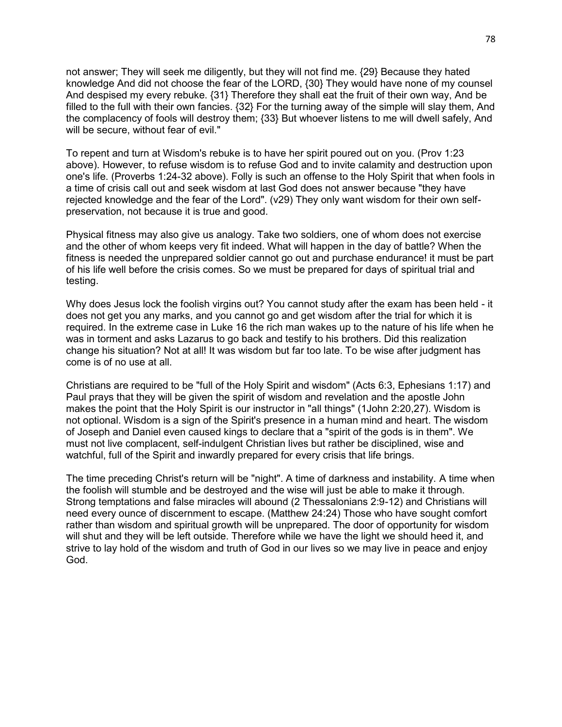not answer; They will seek me diligently, but they will not find me. {29} Because they hated knowledge And did not choose the fear of the LORD, {30} They would have none of my counsel And despised my every rebuke. {31} Therefore they shall eat the fruit of their own way, And be filled to the full with their own fancies. {32} For the turning away of the simple will slay them, And the complacency of fools will destroy them; {33} But whoever listens to me will dwell safely, And will be secure, without fear of evil."

To repent and turn at Wisdom's rebuke is to have her spirit poured out on you. (Prov 1:23 above). However, to refuse wisdom is to refuse God and to invite calamity and destruction upon one's life. (Proverbs 1:24-32 above). Folly is such an offense to the Holy Spirit that when fools in a time of crisis call out and seek wisdom at last God does not answer because "they have rejected knowledge and the fear of the Lord". (v29) They only want wisdom for their own self-preservation, not because it is true and good.

Physical fitness may also give us analogy. Take two soldiers, one of whom does not exercise and the other of whom keeps very fit indeed. What will happen in the day of battle? When the fitness is needed the unprepared soldier cannot go out and purchase endurance! it must be part of his life well before the crisis comes. So we must be prepared for days of spiritual trial and testing.

Why does Jesus lock the foolish virgins out? You cannot study after the exam has been held - it does not get you any marks, and you cannot go and get wisdom after the trial for which it is required. In the extreme case in Luke 16 the rich man wakes up to the nature of his life when he was in torment and asks Lazarus to go back and testify to his brothers. Did this realization change his situation? Not at all! It was wisdom but far too late. To be wise after judgment has come is of no use at all.

Christians are required to be "full of the Holy Spirit and wisdom" (Acts 6:3, Ephesians 1:17) and Paul prays that they will be given the spirit of wisdom and revelation and the apostle John makes the point that the Holy Spirit is our instructor in "all things" (1John 2:20,27). Wisdom is not optional. Wisdom is a sign of the Spirit's presence in a human mind and heart. The wisdom of Joseph and Daniel even caused kings to declare that a "spirit of the gods is in them". We must not live complacent, self-indulgent Christian lives but rather be disciplined, wise and watchful, full of the Spirit and inwardly prepared for every crisis that life brings.

The time preceding Christ's return will be "night". A time of darkness and instability. A time when the foolish will stumble and be destroyed and the wise will just be able to make it through. Strong temptations and false miracles will abound (2 Thessalonians 2:9-12) and Christians will need every ounce of discernment to escape. (Matthew 24:24) Those who have sought comfort rather than wisdom and spiritual growth will be unprepared. The door of opportunity for wisdom will shut and they will be left outside. Therefore while we have the light we should heed it, and strive to lay hold of the wisdom and truth of God in our lives so we may live in peace and enjoy God.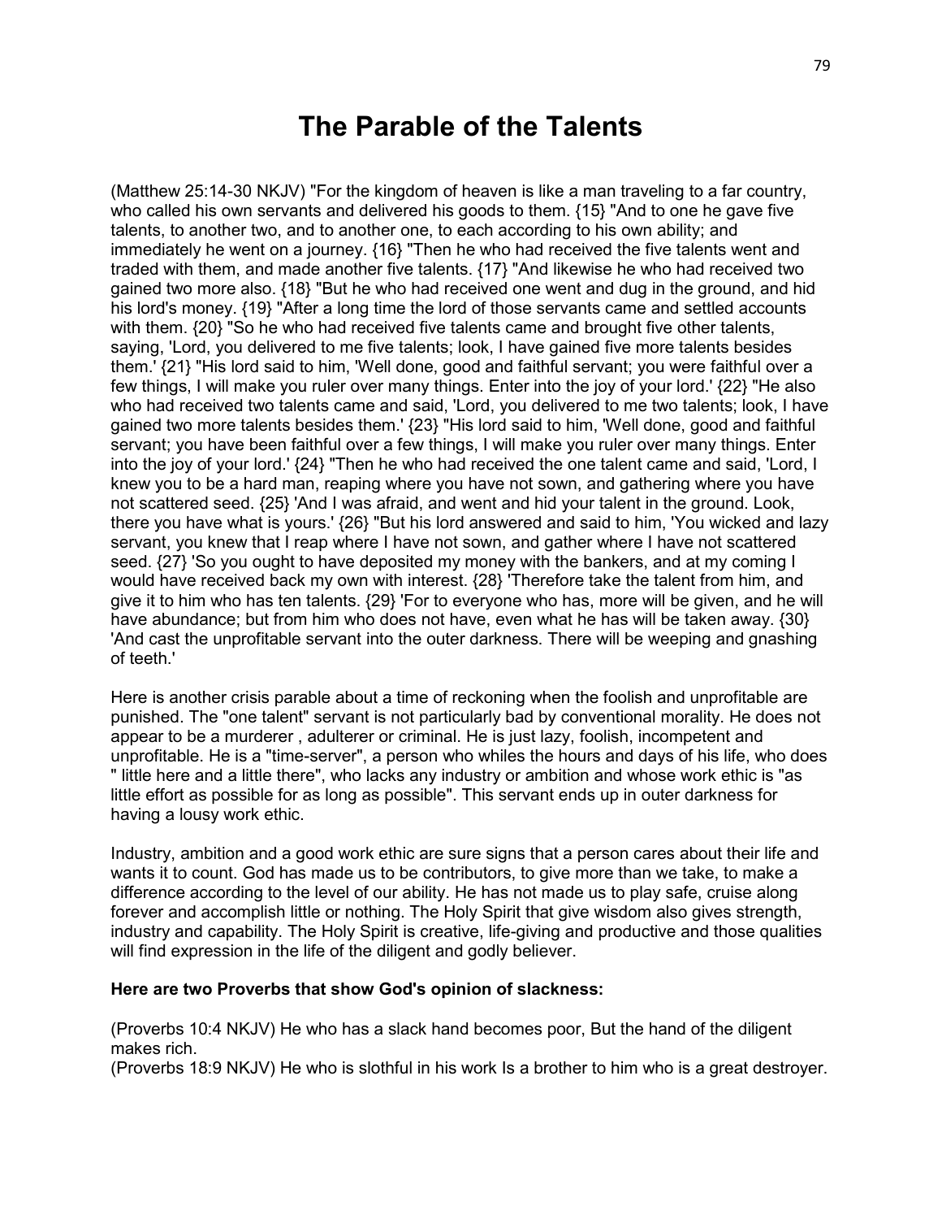# The Parable of the Talents

(Matthew 25:14-30 NKJV) "For the kingdom of heaven is like a man traveling to a far country, who called his own servants and delivered his goods to them. {15} "And to one he gave five talents, to another two, and to another one, to each according to his own ability; and immediately he went on a journey. {16} "Then he who had received the five talents went and traded with them, and made another five talents. {17} "And likewise he who had received two gained two more also. {18} "But he who had received one went and dug in the ground, and hid his lord's money. {19} "After a long time the lord of those servants came and settled accounts with them. {20} "So he who had received five talents came and brought five other talents, saying, 'Lord, you delivered to me five talents; look, I have gained five more talents besides them.' {21} "His lord said to him, 'Well done, good and faithful servant; you were faithful over a few things, I will make you ruler over many things. Enter into the joy of your lord.' {22} "He also who had received two talents came and said, 'Lord, you delivered to me two talents; look, I have gained two more talents besides them.' {23} "His lord said to him, 'Well done, good and faithful servant; you have been faithful over a few things, I will make you ruler over many things. Enter into the joy of your lord.' {24} "Then he who had received the one talent came and said, 'Lord, I knew you to be a hard man, reaping where you have not sown, and gathering where you have not scattered seed. {25} 'And I was afraid, and went and hid your talent in the ground. Look, there you have what is yours.' {26} "But his lord answered and said to him, 'You wicked and lazy servant, you knew that I reap where I have not sown, and gather where I have not scattered seed. {27} 'So you ought to have deposited my money with the bankers, and at my coming I would have received back my own with interest. {28} 'Therefore take the talent from him, and give it to him who has ten talents. {29} 'For to everyone who has, more will be given, and he will have abundance; but from him who does not have, even what he has will be taken away. {30} 'And cast the unprofitable servant into the outer darkness. There will be weeping and gnashing of teeth.'

Here is another crisis parable about a time of reckoning when the foolish and unprofitable are punished. The "one talent" servant is not particularly bad by conventional morality. He does not appear to be a murderer , adulterer or criminal. He is just lazy, foolish, incompetent and unprofitable. He is a "time-server", a person who whiles the hours and days of his life, who does " little here and a little there", who lacks any industry or ambition and whose work ethic is "as little effort as possible for as long as possible". This servant ends up in outer darkness for having a lousy work ethic.

Industry, ambition and a good work ethic are sure signs that a person cares about their life and wants it to count. God has made us to be contributors, to give more than we take, to make a difference according to the level of our ability. He has not made us to play safe, cruise along forever and accomplish little or nothing. The Holy Spirit that give wisdom also gives strength, industry and capability. The Holy Spirit is creative, life-giving and productive and those qualities will find expression in the life of the diligent and godly believer.

**Here are two Proverbs that show God's opinion of slackness:**

(Proverbs 10:4 NKJV) He who has a slack hand becomes poor, But the hand of the diligent makes rich.
(Proverbs 18:9 NKJV) He who is slothful in his work Is a brother to him who is a great destroyer.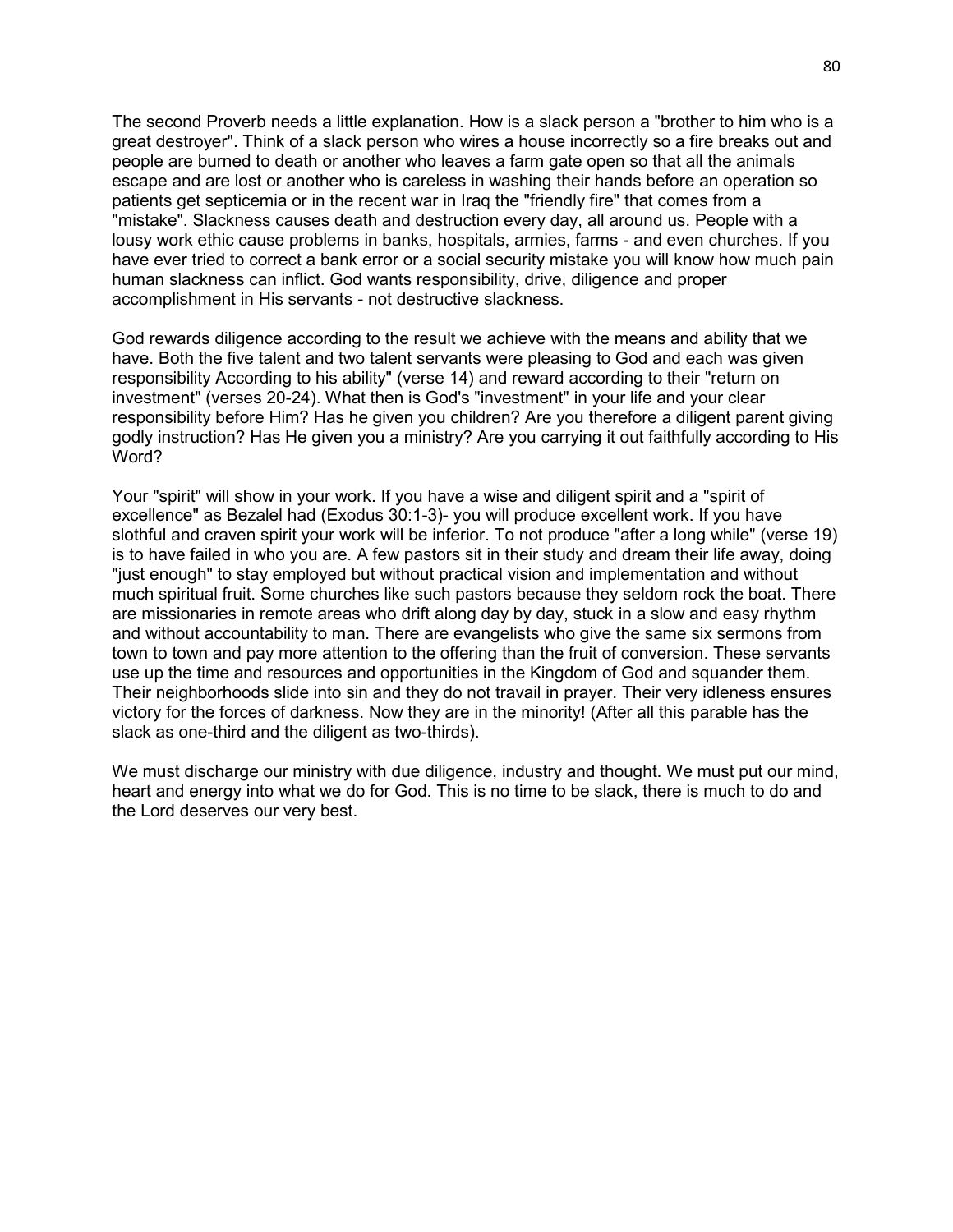The second Proverb needs a little explanation. How is a slack person a "brother to him who is a great destroyer". Think of a slack person who wires a house incorrectly so a fire breaks out and people are burned to death or another who leaves a farm gate open so that all the animals escape and are lost or another who is careless in washing their hands before an operation so patients get septicemia or in the recent war in Iraq the "friendly fire" that comes from a "mistake". Slackness causes death and destruction every day, all around us. People with a lousy work ethic cause problems in banks, hospitals, armies, farms - and even churches. If you have ever tried to correct a bank error or a social security mistake you will know how much pain human slackness can inflict. God wants responsibility, drive, diligence and proper accomplishment in His servants - not destructive slackness.

God rewards diligence according to the result we achieve with the means and ability that we have. Both the five talent and two talent servants were pleasing to God and each was given responsibility According to his ability" (verse 14) and reward according to their "return on investment" (verses 20-24). What then is God's "investment" in your life and your clear responsibility before Him? Has he given you children? Are you therefore a diligent parent giving godly instruction? Has He given you a ministry? Are you carrying it out faithfully according to His Word?

Your "spirit" will show in your work. If you have a wise and diligent spirit and a "spirit of excellence" as Bezalel had (Exodus 30:1-3)- you will produce excellent work. If you have slothful and craven spirit your work will be inferior. To not produce "after a long while" (verse 19) is to have failed in who you are. A few pastors sit in their study and dream their life away, doing "just enough" to stay employed but without practical vision and implementation and without much spiritual fruit. Some churches like such pastors because they seldom rock the boat. There are missionaries in remote areas who drift along day by day, stuck in a slow and easy rhythm and without accountability to man. There are evangelists who give the same six sermons from town to town and pay more attention to the offering than the fruit of conversion. These servants use up the time and resources and opportunities in the Kingdom of God and squander them. Their neighborhoods slide into sin and they do not travail in prayer. Their very idleness ensures victory for the forces of darkness. Now they are in the minority! (After all this parable has the slack as one-third and the diligent as two-thirds).

We must discharge our ministry with due diligence, industry and thought. We must put our mind, heart and energy into what we do for God. This is no time to be slack, there is much to do and the Lord deserves our very best.